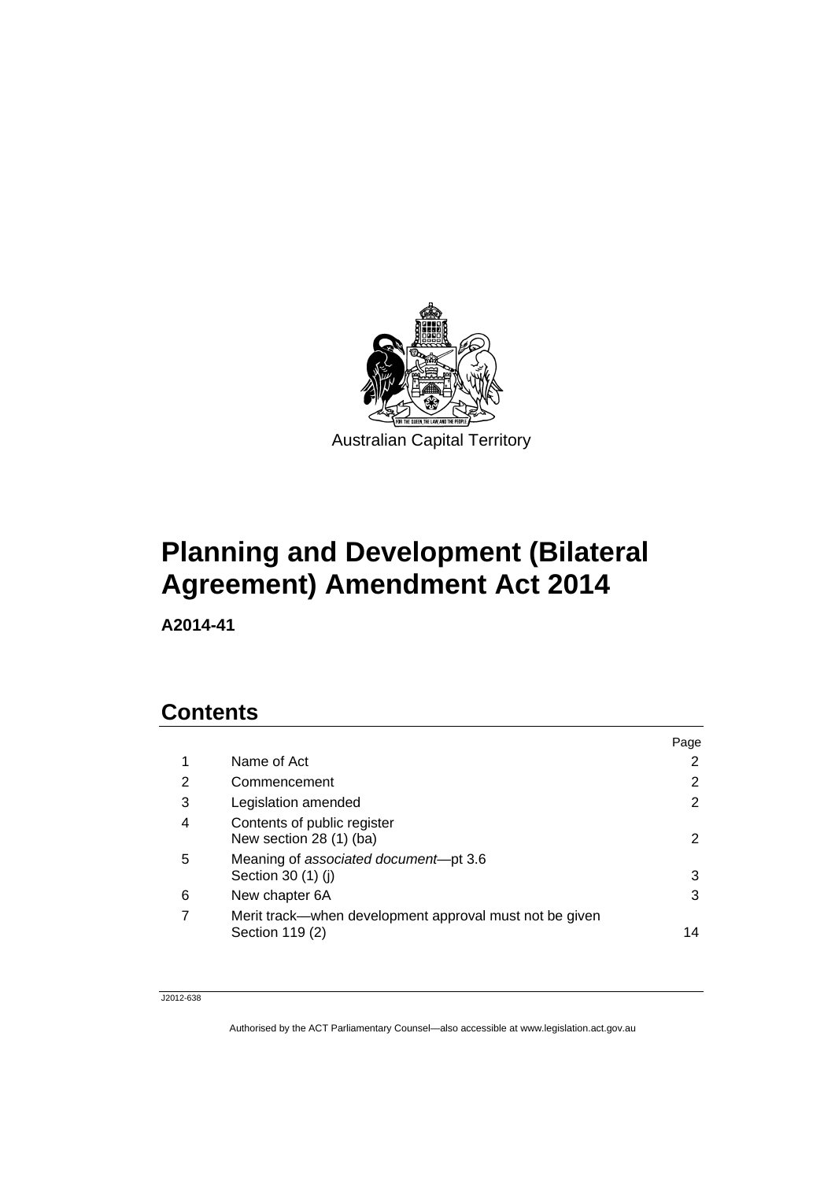Australian Capital Territory

# Planning and Development (Bilateral Agreement) Amendment Act 2014

**A2014-41**

## Contents

| | | Page |
|---|---|---|
| 1 | Name of Act | 2 |
| 2 | Commencement | 2 |
| 3 | Legislation amended | 2 |
| 4 | Contents of public register<br>New section 28 (1) (ba) | 2 |
| 5 | Meaning of *associated document*—pt 3.6<br>Section 30 (1) (j) | 3 |
| 6 | New chapter 6A | 3 |
| 7 | Merit track—when development approval must not be given<br>Section 119 (2) | 14 |

J2012-638

Authorised by the ACT Parliamentary Counsel—also accessible at www.legislation.act.gov.au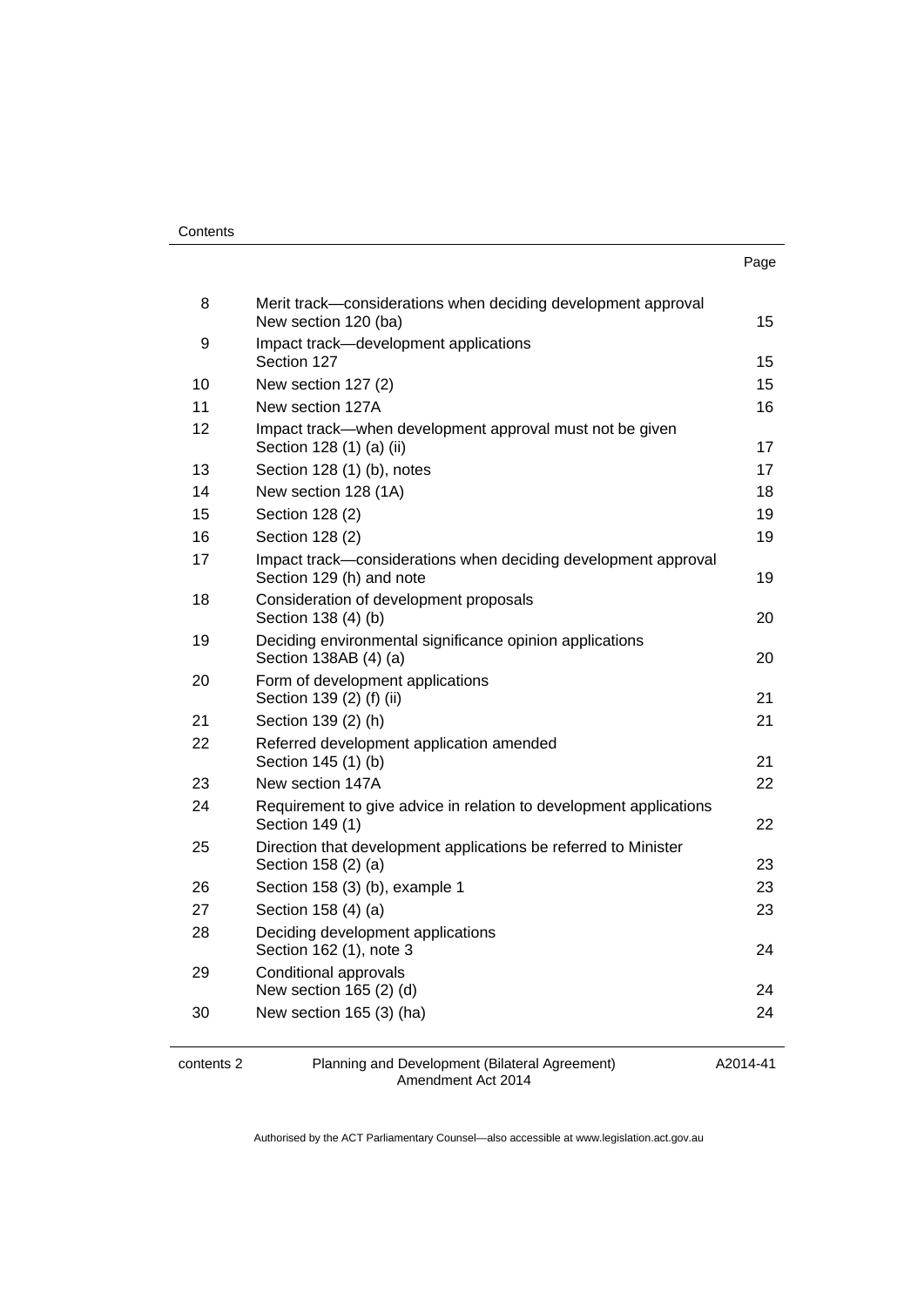| | | Page |
|---|---|---|
| 8 | Merit track—considerations when deciding development approval New section 120 (ba) | 15 |
| 9 | Impact track—development applications Section 127 | 15 |
| 10 | New section 127 (2) | 15 |
| 11 | New section 127A | 16 |
| 12 | Impact track—when development approval must not be given Section 128 (1) (a) (ii) | 17 |
| 13 | Section 128 (1) (b), notes | 17 |
| 14 | New section 128 (1A) | 18 |
| 15 | Section 128 (2) | 19 |
| 16 | Section 128 (2) | 19 |
| 17 | Impact track—considerations when deciding development approval Section 129 (h) and note | 19 |
| 18 | Consideration of development proposals Section 138 (4) (b) | 20 |
| 19 | Deciding environmental significance opinion applications Section 138AB (4) (a) | 20 |
| 20 | Form of development applications Section 139 (2) (f) (ii) | 21 |
| 21 | Section 139 (2) (h) | 21 |
| 22 | Referred development application amended Section 145 (1) (b) | 21 |
| 23 | New section 147A | 22 |
| 24 | Requirement to give advice in relation to development applications Section 149 (1) | 22 |
| 25 | Direction that development applications be referred to Minister Section 158 (2) (a) | 23 |
| 26 | Section 158 (3) (b), example 1 | 23 |
| 27 | Section 158 (4) (a) | 23 |
| 28 | Deciding development applications Section 162 (1), note 3 | 24 |
| 29 | Conditional approvals New section 165 (2) (d) | 24 |
| 30 | New section 165 (3) (ha) | 24 |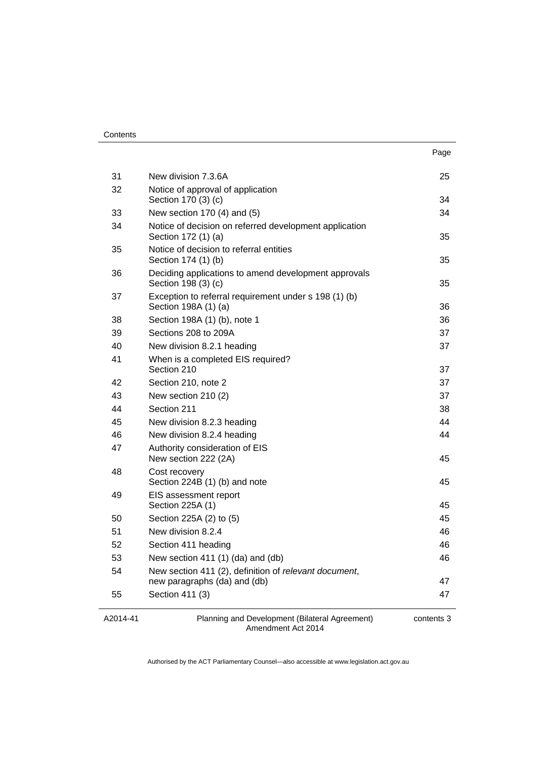| | | Page |
|---|---|---|
| 31 | New division 7.3.6A | 25 |
| 32 | Notice of approval of application<br>Section 170 (3) (c) | 34 |
| 33 | New section 170 (4) and (5) | 34 |
| 34 | Notice of decision on referred development application<br>Section 172 (1) (a) | 35 |
| 35 | Notice of decision to referral entities<br>Section 174 (1) (b) | 35 |
| 36 | Deciding applications to amend development approvals<br>Section 198 (3) (c) | 35 |
| 37 | Exception to referral requirement under s 198 (1) (b)<br>Section 198A (1) (a) | 36 |
| 38 | Section 198A (1) (b), note 1 | 36 |
| 39 | Sections 208 to 209A | 37 |
| 40 | New division 8.2.1 heading | 37 |
| 41 | When is a completed EIS required?<br>Section 210 | 37 |
| 42 | Section 210, note 2 | 37 |
| 43 | New section 210 (2) | 37 |
| 44 | Section 211 | 38 |
| 45 | New division 8.2.3 heading | 44 |
| 46 | New division 8.2.4 heading | 44 |
| 47 | Authority consideration of EIS<br>New section 222 (2A) | 45 |
| 48 | Cost recovery<br>Section 224B (1) (b) and note | 45 |
| 49 | EIS assessment report<br>Section 225A (1) | 45 |
| 50 | Section 225A (2) to (5) | 45 |
| 51 | New division 8.2.4 | 46 |
| 52 | Section 411 heading | 46 |
| 53 | New section 411 (1) (da) and (db) | 46 |
| 54 | New section 411 (2), definition of *relevant document*,<br>new paragraphs (da) and (db) | 47 |
| 55 | Section 411 (3) | 47 |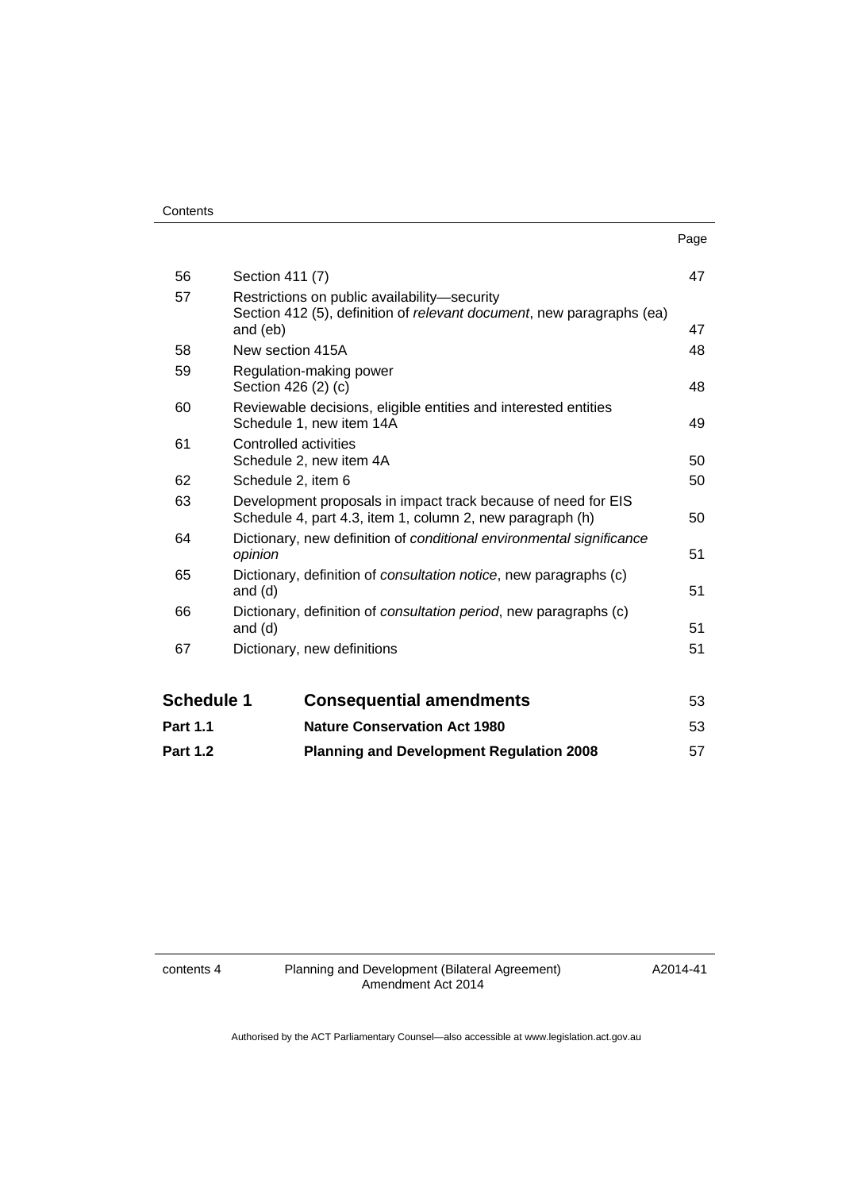| | | Page |
|---|---|---|
| 56 | Section 411 (7) | 47 |
| 57 | Restrictions on public availability—security<br>Section 412 (5), definition of *relevant document*, new paragraphs (ea) and (eb) | 47 |
| 58 | New section 415A | 48 |
| 59 | Regulation-making power<br>Section 426 (2) (c) | 48 |
| 60 | Reviewable decisions, eligible entities and interested entities<br>Schedule 1, new item 14A | 49 |
| 61 | Controlled activities<br>Schedule 2, new item 4A | 50 |
| 62 | Schedule 2, item 6 | 50 |
| 63 | Development proposals in impact track because of need for EIS<br>Schedule 4, part 4.3, item 1, column 2, new paragraph (h) | 50 |
| 64 | Dictionary, new definition of *conditional environmental significance opinion* | 51 |
| 65 | Dictionary, definition of *consultation notice*, new paragraphs (c) and (d) | 51 |
| 66 | Dictionary, definition of *consultation period*, new paragraphs (c) and (d) | 51 |
| 67 | Dictionary, new definitions | 51 |

| | | |
|---|---|---|
| **Schedule 1** | **Consequential amendments** | 53 |
| **Part 1.1** | **Nature Conservation Act 1980** | 53 |
| **Part 1.2** | **Planning and Development Regulation 2008** | 57 |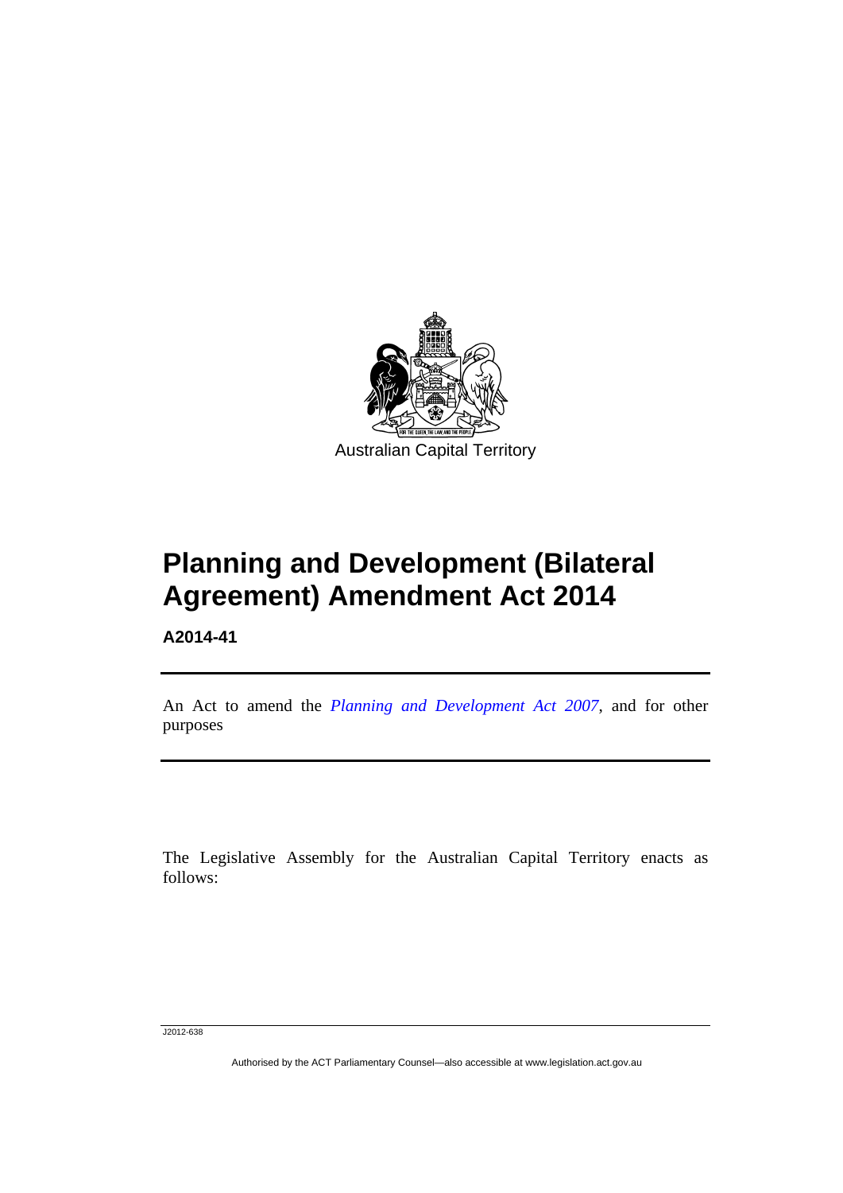Australian Capital Territory

# Planning and Development (Bilateral Agreement) Amendment Act 2014

**A2014-41**

An Act to amend the *Planning and Development Act 2007*, and for other purposes

The Legislative Assembly for the Australian Capital Territory enacts as follows:

J2012-638

Authorised by the ACT Parliamentary Counsel—also accessible at www.legislation.act.gov.au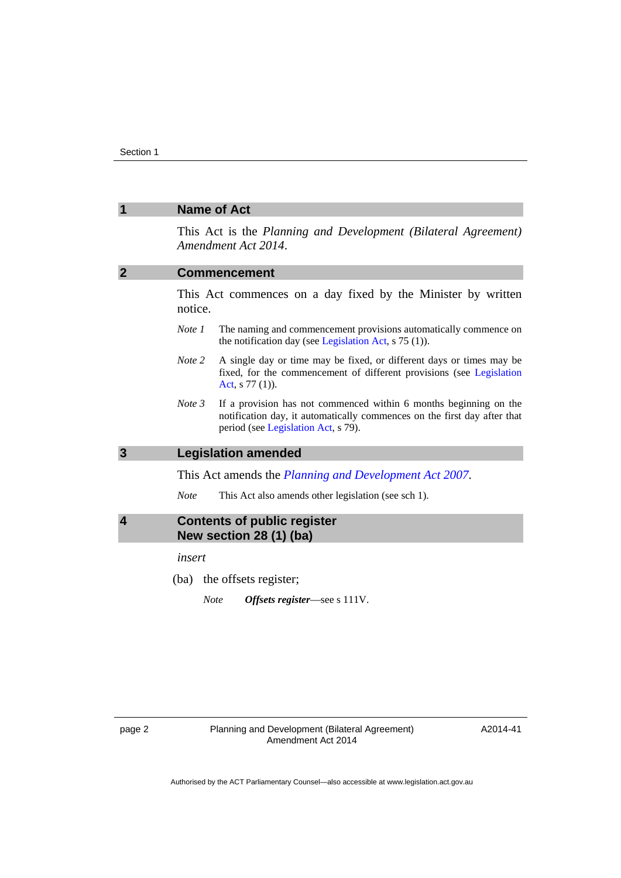## 1 Name of Act

This Act is the *Planning and Development (Bilateral Agreement) Amendment Act 2014*.

## 2 Commencement

This Act commences on a day fixed by the Minister by written notice.

*Note 1* The naming and commencement provisions automatically commence on the notification day (see Legislation Act, s 75 (1)).

*Note 2* A single day or time may be fixed, or different days or times may be fixed, for the commencement of different provisions (see Legislation Act, s 77 (1)).

*Note 3* If a provision has not commenced within 6 months beginning on the notification day, it automatically commences on the first day after that period (see Legislation Act, s 79).

## 3 Legislation amended

This Act amends the *Planning and Development Act 2007*.

*Note* This Act also amends other legislation (see sch 1).

## 4 Contents of public register New section 28 (1) (ba)

*insert*

(ba) the offsets register;

*Note* ***Offsets register***—see s 111V.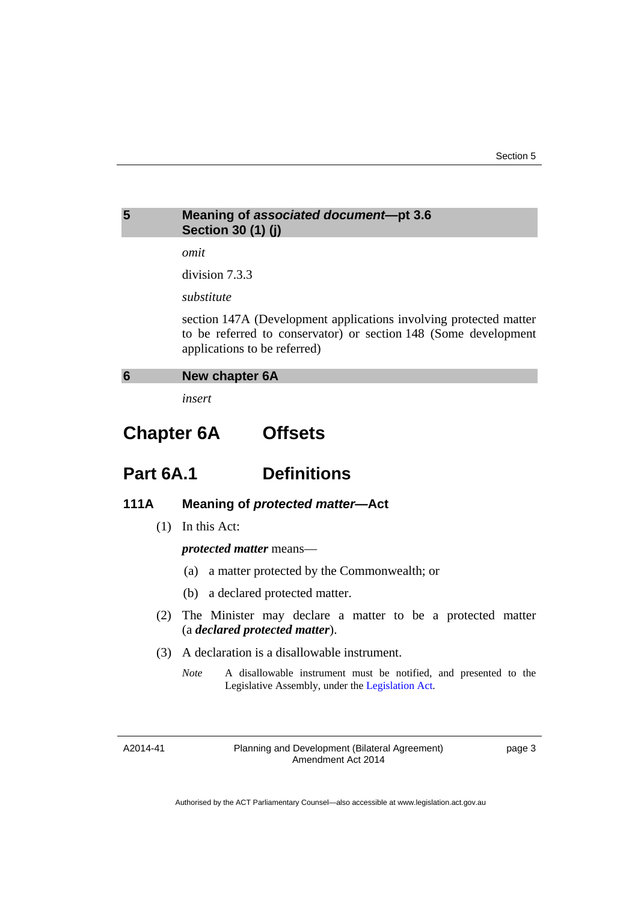### 5 Meaning of *associated document*—pt 3.6 Section 30 (1) (j)

*omit*

division 7.3.3

*substitute*

section 147A (Development applications involving protected matter to be referred to conservator) or section 148 (Some development applications to be referred)

### 6 New chapter 6A

*insert*

# Chapter 6A Offsets

## Part 6A.1 Definitions

### 111A Meaning of *protected matter*—Act

(1) In this Act:

***protected matter*** means—

(a) a matter protected by the Commonwealth; or

(b) a declared protected matter.

(2) The Minister may declare a matter to be a protected matter (a ***declared protected matter***).

(3) A declaration is a disallowable instrument.

*Note* A disallowable instrument must be notified, and presented to the Legislative Assembly, under the Legislation Act.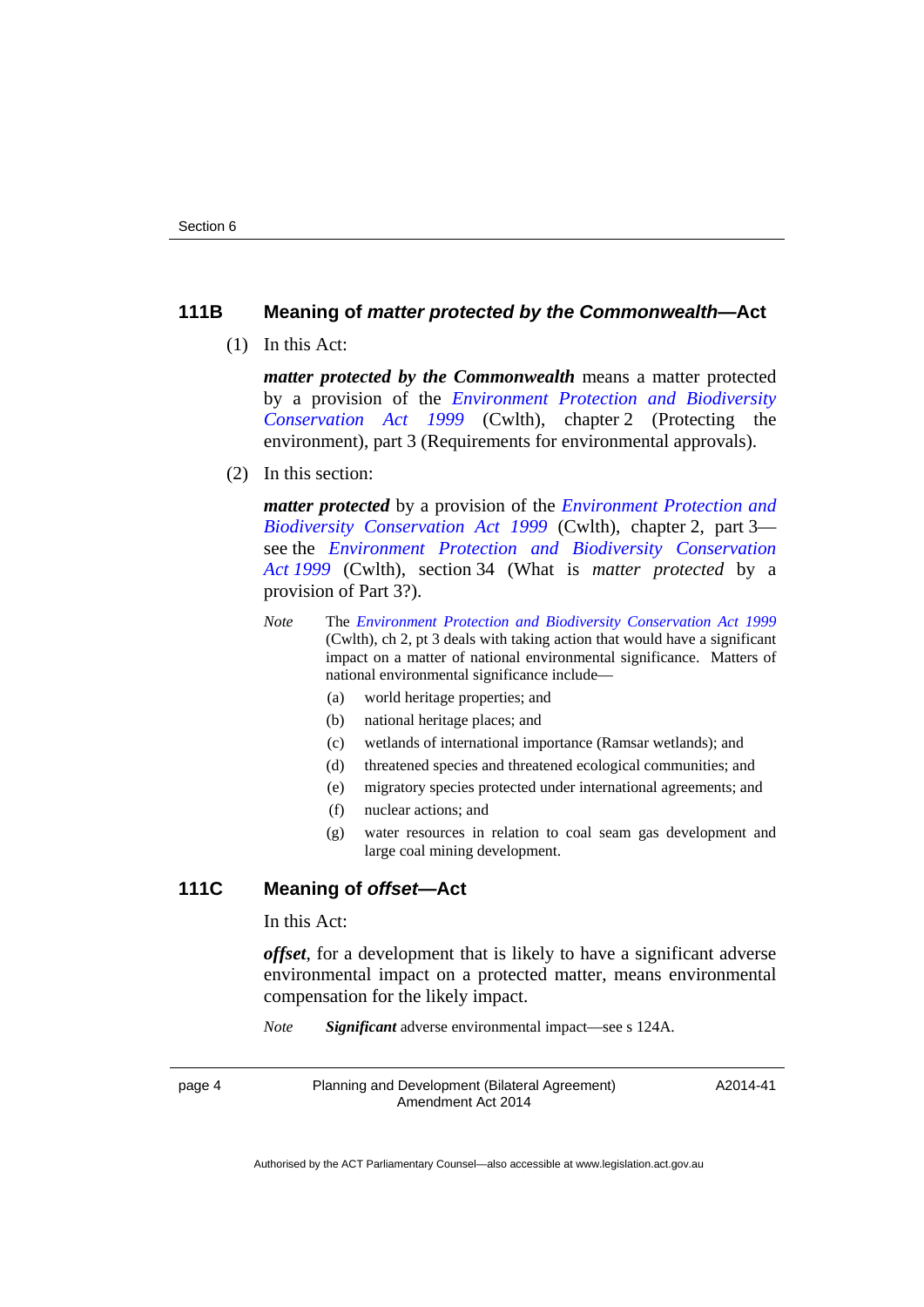### 111B Meaning of *matter protected by the Commonwealth*—Act

(1) In this Act:

***matter protected by the Commonwealth*** means a matter protected by a provision of the *Environment Protection and Biodiversity Conservation Act 1999* (Cwlth), chapter 2 (Protecting the environment), part 3 (Requirements for environmental approvals).

(2) In this section:

***matter protected*** by a provision of the *Environment Protection and Biodiversity Conservation Act 1999* (Cwlth), chapter 2, part 3—see the *Environment Protection and Biodiversity Conservation Act 1999* (Cwlth), section 34 (What is *matter protected* by a provision of Part 3?).

*Note* The *Environment Protection and Biodiversity Conservation Act 1999* (Cwlth), ch 2, pt 3 deals with taking action that would have a significant impact on a matter of national environmental significance. Matters of national environmental significance include—

(a) world heritage properties; and

(b) national heritage places; and

(c) wetlands of international importance (Ramsar wetlands); and

(d) threatened species and threatened ecological communities; and

(e) migratory species protected under international agreements; and

(f) nuclear actions; and

(g) water resources in relation to coal seam gas development and large coal mining development.

### 111C Meaning of *offset*—Act

In this Act:

***offset***, for a development that is likely to have a significant adverse environmental impact on a protected matter, means environmental compensation for the likely impact.

*Note* ***Significant*** adverse environmental impact—see s 124A.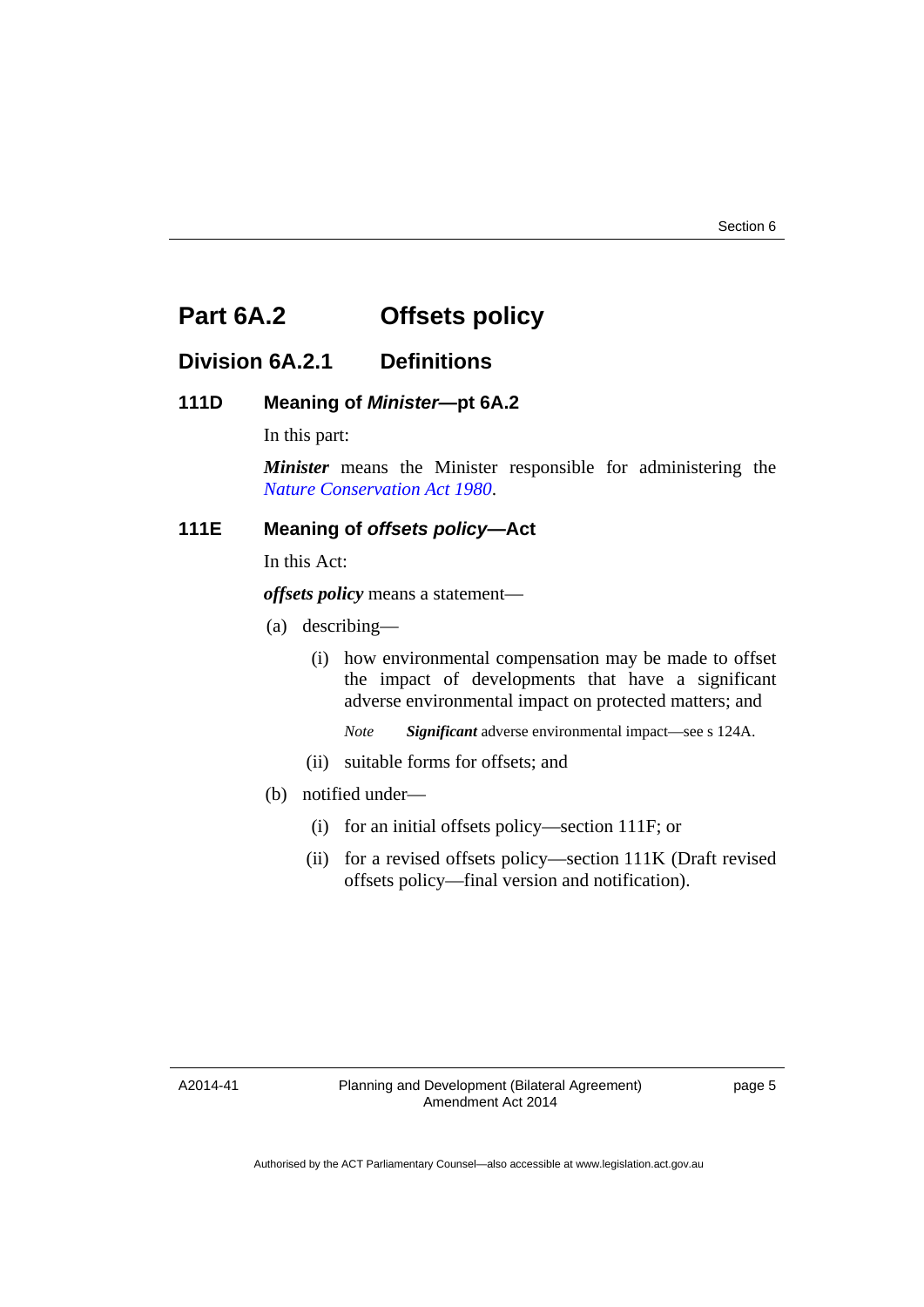# Part 6A.2 Offsets policy

## Division 6A.2.1 Definitions

### 111D Meaning of *Minister*—pt 6A.2

In this part:

***Minister*** means the Minister responsible for administering the *Nature Conservation Act 1980*.

### 111E Meaning of *offsets policy*—Act

In this Act:

***offsets policy*** means a statement—

(a) describing—

(i) how environmental compensation may be made to offset the impact of developments that have a significant adverse environmental impact on protected matters; and

*Note* ***Significant*** adverse environmental impact—see s 124A.

(ii) suitable forms for offsets; and

(b) notified under—

(i) for an initial offsets policy—section 111F; or

(ii) for a revised offsets policy—section 111K (Draft revised offsets policy—final version and notification).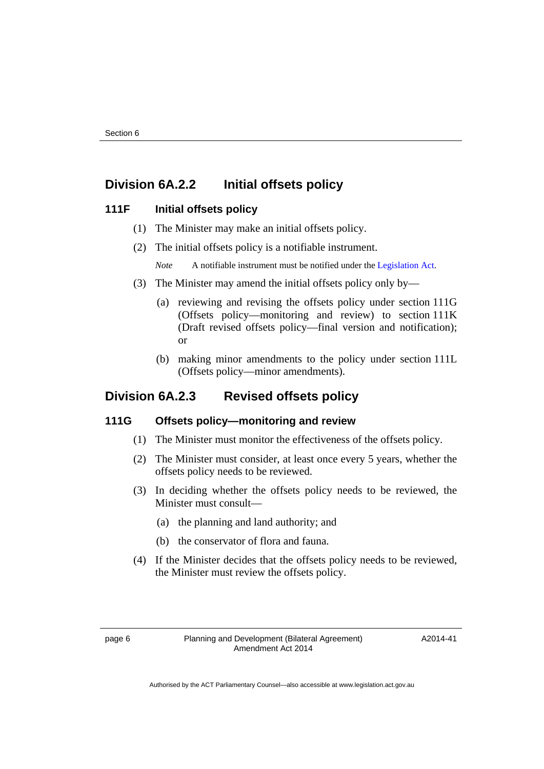## Division 6A.2.2 Initial offsets policy

### 111F Initial offsets policy

(1) The Minister may make an initial offsets policy.

(2) The initial offsets policy is a notifiable instrument.

*Note* A notifiable instrument must be notified under the Legislation Act.

(3) The Minister may amend the initial offsets policy only by—

(a) reviewing and revising the offsets policy under section 111G (Offsets policy—monitoring and review) to section 111K (Draft revised offsets policy—final version and notification); or

(b) making minor amendments to the policy under section 111L (Offsets policy—minor amendments).

## Division 6A.2.3 Revised offsets policy

### 111G Offsets policy—monitoring and review

(1) The Minister must monitor the effectiveness of the offsets policy.

(2) The Minister must consider, at least once every 5 years, whether the offsets policy needs to be reviewed.

(3) In deciding whether the offsets policy needs to be reviewed, the Minister must consult—

(a) the planning and land authority; and

(b) the conservator of flora and fauna.

(4) If the Minister decides that the offsets policy needs to be reviewed, the Minister must review the offsets policy.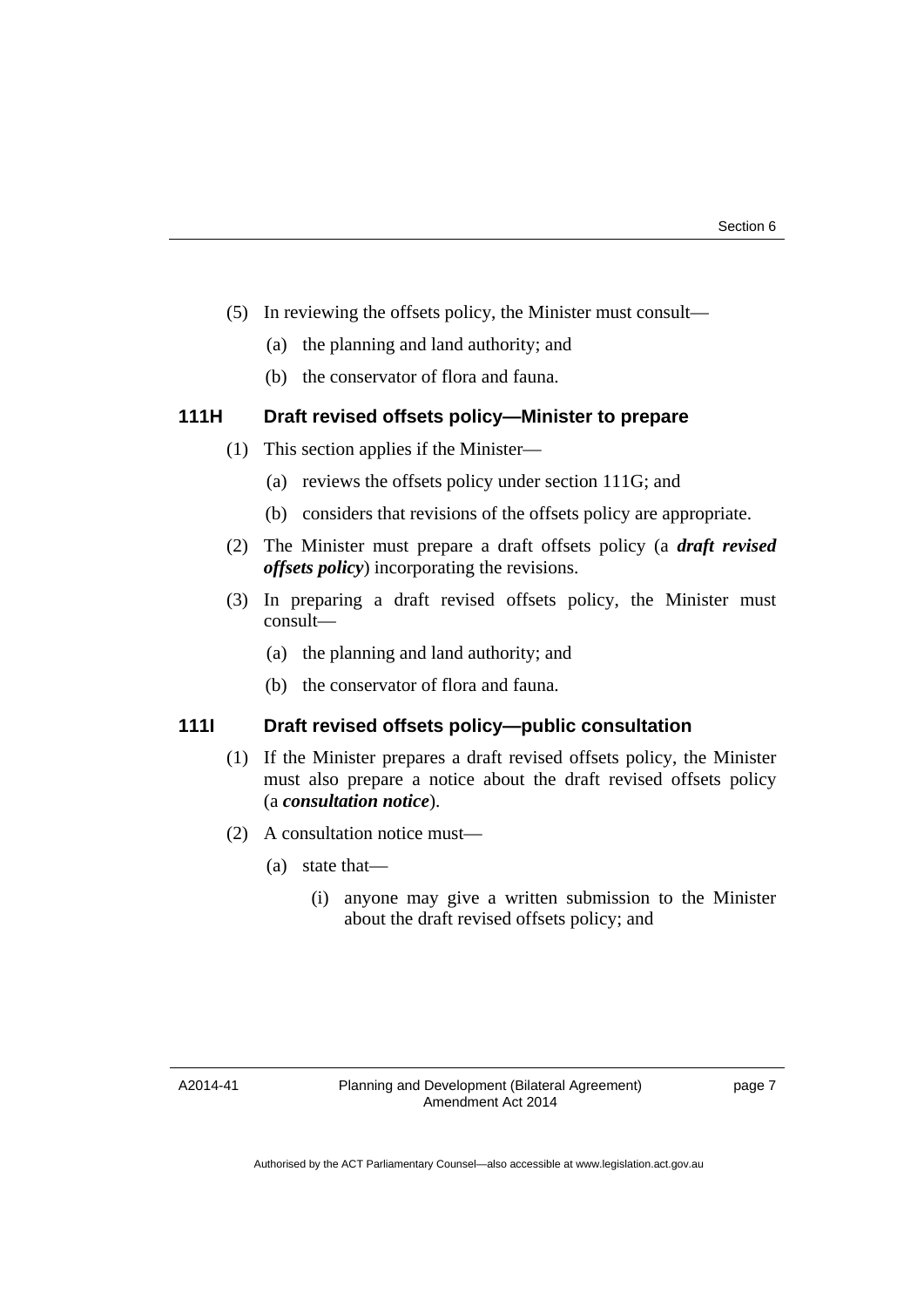(5) In reviewing the offsets policy, the Minister must consult—

(a) the planning and land authority; and

(b) the conservator of flora and fauna.

### 111H Draft revised offsets policy—Minister to prepare

(1) This section applies if the Minister—

(a) reviews the offsets policy under section 111G; and

(b) considers that revisions of the offsets policy are appropriate.

(2) The Minister must prepare a draft offsets policy (a ***draft revised offsets policy***) incorporating the revisions.

(3) In preparing a draft revised offsets policy, the Minister must consult—

(a) the planning and land authority; and

(b) the conservator of flora and fauna.

### 111I Draft revised offsets policy—public consultation

(1) If the Minister prepares a draft revised offsets policy, the Minister must also prepare a notice about the draft revised offsets policy (a ***consultation notice***).

(2) A consultation notice must—

(a) state that—

(i) anyone may give a written submission to the Minister about the draft revised offsets policy; and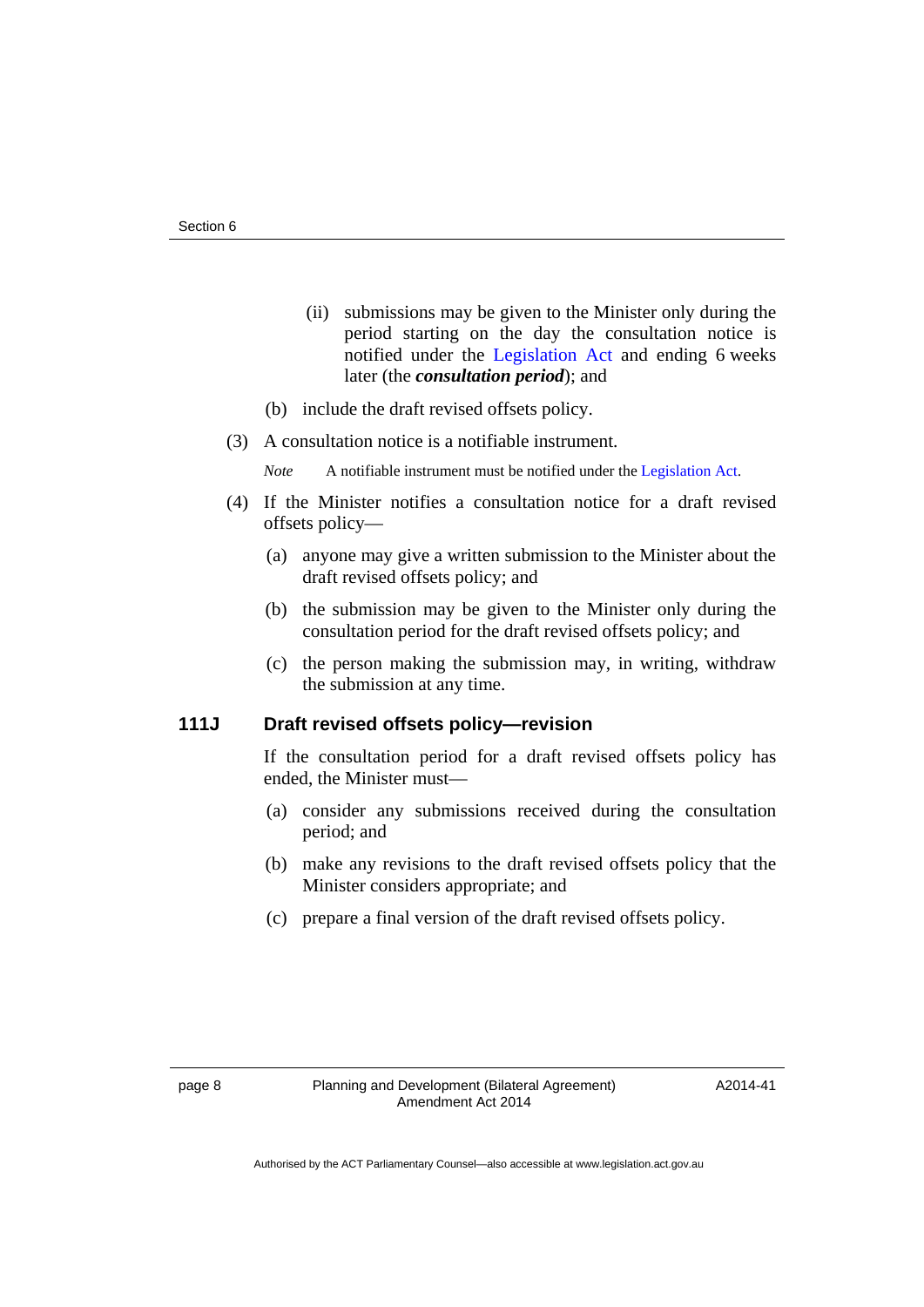(ii) submissions may be given to the Minister only during the period starting on the day the consultation notice is notified under the Legislation Act and ending 6 weeks later (the ***consultation period***); and

(b) include the draft revised offsets policy.

(3) A consultation notice is a notifiable instrument.

*Note* A notifiable instrument must be notified under the Legislation Act.

(4) If the Minister notifies a consultation notice for a draft revised offsets policy—

(a) anyone may give a written submission to the Minister about the draft revised offsets policy; and

(b) the submission may be given to the Minister only during the consultation period for the draft revised offsets policy; and

(c) the person making the submission may, in writing, withdraw the submission at any time.

### 111J Draft revised offsets policy—revision

If the consultation period for a draft revised offsets policy has ended, the Minister must—

(a) consider any submissions received during the consultation period; and

(b) make any revisions to the draft revised offsets policy that the Minister considers appropriate; and

(c) prepare a final version of the draft revised offsets policy.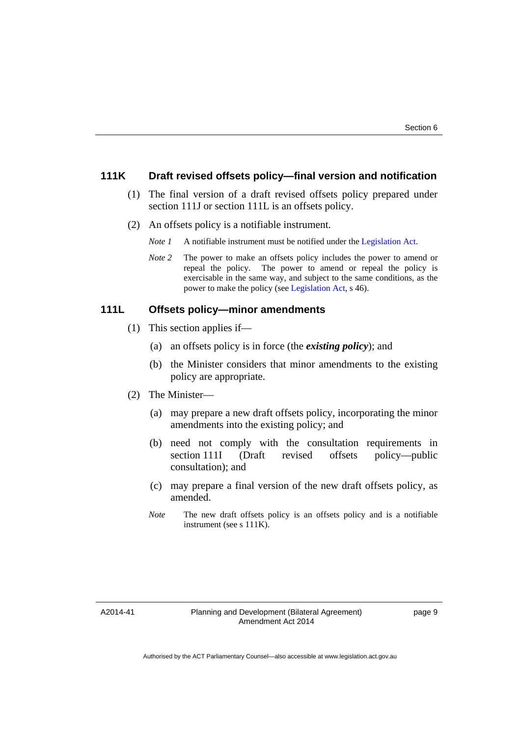### 111K Draft revised offsets policy—final version and notification

(1) The final version of a draft revised offsets policy prepared under section 111J or section 111L is an offsets policy.

(2) An offsets policy is a notifiable instrument.

*Note 1* A notifiable instrument must be notified under the Legislation Act.

*Note 2* The power to make an offsets policy includes the power to amend or repeal the policy. The power to amend or repeal the policy is exercisable in the same way, and subject to the same conditions, as the power to make the policy (see Legislation Act, s 46).

### 111L Offsets policy—minor amendments

(1) This section applies if—

(a) an offsets policy is in force (the ***existing policy***); and

(b) the Minister considers that minor amendments to the existing policy are appropriate.

(2) The Minister—

(a) may prepare a new draft offsets policy, incorporating the minor amendments into the existing policy; and

(b) need not comply with the consultation requirements in section 111I (Draft revised offsets policy—public consultation); and

(c) may prepare a final version of the new draft offsets policy, as amended.

*Note* The new draft offsets policy is an offsets policy and is a notifiable instrument (see s 111K).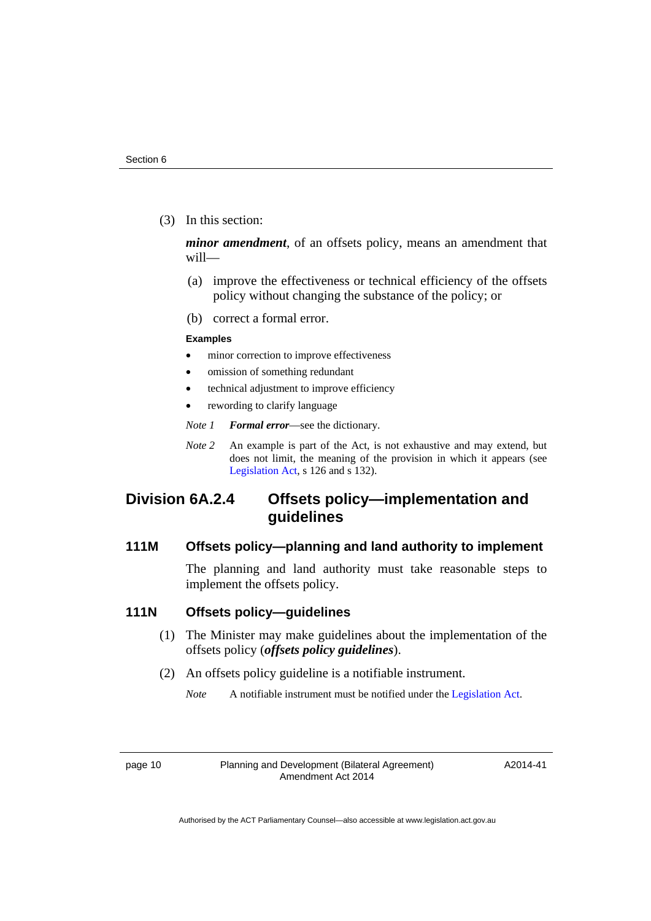(3) In this section:

***minor amendment***, of an offsets policy, means an amendment that will—

(a) improve the effectiveness or technical efficiency of the offsets policy without changing the substance of the policy; or

(b) correct a formal error.

**Examples**

- minor correction to improve effectiveness
- omission of something redundant
- technical adjustment to improve efficiency
- rewording to clarify language

*Note 1* ***Formal error***—see the dictionary.

*Note 2* An example is part of the Act, is not exhaustive and may extend, but does not limit, the meaning of the provision in which it appears (see Legislation Act, s 126 and s 132).

## Division 6A.2.4 Offsets policy—implementation and guidelines

### 111M Offsets policy—planning and land authority to implement

The planning and land authority must take reasonable steps to implement the offsets policy.

### 111N Offsets policy—guidelines

(1) The Minister may make guidelines about the implementation of the offsets policy (***offsets policy guidelines***).

(2) An offsets policy guideline is a notifiable instrument.

*Note* A notifiable instrument must be notified under the Legislation Act.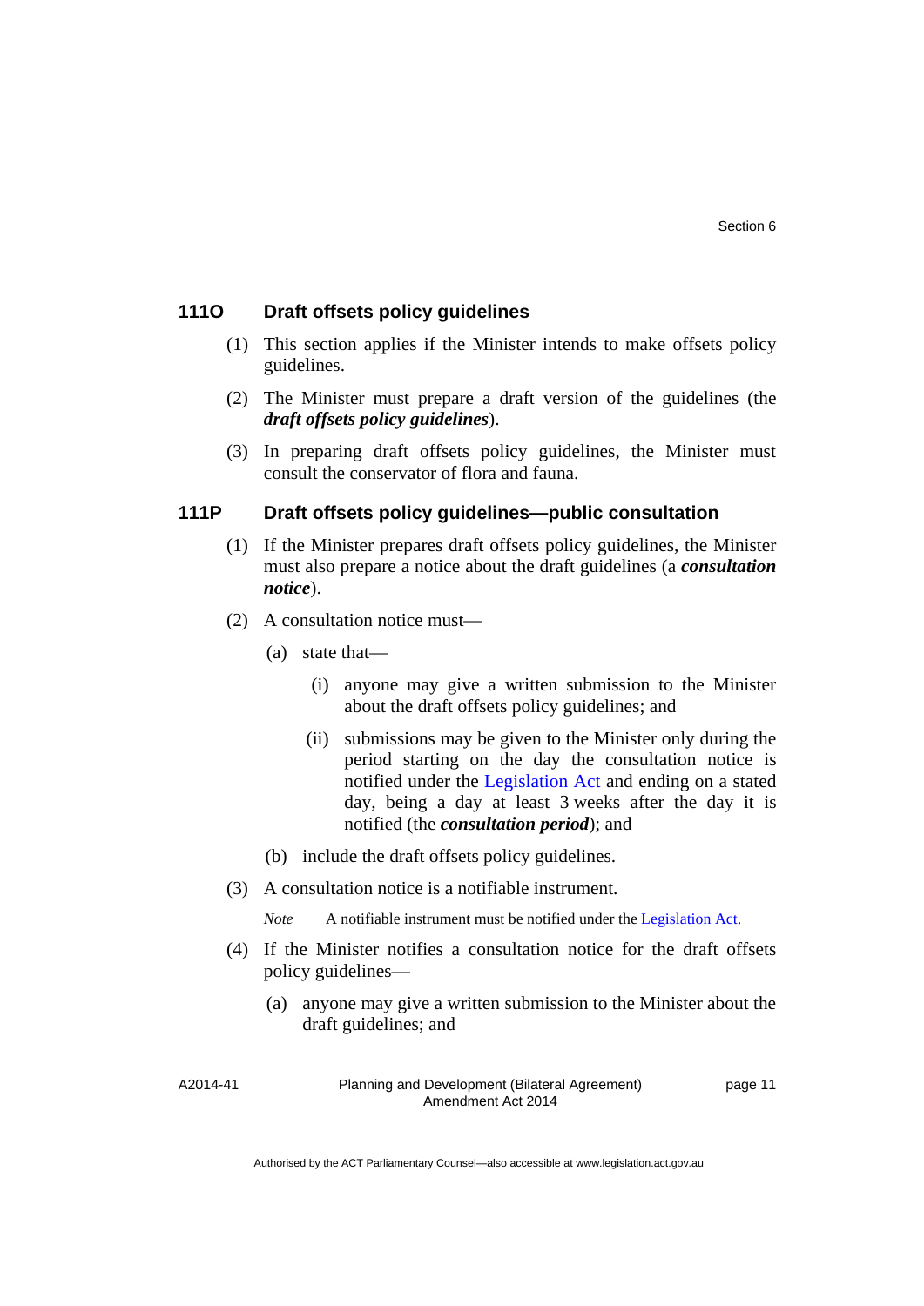### 111O Draft offsets policy guidelines

(1) This section applies if the Minister intends to make offsets policy guidelines.

(2) The Minister must prepare a draft version of the guidelines (the ***draft offsets policy guidelines***).

(3) In preparing draft offsets policy guidelines, the Minister must consult the conservator of flora and fauna.

### 111P Draft offsets policy guidelines—public consultation

(1) If the Minister prepares draft offsets policy guidelines, the Minister must also prepare a notice about the draft guidelines (a ***consultation notice***).

(2) A consultation notice must—

(a) state that—

(i) anyone may give a written submission to the Minister about the draft offsets policy guidelines; and

(ii) submissions may be given to the Minister only during the period starting on the day the consultation notice is notified under the Legislation Act and ending on a stated day, being a day at least 3 weeks after the day it is notified (the ***consultation period***); and

(b) include the draft offsets policy guidelines.

(3) A consultation notice is a notifiable instrument.

*Note* A notifiable instrument must be notified under the Legislation Act.

(4) If the Minister notifies a consultation notice for the draft offsets policy guidelines—

(a) anyone may give a written submission to the Minister about the draft guidelines; and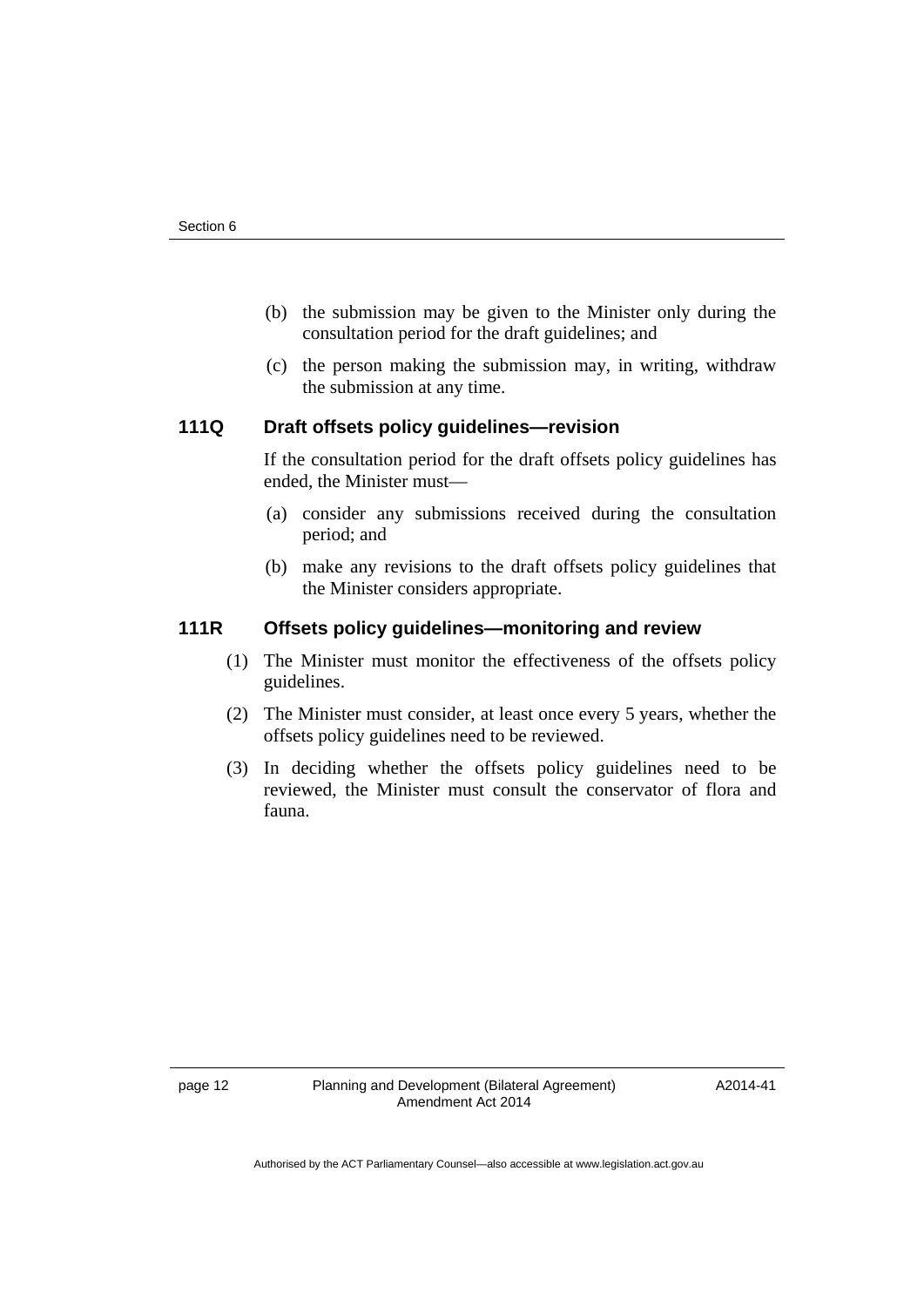(b) the submission may be given to the Minister only during the consultation period for the draft guidelines; and

(c) the person making the submission may, in writing, withdraw the submission at any time.

### 111Q Draft offsets policy guidelines—revision

If the consultation period for the draft offsets policy guidelines has ended, the Minister must—

(a) consider any submissions received during the consultation period; and

(b) make any revisions to the draft offsets policy guidelines that the Minister considers appropriate.

### 111R Offsets policy guidelines—monitoring and review

(1) The Minister must monitor the effectiveness of the offsets policy guidelines.

(2) The Minister must consider, at least once every 5 years, whether the offsets policy guidelines need to be reviewed.

(3) In deciding whether the offsets policy guidelines need to be reviewed, the Minister must consult the conservator of flora and fauna.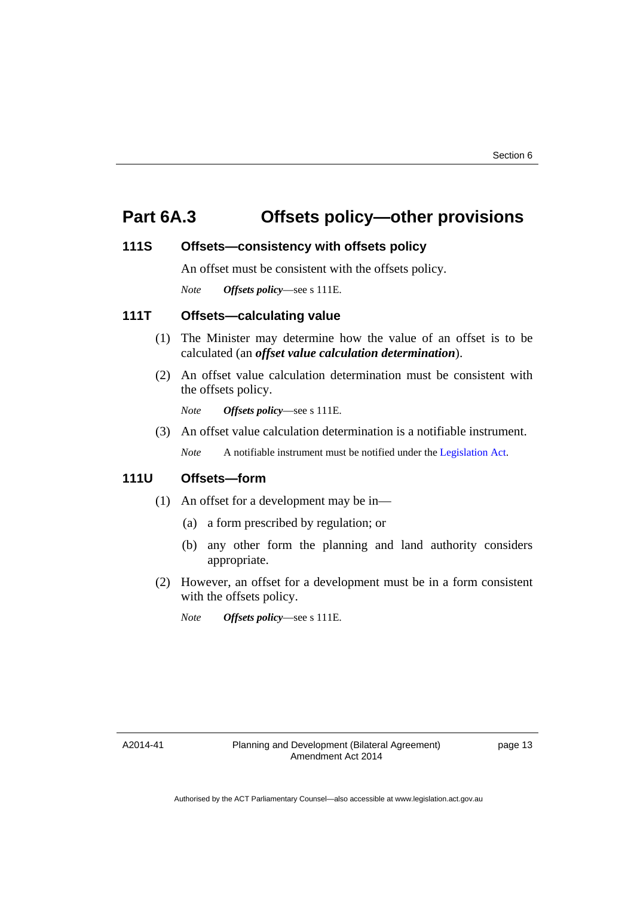# Part 6A.3 Offsets policy—other provisions

### 111S Offsets—consistency with offsets policy

An offset must be consistent with the offsets policy.

*Note* ***Offsets policy***—see s 111E.

### 111T Offsets—calculating value

(1) The Minister may determine how the value of an offset is to be calculated (an ***offset value calculation determination***).

(2) An offset value calculation determination must be consistent with the offsets policy.

*Note* ***Offsets policy***—see s 111E.

(3) An offset value calculation determination is a notifiable instrument.

*Note* A notifiable instrument must be notified under the Legislation Act.

### 111U Offsets—form

(1) An offset for a development may be in—

(a) a form prescribed by regulation; or

(b) any other form the planning and land authority considers appropriate.

(2) However, an offset for a development must be in a form consistent with the offsets policy.

*Note* ***Offsets policy***—see s 111E.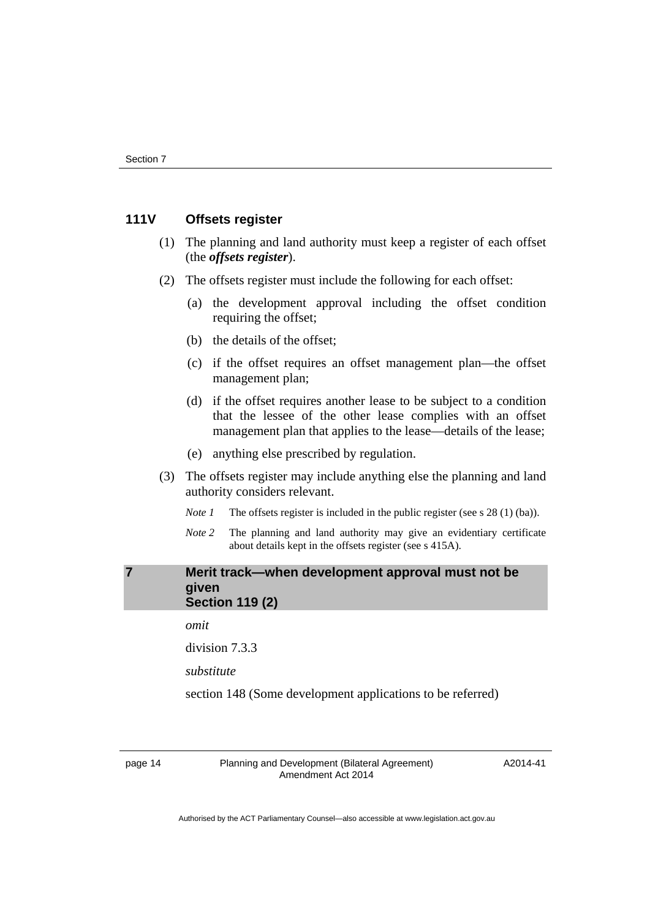### 111V Offsets register

(1) The planning and land authority must keep a register of each offset (the ***offsets register***).

(2) The offsets register must include the following for each offset:

(a) the development approval including the offset condition requiring the offset;

(b) the details of the offset;

(c) if the offset requires an offset management plan—the offset management plan;

(d) if the offset requires another lease to be subject to a condition that the lessee of the other lease complies with an offset management plan that applies to the lease—details of the lease;

(e) anything else prescribed by regulation.

(3) The offsets register may include anything else the planning and land authority considers relevant.

*Note 1* The offsets register is included in the public register (see s 28 (1) (ba)).

*Note 2* The planning and land authority may give an evidentiary certificate about details kept in the offsets register (see s 415A).

## 7 Merit track—when development approval must not be given Section 119 (2)

*omit*

division 7.3.3

*substitute*

section 148 (Some development applications to be referred)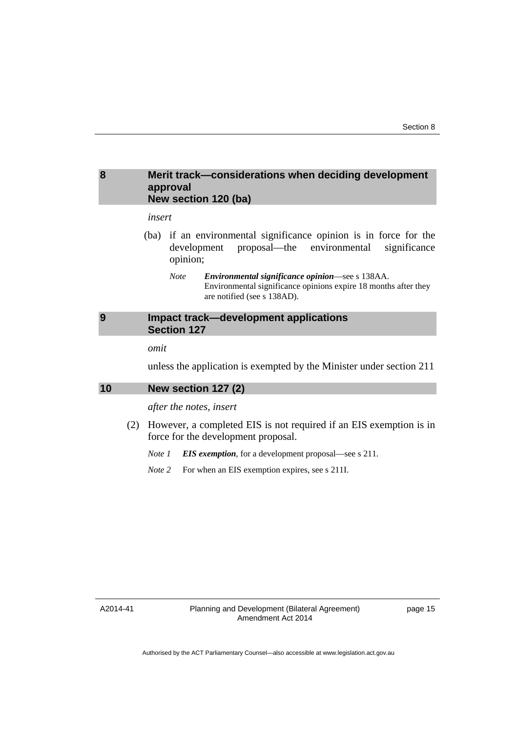## 8 Merit track—considerations when deciding development approval
## New section 120 (ba)

*insert*

(ba) if an environmental significance opinion is in force for the development proposal—the environmental significance opinion;

*Note* ***Environmental significance opinion***—see s 138AA. Environmental significance opinions expire 18 months after they are notified (see s 138AD).

## 9 Impact track—development applications
## Section 127

*omit*

unless the application is exempted by the Minister under section 211

## 10 New section 127 (2)

*after the notes, insert*

(2) However, a completed EIS is not required if an EIS exemption is in force for the development proposal.

*Note 1* ***EIS exemption***, for a development proposal—see s 211.

*Note 2* For when an EIS exemption expires, see s 211I.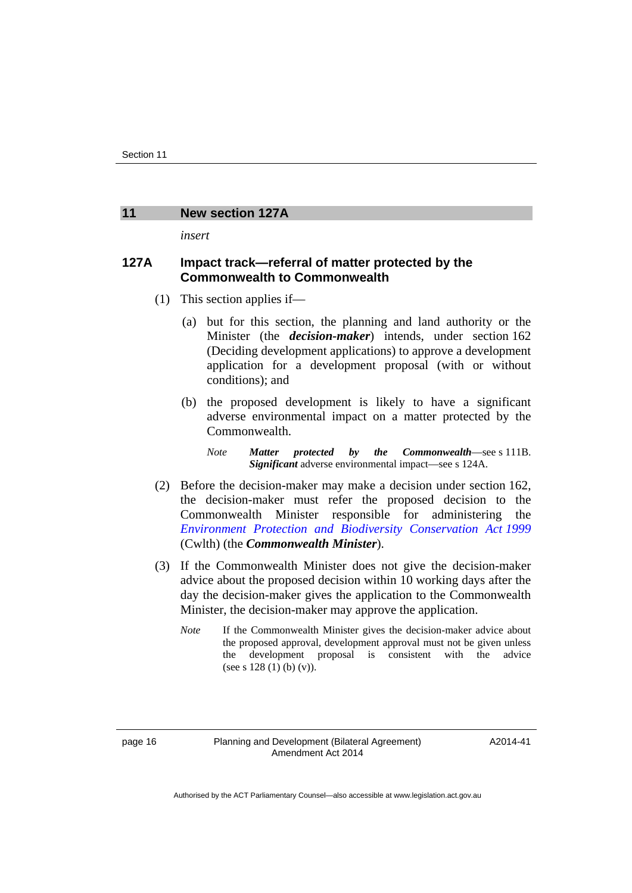## 11 New section 127A

*insert*

### 127A Impact track—referral of matter protected by the Commonwealth to Commonwealth

(1) This section applies if—

(a) but for this section, the planning and land authority or the Minister (the ***decision-maker***) intends, under section 162 (Deciding development applications) to approve a development application for a development proposal (with or without conditions); and

(b) the proposed development is likely to have a significant adverse environmental impact on a matter protected by the Commonwealth.

*Note* ***Matter protected by the Commonwealth***—see s 111B. ***Significant*** adverse environmental impact—see s 124A.

(2) Before the decision-maker may make a decision under section 162, the decision-maker must refer the proposed decision to the Commonwealth Minister responsible for administering the *Environment Protection and Biodiversity Conservation Act 1999* (Cwlth) (the ***Commonwealth Minister***).

(3) If the Commonwealth Minister does not give the decision-maker advice about the proposed decision within 10 working days after the day the decision-maker gives the application to the Commonwealth Minister, the decision-maker may approve the application.

*Note* If the Commonwealth Minister gives the decision-maker advice about the proposed approval, development approval must not be given unless the development proposal is consistent with the advice (see s 128 (1) (b) (v)).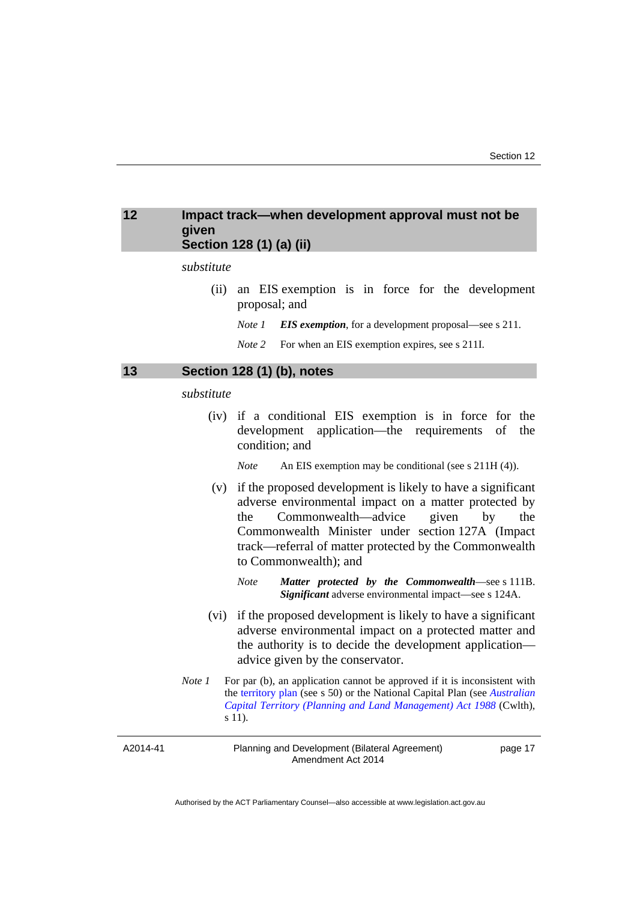## 12 Impact track—when development approval must not be given Section 128 (1) (a) (ii)

*substitute*

(ii) an EIS exemption is in force for the development proposal; and

*Note 1* ***EIS exemption***, for a development proposal—see s 211.

*Note 2* For when an EIS exemption expires, see s 211I.

## 13 Section 128 (1) (b), notes

*substitute*

(iv) if a conditional EIS exemption is in force for the development application—the requirements of the condition; and

*Note* An EIS exemption may be conditional (see s 211H (4)).

(v) if the proposed development is likely to have a significant adverse environmental impact on a matter protected by the Commonwealth—advice given by the Commonwealth Minister under section 127A (Impact track—referral of matter protected by the Commonwealth to Commonwealth); and

*Note* ***Matter protected by the Commonwealth***—see s 111B. ***Significant*** adverse environmental impact—see s 124A.

(vi) if the proposed development is likely to have a significant adverse environmental impact on a protected matter and the authority is to decide the development application—advice given by the conservator.

*Note 1* For par (b), an application cannot be approved if it is inconsistent with the territory plan (see s 50) or the National Capital Plan (see *Australian Capital Territory (Planning and Land Management) Act 1988* (Cwlth), s 11).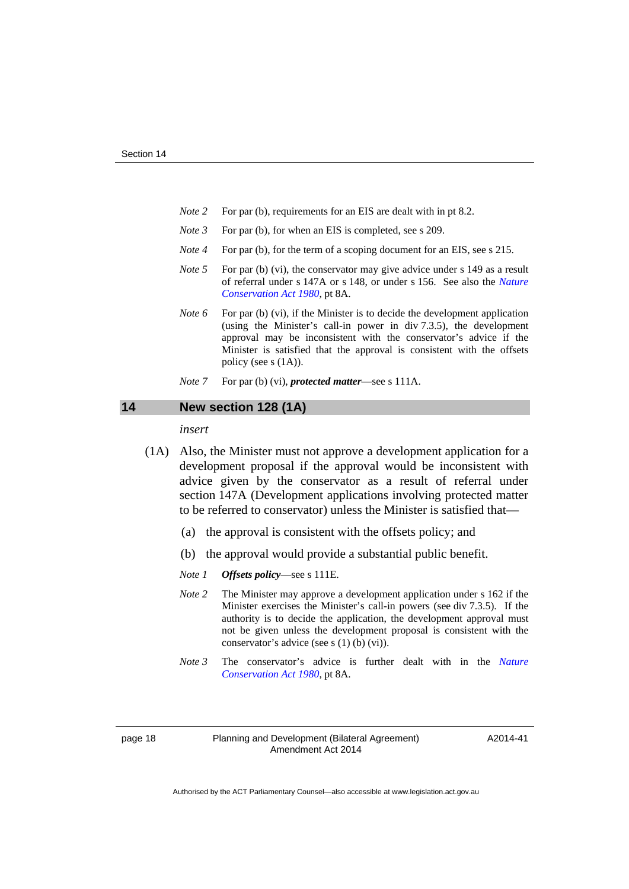*Note 2* For par (b), requirements for an EIS are dealt with in pt 8.2.

*Note 3* For par (b), for when an EIS is completed, see s 209.

*Note 4* For par (b), for the term of a scoping document for an EIS, see s 215.

*Note 5* For par (b) (vi), the conservator may give advice under s 149 as a result of referral under s 147A or s 148, or under s 156. See also the *Nature Conservation Act 1980*, pt 8A.

*Note 6* For par (b) (vi), if the Minister is to decide the development application (using the Minister's call-in power in div 7.3.5), the development approval may be inconsistent with the conservator's advice if the Minister is satisfied that the approval is consistent with the offsets policy (see s (1A)).

*Note 7* For par (b) (vi), ***protected matter***—see s 111A.

## 14 New section 128 (1A)

*insert*

(1A) Also, the Minister must not approve a development application for a development proposal if the approval would be inconsistent with advice given by the conservator as a result of referral under section 147A (Development applications involving protected matter to be referred to conservator) unless the Minister is satisfied that—

(a) the approval is consistent with the offsets policy; and

(b) the approval would provide a substantial public benefit.

*Note 1* ***Offsets policy***—see s 111E.

*Note 2* The Minister may approve a development application under s 162 if the Minister exercises the Minister's call-in powers (see div 7.3.5). If the authority is to decide the application, the development approval must not be given unless the development proposal is consistent with the conservator's advice (see s (1) (b) (vi)).

*Note 3* The conservator's advice is further dealt with in the *Nature Conservation Act 1980*, pt 8A.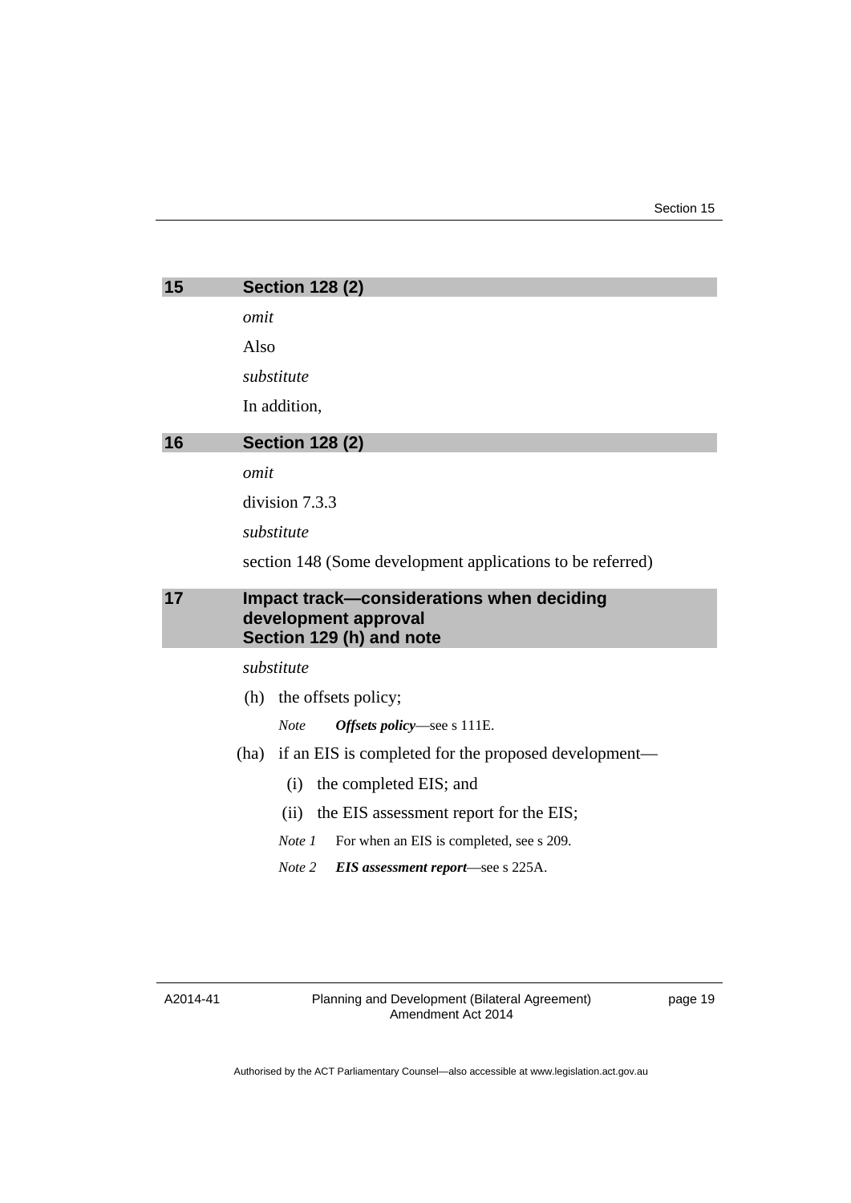## 15 Section 128 (2)

*omit*

Also

*substitute*

In addition,

## 16 Section 128 (2)

*omit*

division 7.3.3

*substitute*

section 148 (Some development applications to be referred)

## 17 Impact track—considerations when deciding development approval Section 129 (h) and note

*substitute*

(h) the offsets policy;

*Note* ***Offsets policy***—see s 111E.

(ha) if an EIS is completed for the proposed development—

(i) the completed EIS; and

(ii) the EIS assessment report for the EIS;

*Note 1* For when an EIS is completed, see s 209.

*Note 2* ***EIS assessment report***—see s 225A.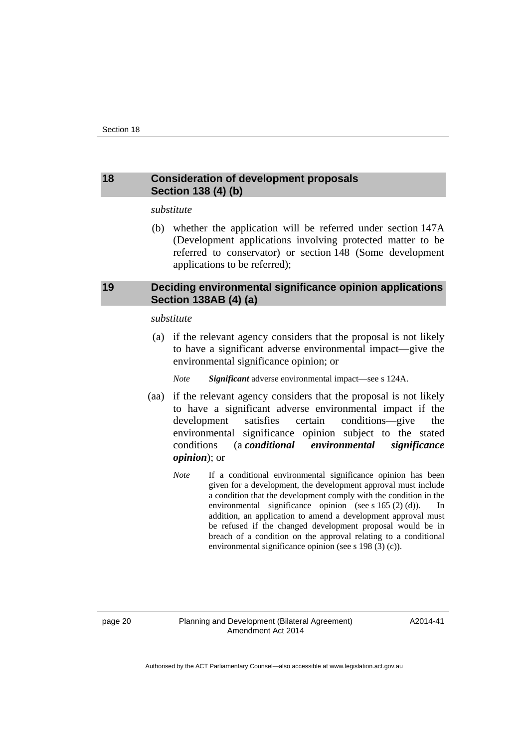## 18 Consideration of development proposals Section 138 (4) (b)

*substitute*

(b) whether the application will be referred under section 147A (Development applications involving protected matter to be referred to conservator) or section 148 (Some development applications to be referred);

## 19 Deciding environmental significance opinion applications Section 138AB (4) (a)

*substitute*

(a) if the relevant agency considers that the proposal is not likely to have a significant adverse environmental impact—give the environmental significance opinion; or

*Note* ***Significant*** adverse environmental impact—see s 124A.

(aa) if the relevant agency considers that the proposal is not likely to have a significant adverse environmental impact if the development satisfies certain conditions—give the environmental significance opinion subject to the stated conditions (a ***conditional environmental significance opinion***); or

*Note* If a conditional environmental significance opinion has been given for a development, the development approval must include a condition that the development comply with the condition in the environmental significance opinion (see s 165 (2) (d)). In addition, an application to amend a development approval must be refused if the changed development proposal would be in breach of a condition on the approval relating to a conditional environmental significance opinion (see s 198 (3) (c)).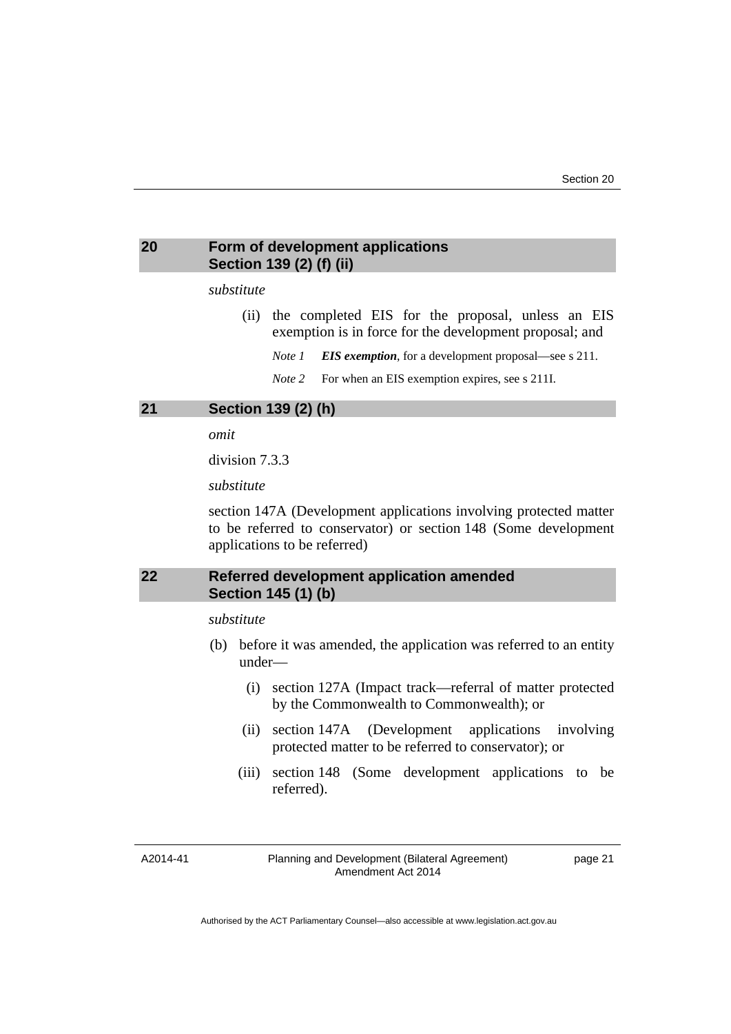## 20 Form of development applications Section 139 (2) (f) (ii)

*substitute*

(ii) the completed EIS for the proposal, unless an EIS exemption is in force for the development proposal; and

*Note 1* ***EIS exemption***, for a development proposal—see s 211.

*Note 2* For when an EIS exemption expires, see s 211I.

## 21 Section 139 (2) (h)

*omit*

division 7.3.3

*substitute*

section 147A (Development applications involving protected matter to be referred to conservator) or section 148 (Some development applications to be referred)

## 22 Referred development application amended Section 145 (1) (b)

*substitute*

(b) before it was amended, the application was referred to an entity under—

(i) section 127A (Impact track—referral of matter protected by the Commonwealth to Commonwealth); or

(ii) section 147A (Development applications involving protected matter to be referred to conservator); or

(iii) section 148 (Some development applications to be referred).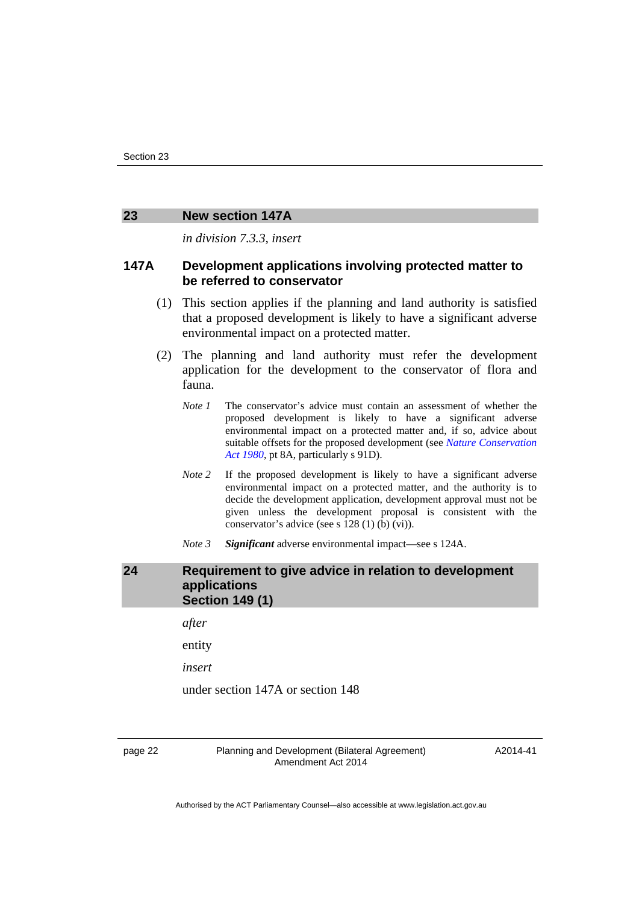## 23 New section 147A

*in division 7.3.3, insert*

### 147A Development applications involving protected matter to be referred to conservator

(1) This section applies if the planning and land authority is satisfied that a proposed development is likely to have a significant adverse environmental impact on a protected matter.

(2) The planning and land authority must refer the development application for the development to the conservator of flora and fauna.

*Note 1* The conservator's advice must contain an assessment of whether the proposed development is likely to have a significant adverse environmental impact on a protected matter and, if so, advice about suitable offsets for the proposed development (see *Nature Conservation Act 1980*, pt 8A, particularly s 91D).

*Note 2* If the proposed development is likely to have a significant adverse environmental impact on a protected matter, and the authority is to decide the development application, development approval must not be given unless the development proposal is consistent with the conservator's advice (see s 128 (1) (b) (vi)).

*Note 3* ***Significant*** adverse environmental impact—see s 124A.

## 24 Requirement to give advice in relation to development applications Section 149 (1)

*after*

entity

*insert*

under section 147A or section 148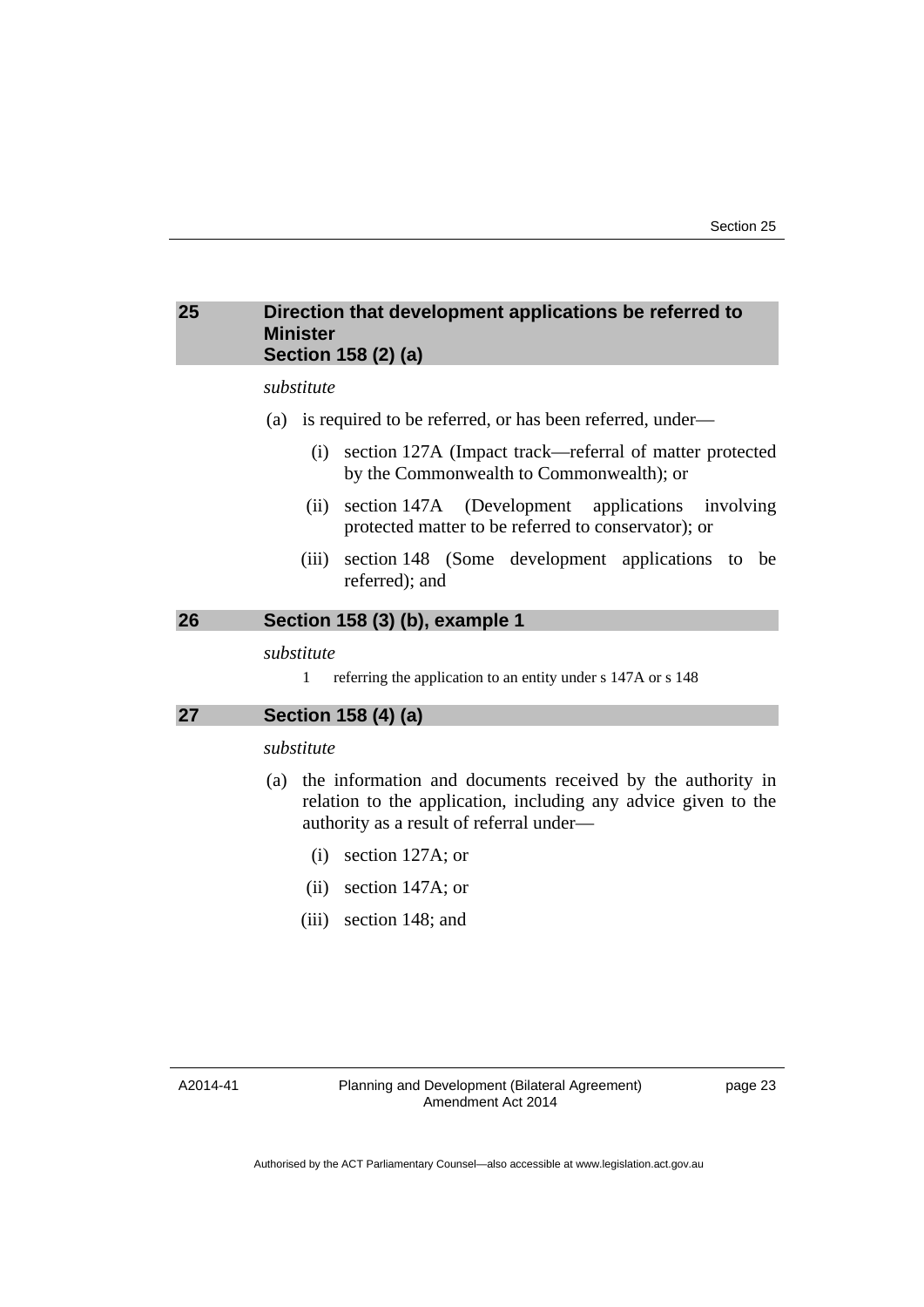## 25 Direction that development applications be referred to Minister
### Section 158 (2) (a)

*substitute*

(a) is required to be referred, or has been referred, under—

  (i) section 127A (Impact track—referral of matter protected by the Commonwealth to Commonwealth); or

  (ii) section 147A (Development applications involving protected matter to be referred to conservator); or

  (iii) section 148 (Some development applications to be referred); and

## 26 Section 158 (3) (b), example 1

*substitute*

1 referring the application to an entity under s 147A or s 148

## 27 Section 158 (4) (a)

*substitute*

(a) the information and documents received by the authority in relation to the application, including any advice given to the authority as a result of referral under—

  (i) section 127A; or

  (ii) section 147A; or

  (iii) section 148; and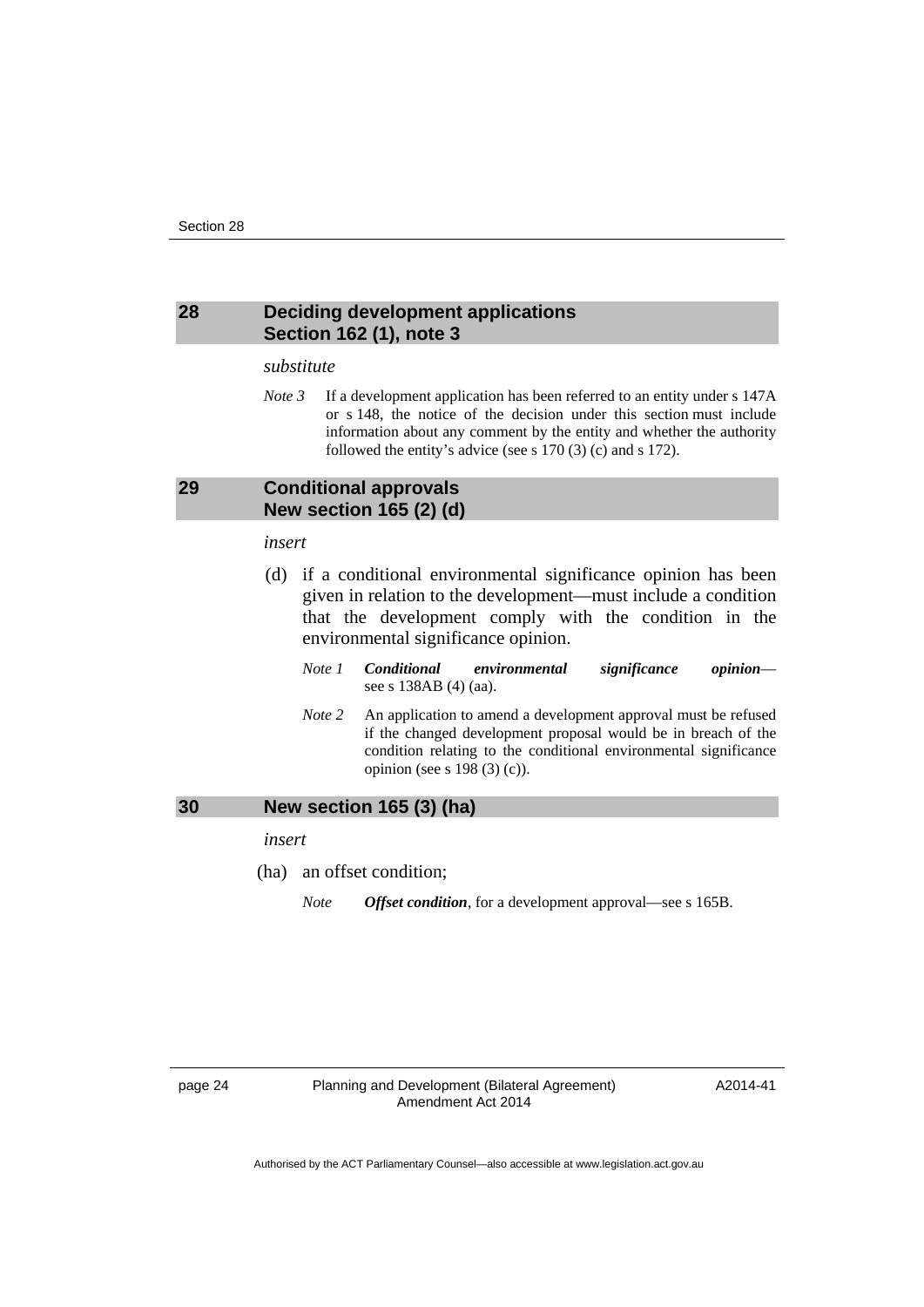## 28 Deciding development applications Section 162 (1), note 3

*substitute*

*Note 3* If a development application has been referred to an entity under s 147A or s 148, the notice of the decision under this section must include information about any comment by the entity and whether the authority followed the entity's advice (see s 170 (3) (c) and s 172).

## 29 Conditional approvals New section 165 (2) (d)

*insert*

(d) if a conditional environmental significance opinion has been given in relation to the development—must include a condition that the development comply with the condition in the environmental significance opinion.

*Note 1* ***Conditional environmental significance opinion***—see s 138AB (4) (aa).

*Note 2* An application to amend a development approval must be refused if the changed development proposal would be in breach of the condition relating to the conditional environmental significance opinion (see s 198 (3) (c)).

## 30 New section 165 (3) (ha)

*insert*

(ha) an offset condition;

*Note* ***Offset condition***, for a development approval—see s 165B.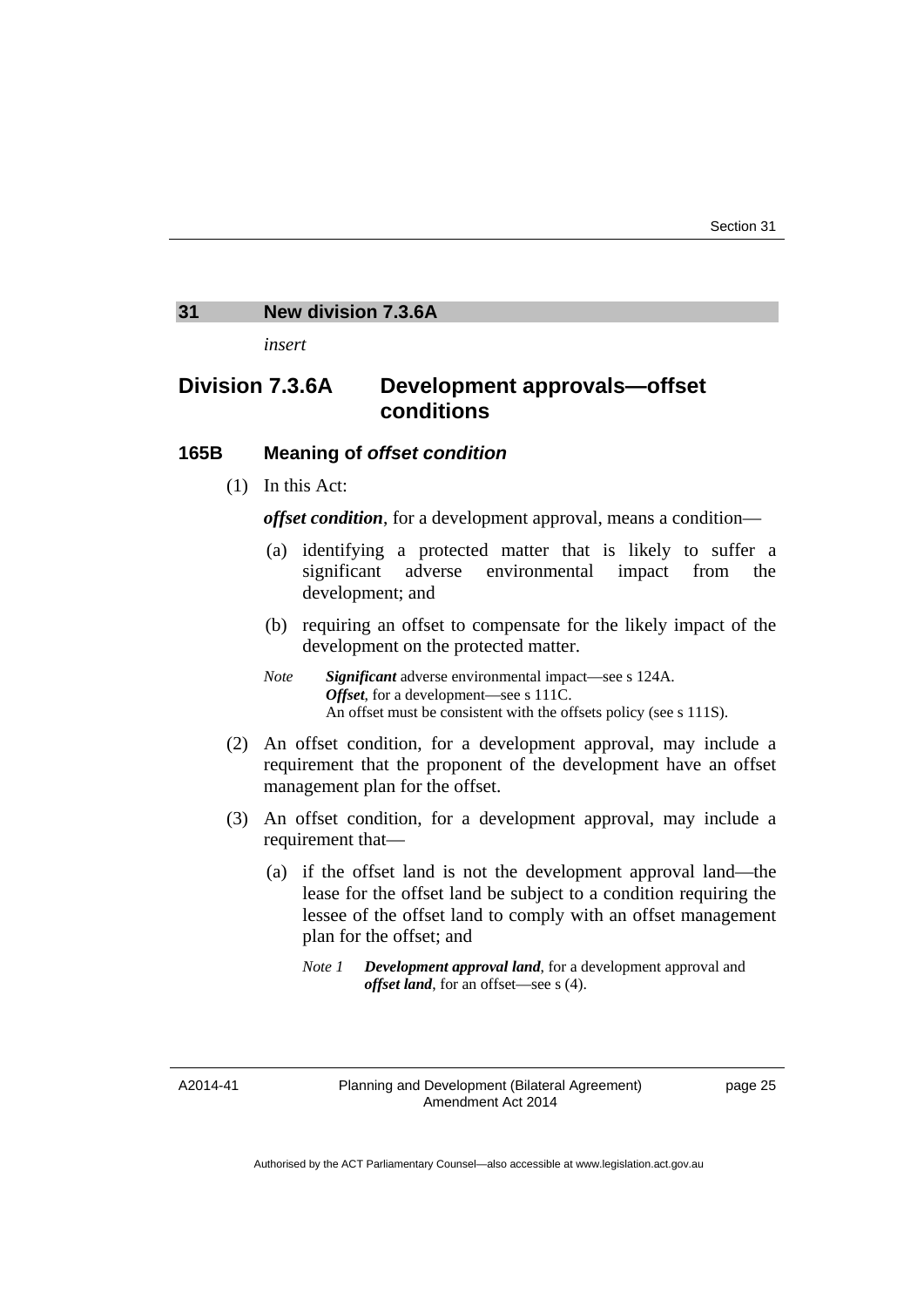## 31 New division 7.3.6A

*insert*

## Division 7.3.6A Development approvals—offset conditions

### 165B Meaning of *offset condition*

(1) In this Act:

***offset condition***, for a development approval, means a condition—

(a) identifying a protected matter that is likely to suffer a significant adverse environmental impact from the development; and

(b) requiring an offset to compensate for the likely impact of the development on the protected matter.

*Note* ***Significant*** adverse environmental impact—see s 124A.
***Offset***, for a development—see s 111C.
An offset must be consistent with the offsets policy (see s 111S).

(2) An offset condition, for a development approval, may include a requirement that the proponent of the development have an offset management plan for the offset.

(3) An offset condition, for a development approval, may include a requirement that—

(a) if the offset land is not the development approval land—the lease for the offset land be subject to a condition requiring the lessee of the offset land to comply with an offset management plan for the offset; and

*Note 1* ***Development approval land***, for a development approval and ***offset land***, for an offset—see s (4).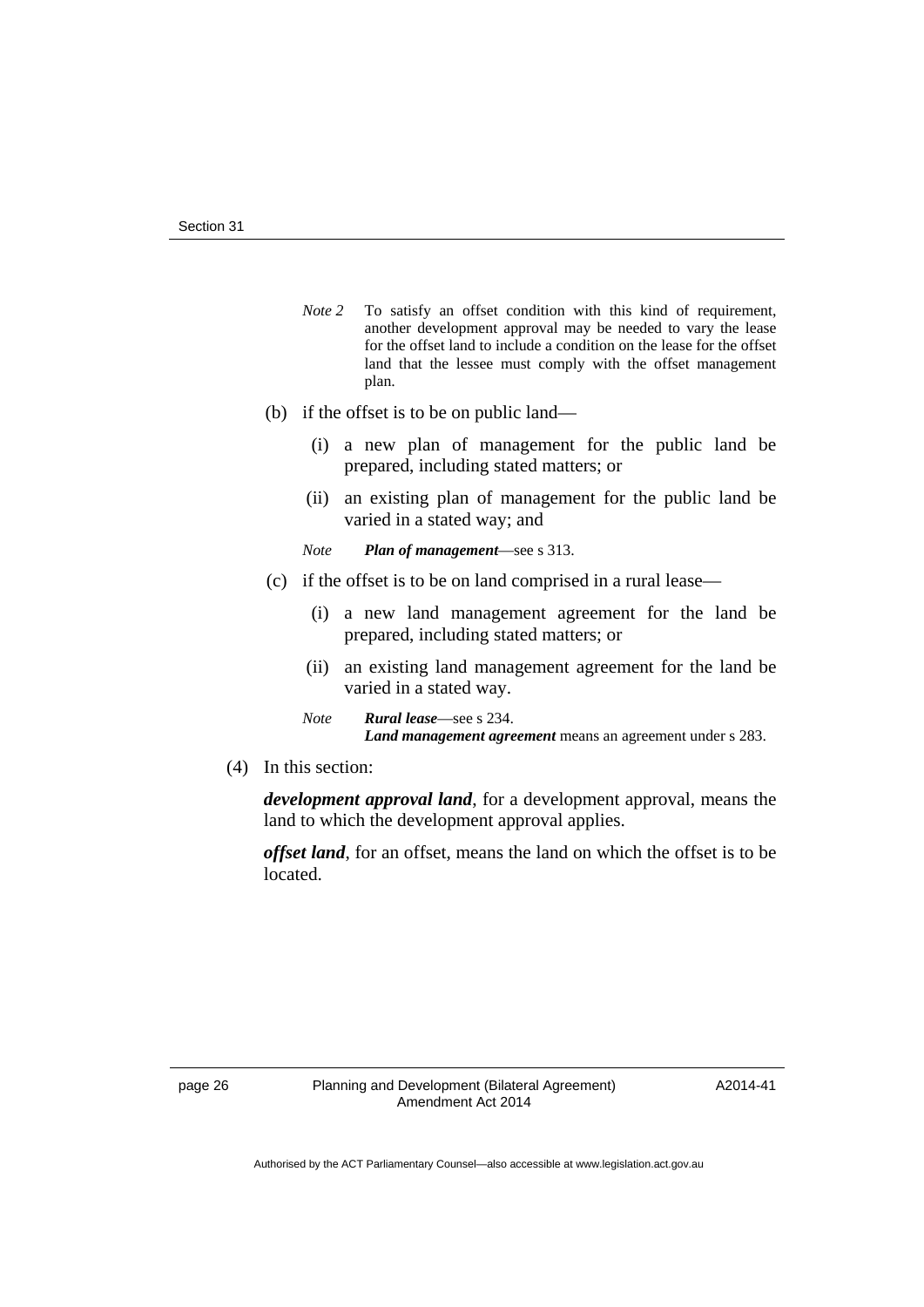*Note 2* To satisfy an offset condition with this kind of requirement, another development approval may be needed to vary the lease for the offset land to include a condition on the lease for the offset land that the lessee must comply with the offset management plan.

(b) if the offset is to be on public land—

(i) a new plan of management for the public land be prepared, including stated matters; or

(ii) an existing plan of management for the public land be varied in a stated way; and

*Note* ***Plan of management***—see s 313.

(c) if the offset is to be on land comprised in a rural lease—

(i) a new land management agreement for the land be prepared, including stated matters; or

(ii) an existing land management agreement for the land be varied in a stated way.

*Note* ***Rural lease***—see s 234.
***Land management agreement*** means an agreement under s 283.

(4) In this section:

***development approval land***, for a development approval, means the land to which the development approval applies.

***offset land***, for an offset, means the land on which the offset is to be located.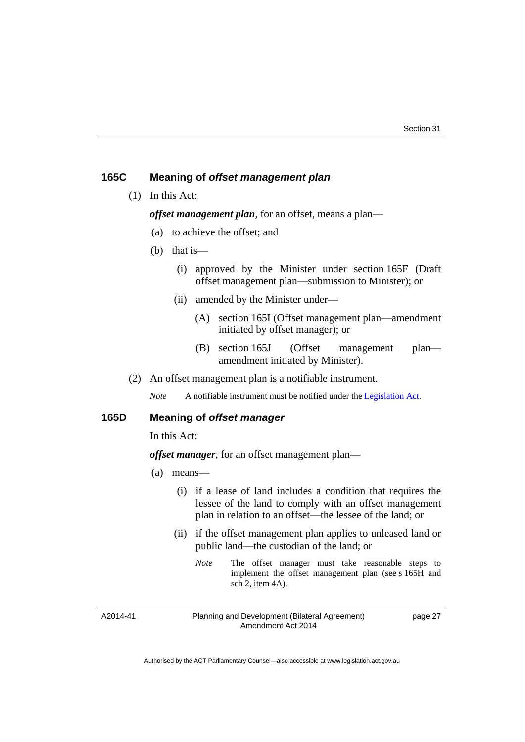## 165C Meaning of *offset management plan*

(1) In this Act:

***offset management plan***, for an offset, means a plan—

(a) to achieve the offset; and

(b) that is—

(i) approved by the Minister under section 165F (Draft offset management plan—submission to Minister); or

(ii) amended by the Minister under—

(A) section 165I (Offset management plan—amendment initiated by offset manager); or

(B) section 165J (Offset management plan—amendment initiated by Minister).

(2) An offset management plan is a notifiable instrument.

*Note* A notifiable instrument must be notified under the Legislation Act.

## 165D Meaning of *offset manager*

In this Act:

***offset manager***, for an offset management plan—

(a) means—

(i) if a lease of land includes a condition that requires the lessee of the land to comply with an offset management plan in relation to an offset—the lessee of the land; or

(ii) if the offset management plan applies to unleased land or public land—the custodian of the land; or

*Note* The offset manager must take reasonable steps to implement the offset management plan (see s 165H and sch 2, item 4A).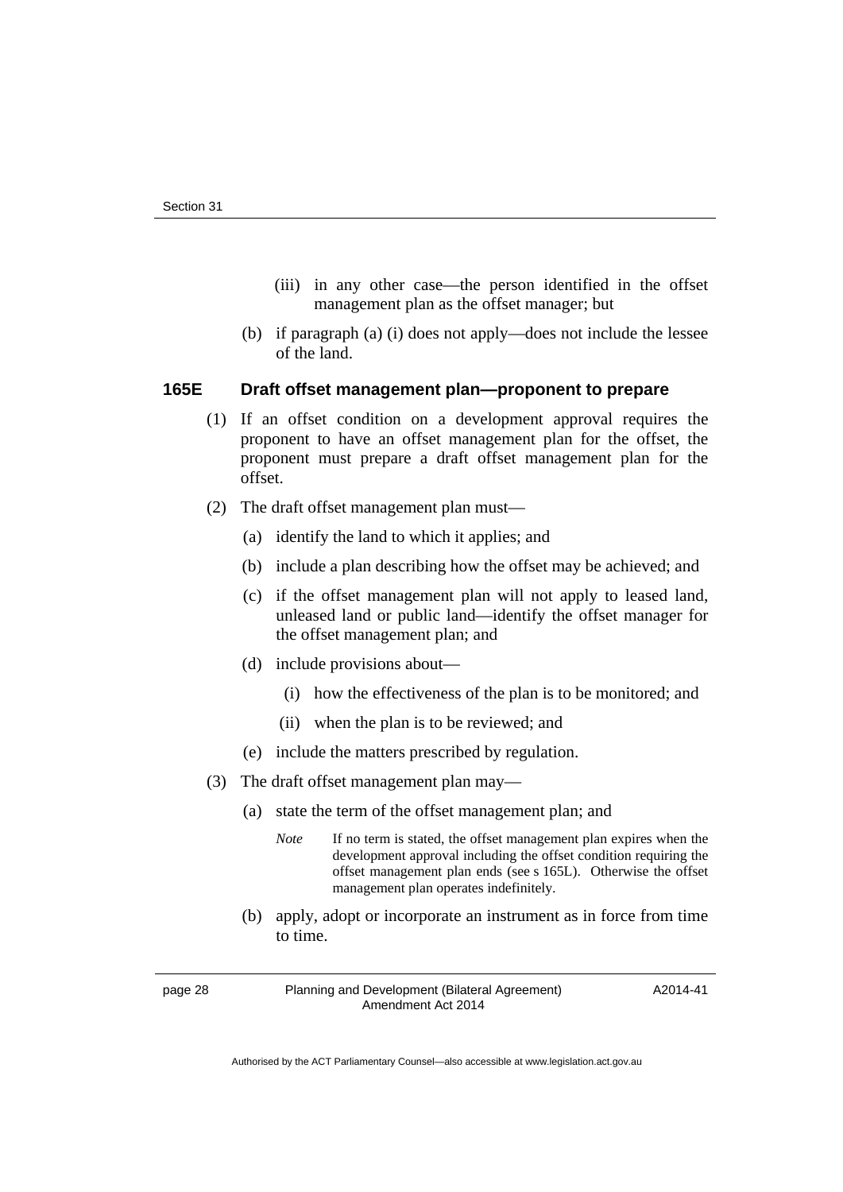(iii) in any other case—the person identified in the offset management plan as the offset manager; but

(b) if paragraph (a) (i) does not apply—does not include the lessee of the land.

### 165E Draft offset management plan—proponent to prepare

(1) If an offset condition on a development approval requires the proponent to have an offset management plan for the offset, the proponent must prepare a draft offset management plan for the offset.

(2) The draft offset management plan must—

(a) identify the land to which it applies; and

(b) include a plan describing how the offset may be achieved; and

(c) if the offset management plan will not apply to leased land, unleased land or public land—identify the offset manager for the offset management plan; and

(d) include provisions about—

(i) how the effectiveness of the plan is to be monitored; and

(ii) when the plan is to be reviewed; and

(e) include the matters prescribed by regulation.

(3) The draft offset management plan may—

(a) state the term of the offset management plan; and

*Note* If no term is stated, the offset management plan expires when the development approval including the offset condition requiring the offset management plan ends (see s 165L). Otherwise the offset management plan operates indefinitely.

(b) apply, adopt or incorporate an instrument as in force from time to time.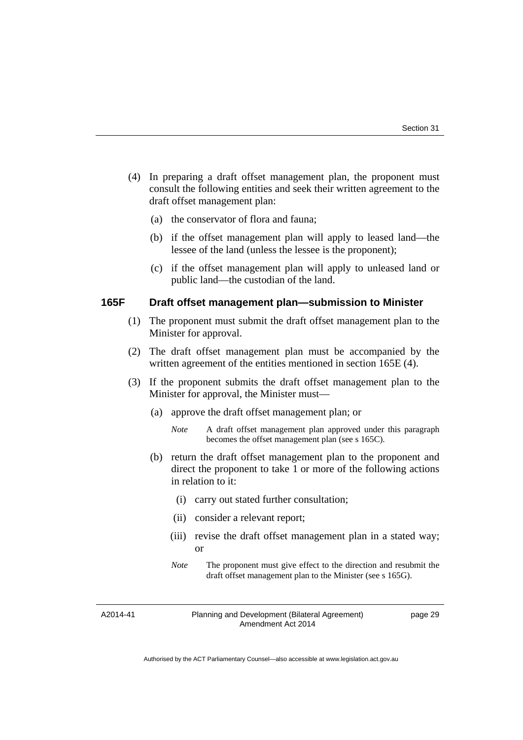(4) In preparing a draft offset management plan, the proponent must consult the following entities and seek their written agreement to the draft offset management plan:

(a) the conservator of flora and fauna;

(b) if the offset management plan will apply to leased land—the lessee of the land (unless the lessee is the proponent);

(c) if the offset management plan will apply to unleased land or public land—the custodian of the land.

### 165F Draft offset management plan—submission to Minister

(1) The proponent must submit the draft offset management plan to the Minister for approval.

(2) The draft offset management plan must be accompanied by the written agreement of the entities mentioned in section 165E (4).

(3) If the proponent submits the draft offset management plan to the Minister for approval, the Minister must—

(a) approve the draft offset management plan; or

*Note* A draft offset management plan approved under this paragraph becomes the offset management plan (see s 165C).

(b) return the draft offset management plan to the proponent and direct the proponent to take 1 or more of the following actions in relation to it:

(i) carry out stated further consultation;

(ii) consider a relevant report;

(iii) revise the draft offset management plan in a stated way; or

*Note* The proponent must give effect to the direction and resubmit the draft offset management plan to the Minister (see s 165G).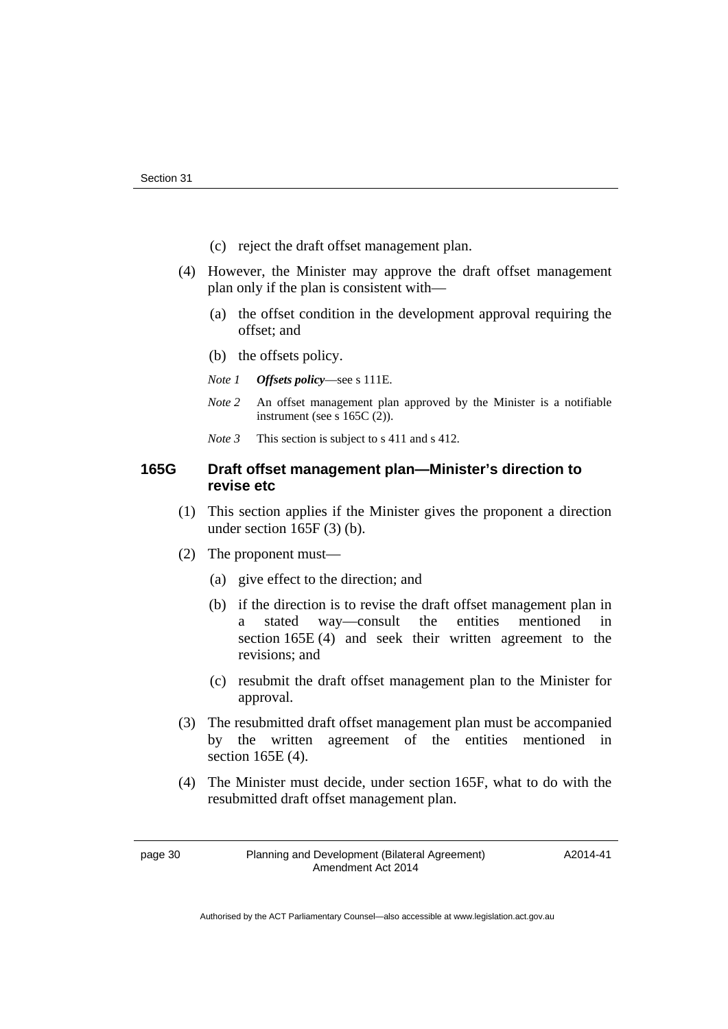(c) reject the draft offset management plan.

(4) However, the Minister may approve the draft offset management plan only if the plan is consistent with—

(a) the offset condition in the development approval requiring the offset; and

(b) the offsets policy.

*Note 1* ***Offsets policy***—see s 111E.

*Note 2* An offset management plan approved by the Minister is a notifiable instrument (see s 165C (2)).

*Note 3* This section is subject to s 411 and s 412.

### 165G Draft offset management plan—Minister's direction to revise etc

(1) This section applies if the Minister gives the proponent a direction under section 165F (3) (b).

(2) The proponent must—

(a) give effect to the direction; and

(b) if the direction is to revise the draft offset management plan in a stated way—consult the entities mentioned in section 165E (4) and seek their written agreement to the revisions; and

(c) resubmit the draft offset management plan to the Minister for approval.

(3) The resubmitted draft offset management plan must be accompanied by the written agreement of the entities mentioned in section 165E (4).

(4) The Minister must decide, under section 165F, what to do with the resubmitted draft offset management plan.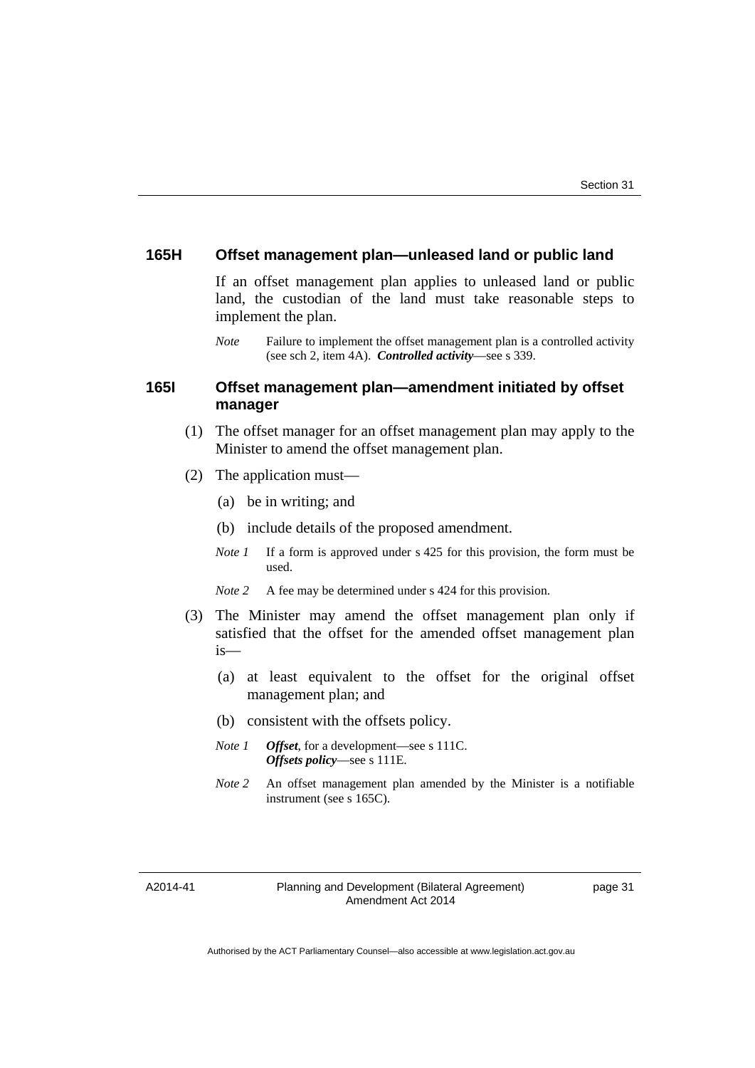### 165H Offset management plan—unleased land or public land

If an offset management plan applies to unleased land or public land, the custodian of the land must take reasonable steps to implement the plan.

*Note* Failure to implement the offset management plan is a controlled activity (see sch 2, item 4A). ***Controlled activity***—see s 339.

### 165I Offset management plan—amendment initiated by offset manager

(1) The offset manager for an offset management plan may apply to the Minister to amend the offset management plan.

(2) The application must—

(a) be in writing; and

(b) include details of the proposed amendment.

*Note 1* If a form is approved under s 425 for this provision, the form must be used.

*Note 2* A fee may be determined under s 424 for this provision.

(3) The Minister may amend the offset management plan only if satisfied that the offset for the amended offset management plan is—

(a) at least equivalent to the offset for the original offset management plan; and

(b) consistent with the offsets policy.

*Note 1* ***Offset***, for a development—see s 111C.
***Offsets policy***—see s 111E.

*Note 2* An offset management plan amended by the Minister is a notifiable instrument (see s 165C).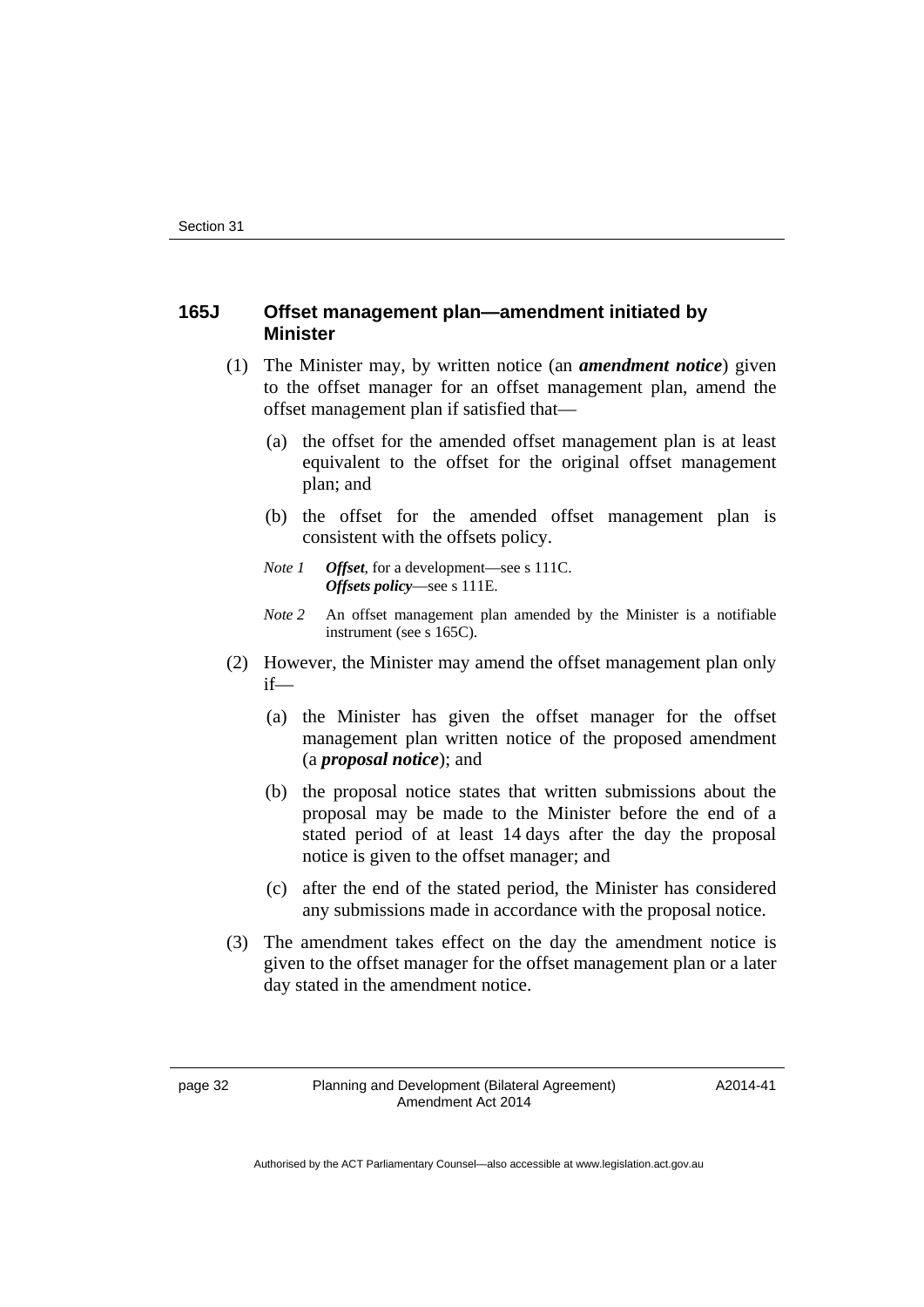### 165J Offset management plan—amendment initiated by Minister

(1) The Minister may, by written notice (an ***amendment notice***) given to the offset manager for an offset management plan, amend the offset management plan if satisfied that—

(a) the offset for the amended offset management plan is at least equivalent to the offset for the original offset management plan; and

(b) the offset for the amended offset management plan is consistent with the offsets policy.

*Note 1* ***Offset***, for a development—see s 111C.
***Offsets policy***—see s 111E.

*Note 2* An offset management plan amended by the Minister is a notifiable instrument (see s 165C).

(2) However, the Minister may amend the offset management plan only if—

(a) the Minister has given the offset manager for the offset management plan written notice of the proposed amendment (a ***proposal notice***); and

(b) the proposal notice states that written submissions about the proposal may be made to the Minister before the end of a stated period of at least 14 days after the day the proposal notice is given to the offset manager; and

(c) after the end of the stated period, the Minister has considered any submissions made in accordance with the proposal notice.

(3) The amendment takes effect on the day the amendment notice is given to the offset manager for the offset management plan or a later day stated in the amendment notice.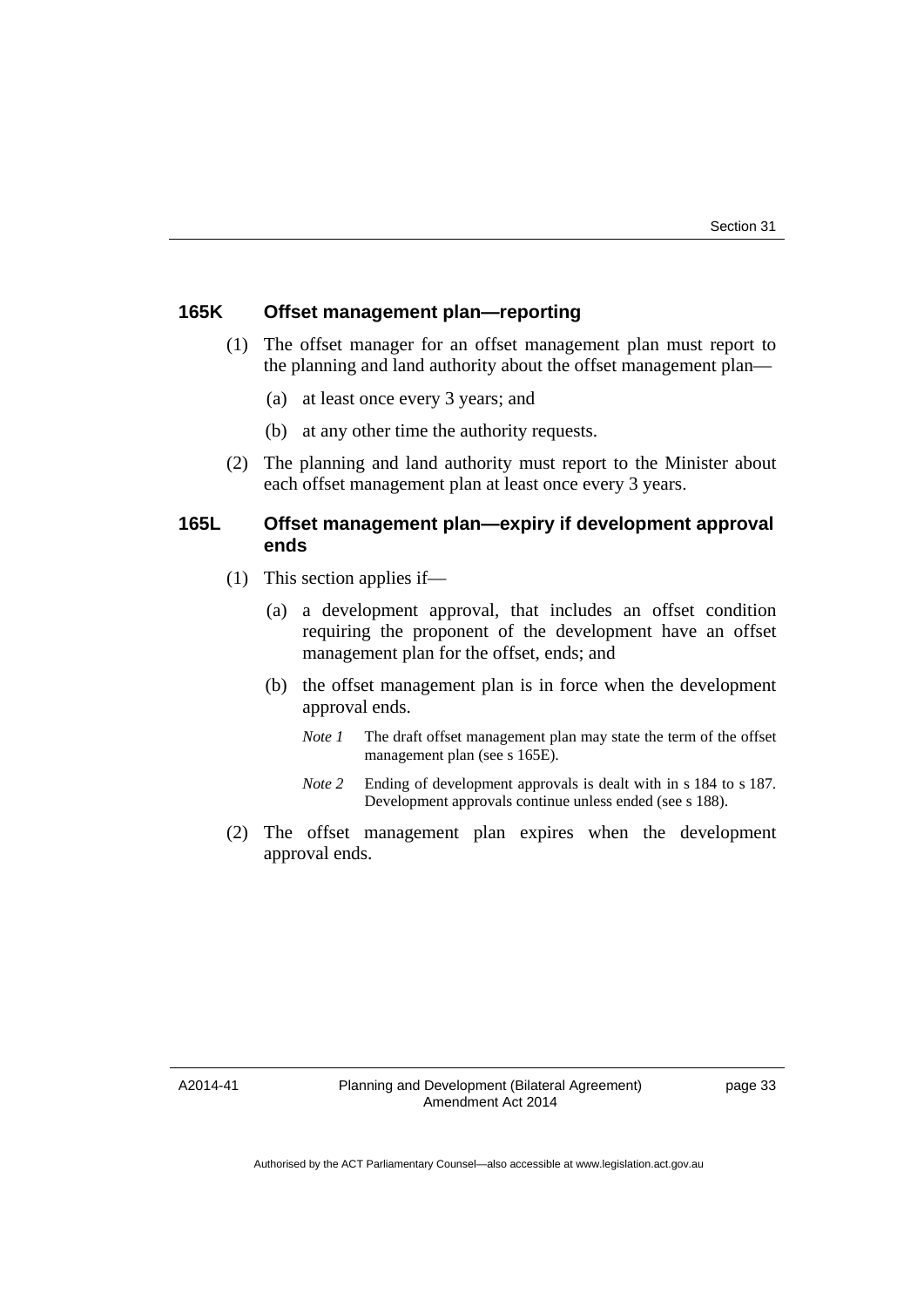### 165K Offset management plan—reporting

(1) The offset manager for an offset management plan must report to the planning and land authority about the offset management plan—

(a) at least once every 3 years; and

(b) at any other time the authority requests.

(2) The planning and land authority must report to the Minister about each offset management plan at least once every 3 years.

### 165L Offset management plan—expiry if development approval ends

(1) This section applies if—

(a) a development approval, that includes an offset condition requiring the proponent of the development have an offset management plan for the offset, ends; and

(b) the offset management plan is in force when the development approval ends.

*Note 1* The draft offset management plan may state the term of the offset management plan (see s 165E).

*Note 2* Ending of development approvals is dealt with in s 184 to s 187. Development approvals continue unless ended (see s 188).

(2) The offset management plan expires when the development approval ends.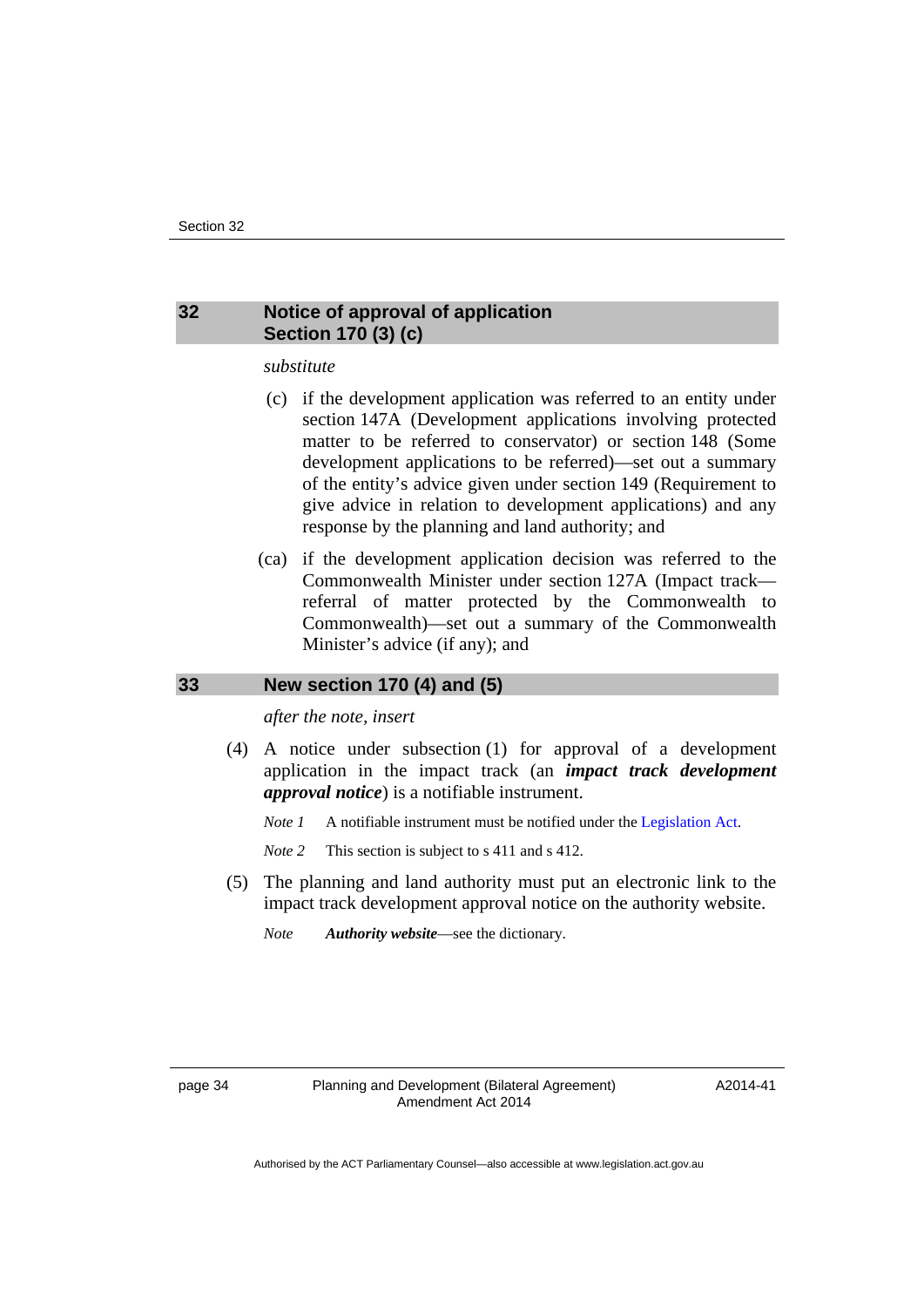## 32 Notice of approval of application
## Section 170 (3) (c)

*substitute*

(c) if the development application was referred to an entity under section 147A (Development applications involving protected matter to be referred to conservator) or section 148 (Some development applications to be referred)—set out a summary of the entity's advice given under section 149 (Requirement to give advice in relation to development applications) and any response by the planning and land authority; and

(ca) if the development application decision was referred to the Commonwealth Minister under section 127A (Impact track—referral of matter protected by the Commonwealth to Commonwealth)—set out a summary of the Commonwealth Minister's advice (if any); and

## 33 New section 170 (4) and (5)

*after the note, insert*

(4) A notice under subsection (1) for approval of a development application in the impact track (an ***impact track development approval notice***) is a notifiable instrument.

*Note 1* A notifiable instrument must be notified under the Legislation Act.

*Note 2* This section is subject to s 411 and s 412.

(5) The planning and land authority must put an electronic link to the impact track development approval notice on the authority website.

*Note* ***Authority website***—see the dictionary.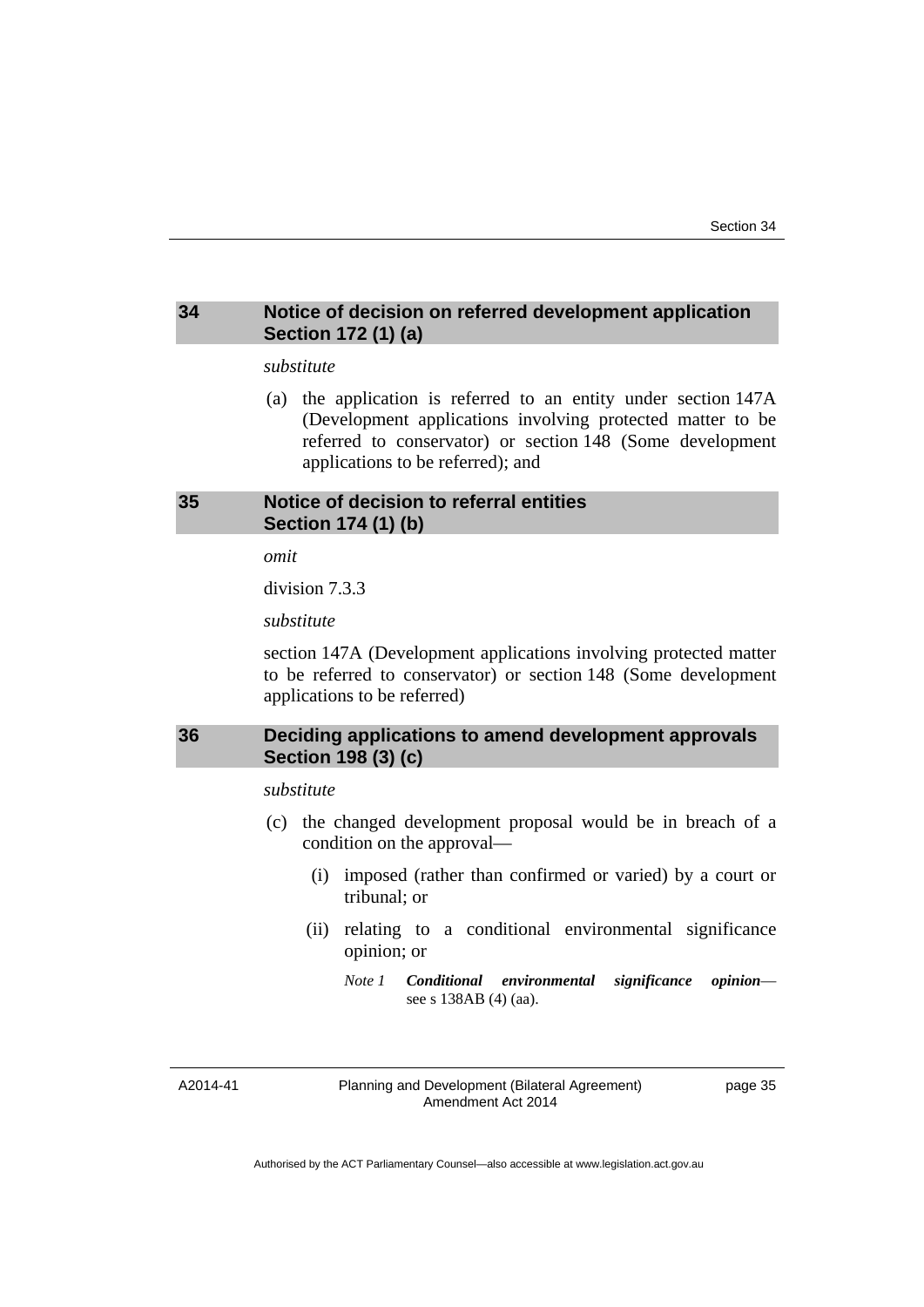## 34 Notice of decision on referred development application Section 172 (1) (a)

*substitute*

(a) the application is referred to an entity under section 147A (Development applications involving protected matter to be referred to conservator) or section 148 (Some development applications to be referred); and

## 35 Notice of decision to referral entities Section 174 (1) (b)

*omit*

division 7.3.3

*substitute*

section 147A (Development applications involving protected matter to be referred to conservator) or section 148 (Some development applications to be referred)

## 36 Deciding applications to amend development approvals Section 198 (3) (c)

*substitute*

(c) the changed development proposal would be in breach of a condition on the approval—

(i) imposed (rather than confirmed or varied) by a court or tribunal; or

(ii) relating to a conditional environmental significance opinion; or

*Note 1* ***Conditional environmental significance opinion***—see s 138AB (4) (aa).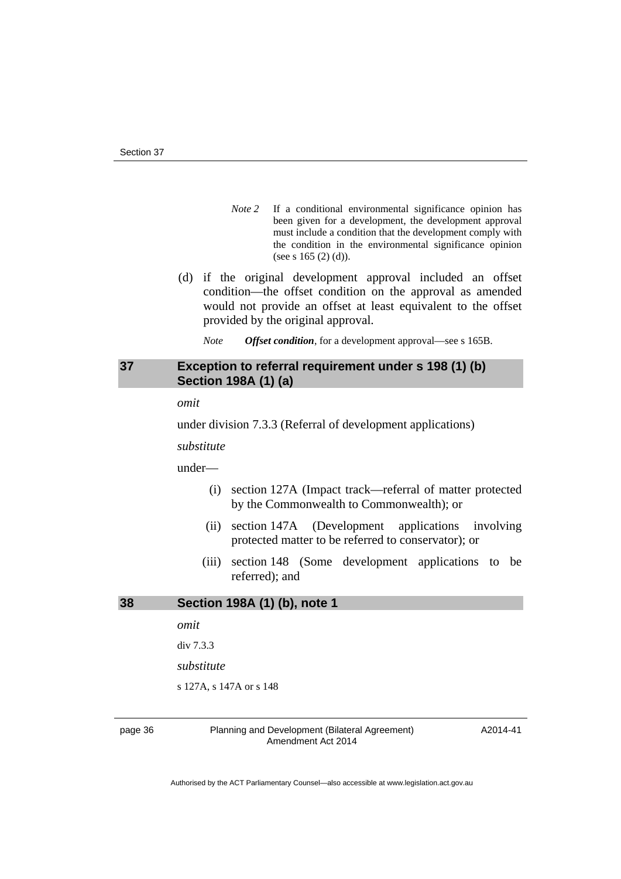*Note 2* If a conditional environmental significance opinion has been given for a development, the development approval must include a condition that the development comply with the condition in the environmental significance opinion (see s 165 (2) (d)).

(d) if the original development approval included an offset condition—the offset condition on the approval as amended would not provide an offset at least equivalent to the offset provided by the original approval.

*Note* ***Offset condition***, for a development approval—see s 165B.

## 37 Exception to referral requirement under s 198 (1) (b) Section 198A (1) (a)

*omit*

under division 7.3.3 (Referral of development applications)

*substitute*

under—

(i) section 127A (Impact track—referral of matter protected by the Commonwealth to Commonwealth); or

(ii) section 147A (Development applications involving protected matter to be referred to conservator); or

(iii) section 148 (Some development applications to be referred); and

## 38 Section 198A (1) (b), note 1

*omit*

div 7.3.3

*substitute*

s 127A, s 147A or s 148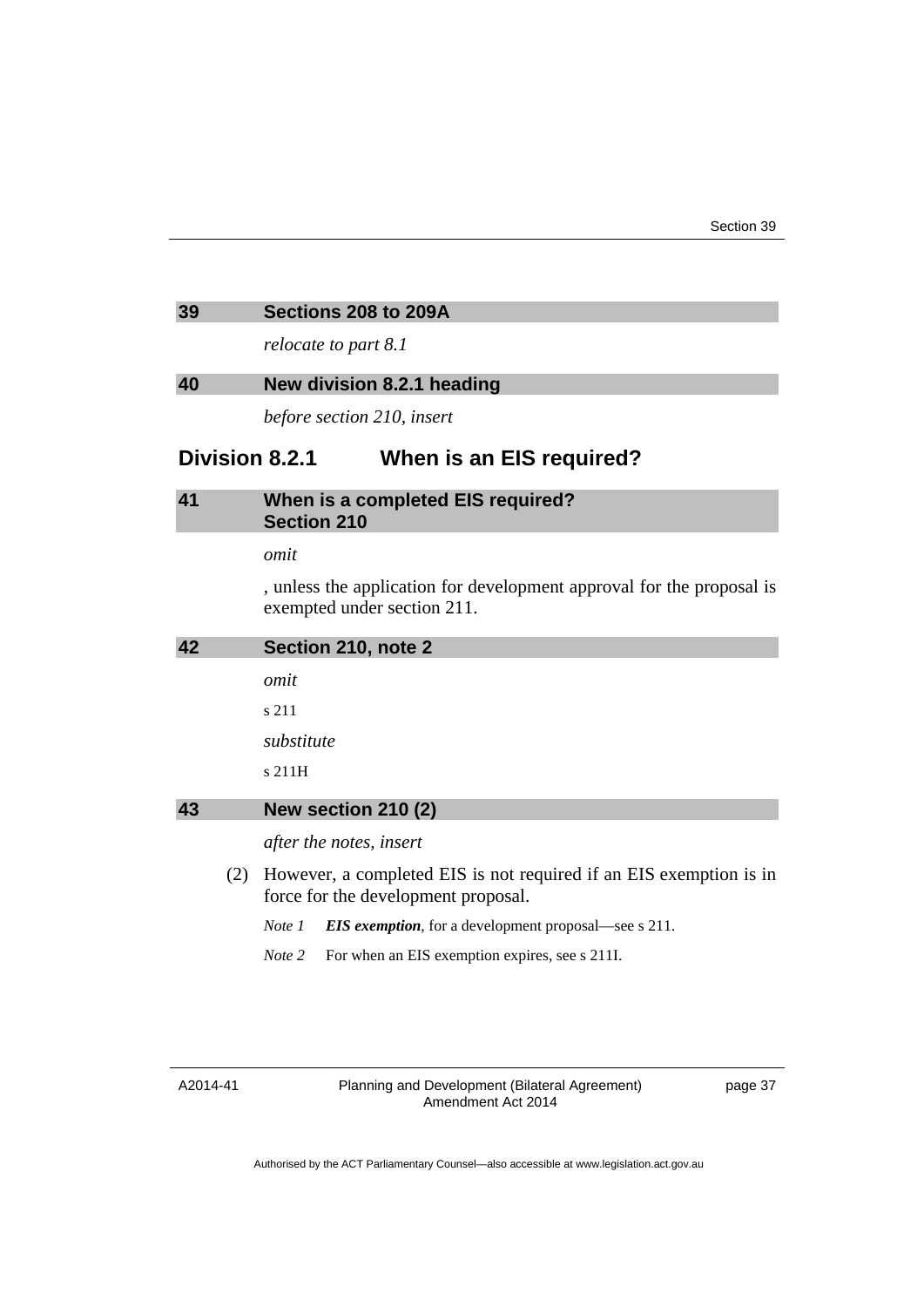## 39 Sections 208 to 209A

*relocate to part 8.1*

## 40 New division 8.2.1 heading

*before section 210, insert*

# Division 8.2.1 When is an EIS required?

## 41 When is a completed EIS required? Section 210

*omit*

, unless the application for development approval for the proposal is exempted under section 211.

## 42 Section 210, note 2

*omit*

s 211

*substitute*

s 211H

## 43 New section 210 (2)

*after the notes, insert*

(2) However, a completed EIS is not required if an EIS exemption is in force for the development proposal.

*Note 1* ***EIS exemption***, for a development proposal—see s 211.

*Note 2* For when an EIS exemption expires, see s 211I.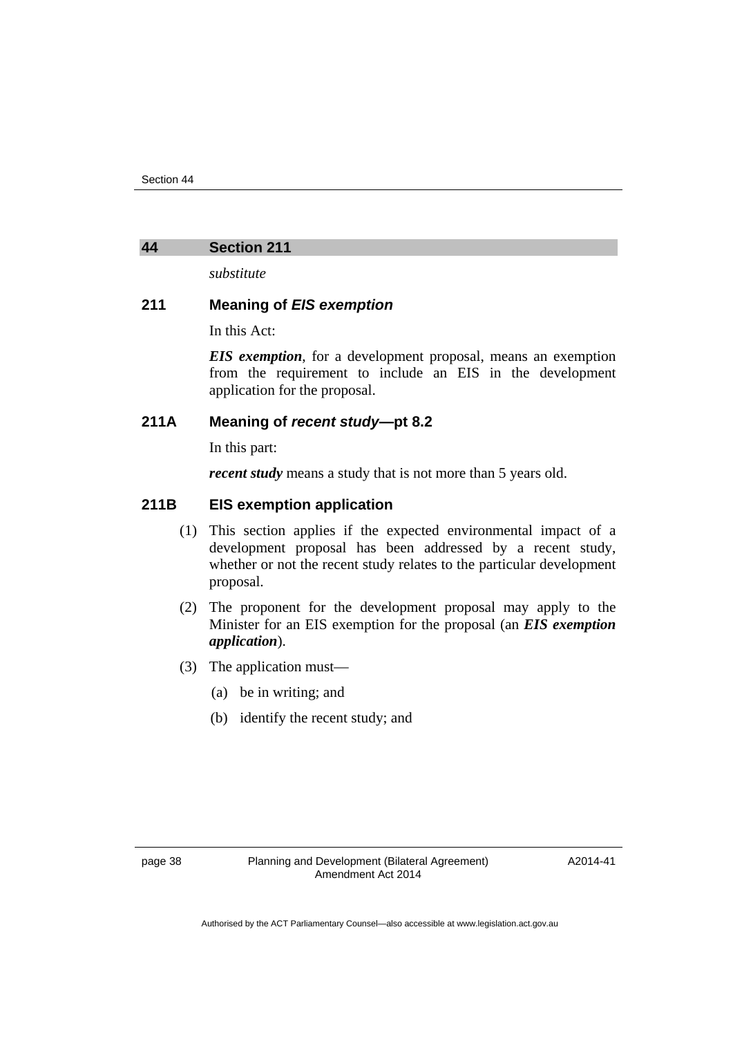## 44 Section 211

*substitute*

### 211 Meaning of *EIS exemption*

In this Act:

***EIS exemption***, for a development proposal, means an exemption from the requirement to include an EIS in the development application for the proposal.

### 211A Meaning of *recent study*—pt 8.2

In this part:

***recent study*** means a study that is not more than 5 years old.

### 211B EIS exemption application

(1) This section applies if the expected environmental impact of a development proposal has been addressed by a recent study, whether or not the recent study relates to the particular development proposal.

(2) The proponent for the development proposal may apply to the Minister for an EIS exemption for the proposal (an ***EIS exemption application***).

(3) The application must—

(a) be in writing; and

(b) identify the recent study; and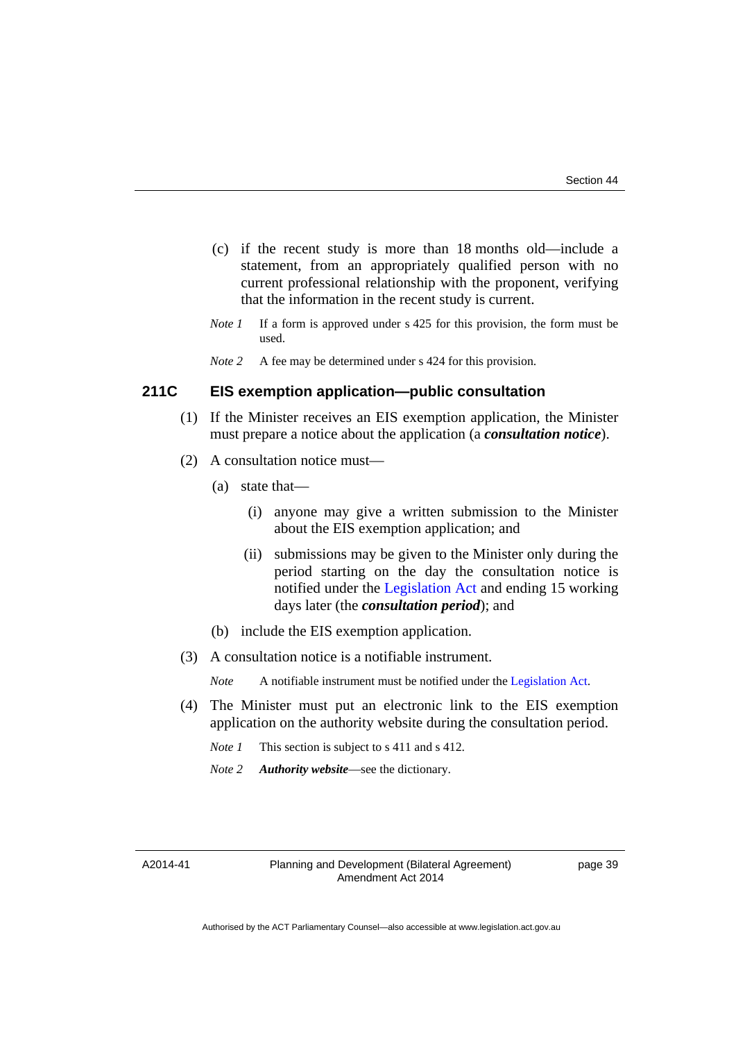(c) if the recent study is more than 18 months old—include a statement, from an appropriately qualified person with no current professional relationship with the proponent, verifying that the information in the recent study is current.

*Note 1* If a form is approved under s 425 for this provision, the form must be used.

*Note 2* A fee may be determined under s 424 for this provision.

### 211C EIS exemption application—public consultation

(1) If the Minister receives an EIS exemption application, the Minister must prepare a notice about the application (a ***consultation notice***).

(2) A consultation notice must—

(a) state that—

(i) anyone may give a written submission to the Minister about the EIS exemption application; and

(ii) submissions may be given to the Minister only during the period starting on the day the consultation notice is notified under the Legislation Act and ending 15 working days later (the ***consultation period***); and

(b) include the EIS exemption application.

(3) A consultation notice is a notifiable instrument.

*Note* A notifiable instrument must be notified under the Legislation Act.

(4) The Minister must put an electronic link to the EIS exemption application on the authority website during the consultation period.

*Note 1* This section is subject to s 411 and s 412.

*Note 2* ***Authority website***—see the dictionary.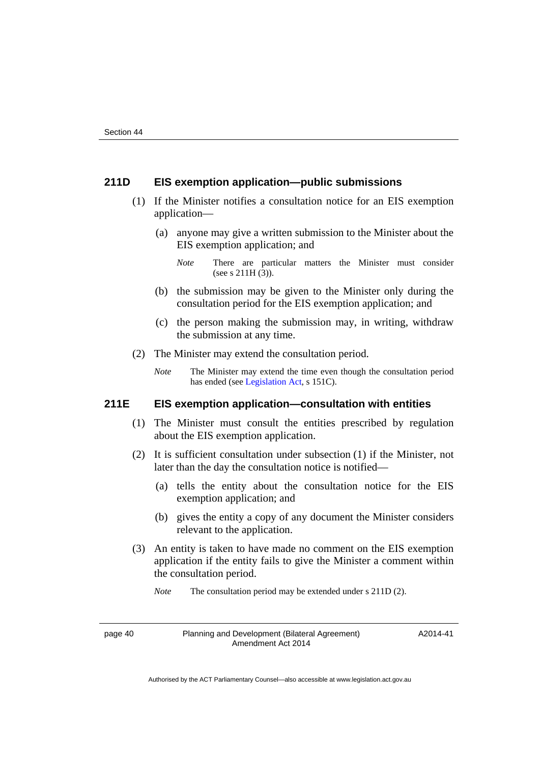### 211D EIS exemption application—public submissions

(1) If the Minister notifies a consultation notice for an EIS exemption application—

(a) anyone may give a written submission to the Minister about the EIS exemption application; and

*Note* There are particular matters the Minister must consider (see s 211H (3)).

(b) the submission may be given to the Minister only during the consultation period for the EIS exemption application; and

(c) the person making the submission may, in writing, withdraw the submission at any time.

(2) The Minister may extend the consultation period.

*Note* The Minister may extend the time even though the consultation period has ended (see Legislation Act, s 151C).

### 211E EIS exemption application—consultation with entities

(1) The Minister must consult the entities prescribed by regulation about the EIS exemption application.

(2) It is sufficient consultation under subsection (1) if the Minister, not later than the day the consultation notice is notified—

(a) tells the entity about the consultation notice for the EIS exemption application; and

(b) gives the entity a copy of any document the Minister considers relevant to the application.

(3) An entity is taken to have made no comment on the EIS exemption application if the entity fails to give the Minister a comment within the consultation period.

*Note* The consultation period may be extended under s 211D (2).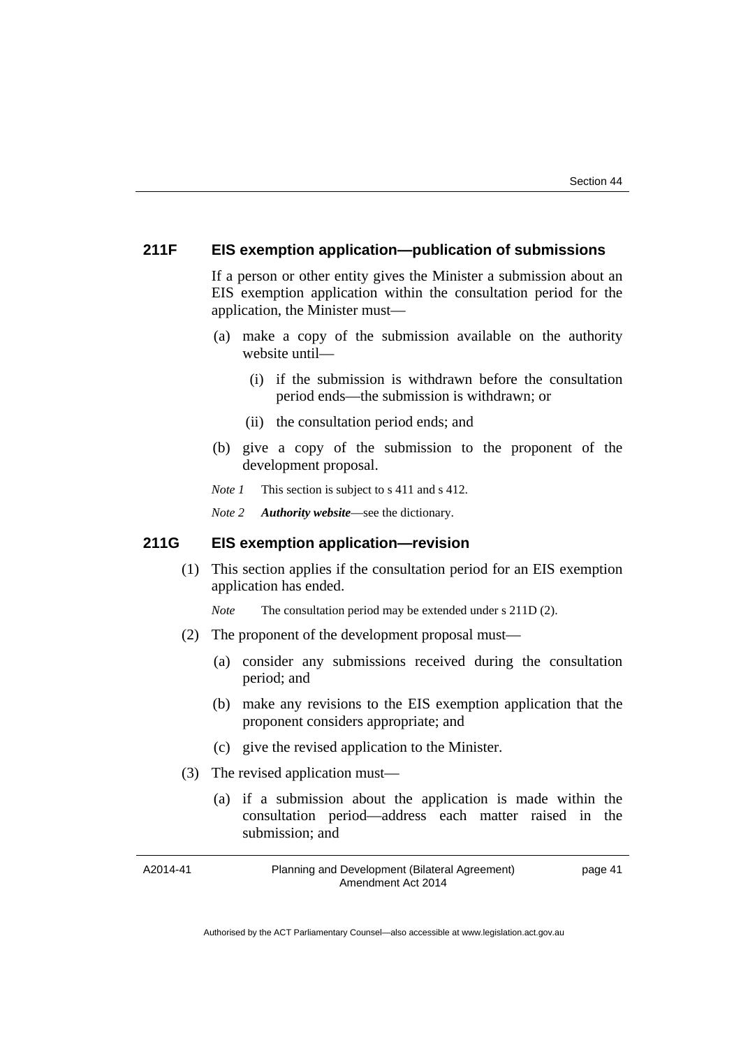### 211F EIS exemption application—publication of submissions

If a person or other entity gives the Minister a submission about an EIS exemption application within the consultation period for the application, the Minister must—

(a) make a copy of the submission available on the authority website until—

(i) if the submission is withdrawn before the consultation period ends—the submission is withdrawn; or

(ii) the consultation period ends; and

(b) give a copy of the submission to the proponent of the development proposal.

*Note 1* This section is subject to s 411 and s 412.

*Note 2* ***Authority website***—see the dictionary.

### 211G EIS exemption application—revision

(1) This section applies if the consultation period for an EIS exemption application has ended.

*Note* The consultation period may be extended under s 211D (2).

(2) The proponent of the development proposal must—

(a) consider any submissions received during the consultation period; and

(b) make any revisions to the EIS exemption application that the proponent considers appropriate; and

(c) give the revised application to the Minister.

(3) The revised application must—

(a) if a submission about the application is made within the consultation period—address each matter raised in the submission; and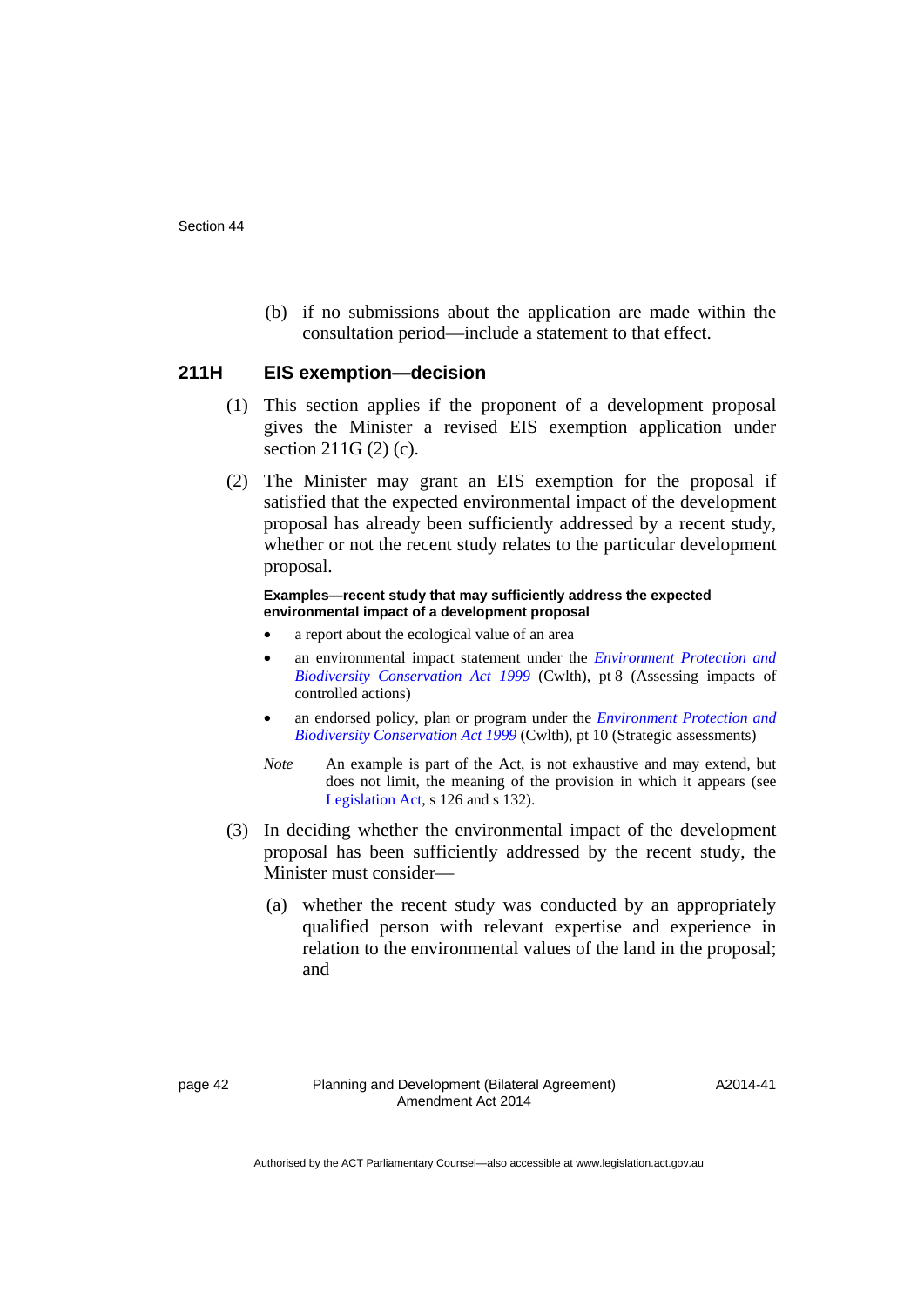(b) if no submissions about the application are made within the consultation period—include a statement to that effect.

### 211H EIS exemption—decision

(1) This section applies if the proponent of a development proposal gives the Minister a revised EIS exemption application under section 211G (2) (c).

(2) The Minister may grant an EIS exemption for the proposal if satisfied that the expected environmental impact of the development proposal has already been sufficiently addressed by a recent study, whether or not the recent study relates to the particular development proposal.

**Examples—recent study that may sufficiently address the expected environmental impact of a development proposal**

- a report about the ecological value of an area
- an environmental impact statement under the *Environment Protection and Biodiversity Conservation Act 1999* (Cwlth), pt 8 (Assessing impacts of controlled actions)
- an endorsed policy, plan or program under the *Environment Protection and Biodiversity Conservation Act 1999* (Cwlth), pt 10 (Strategic assessments)

*Note* An example is part of the Act, is not exhaustive and may extend, but does not limit, the meaning of the provision in which it appears (see Legislation Act, s 126 and s 132).

(3) In deciding whether the environmental impact of the development proposal has been sufficiently addressed by the recent study, the Minister must consider—

(a) whether the recent study was conducted by an appropriately qualified person with relevant expertise and experience in relation to the environmental values of the land in the proposal; and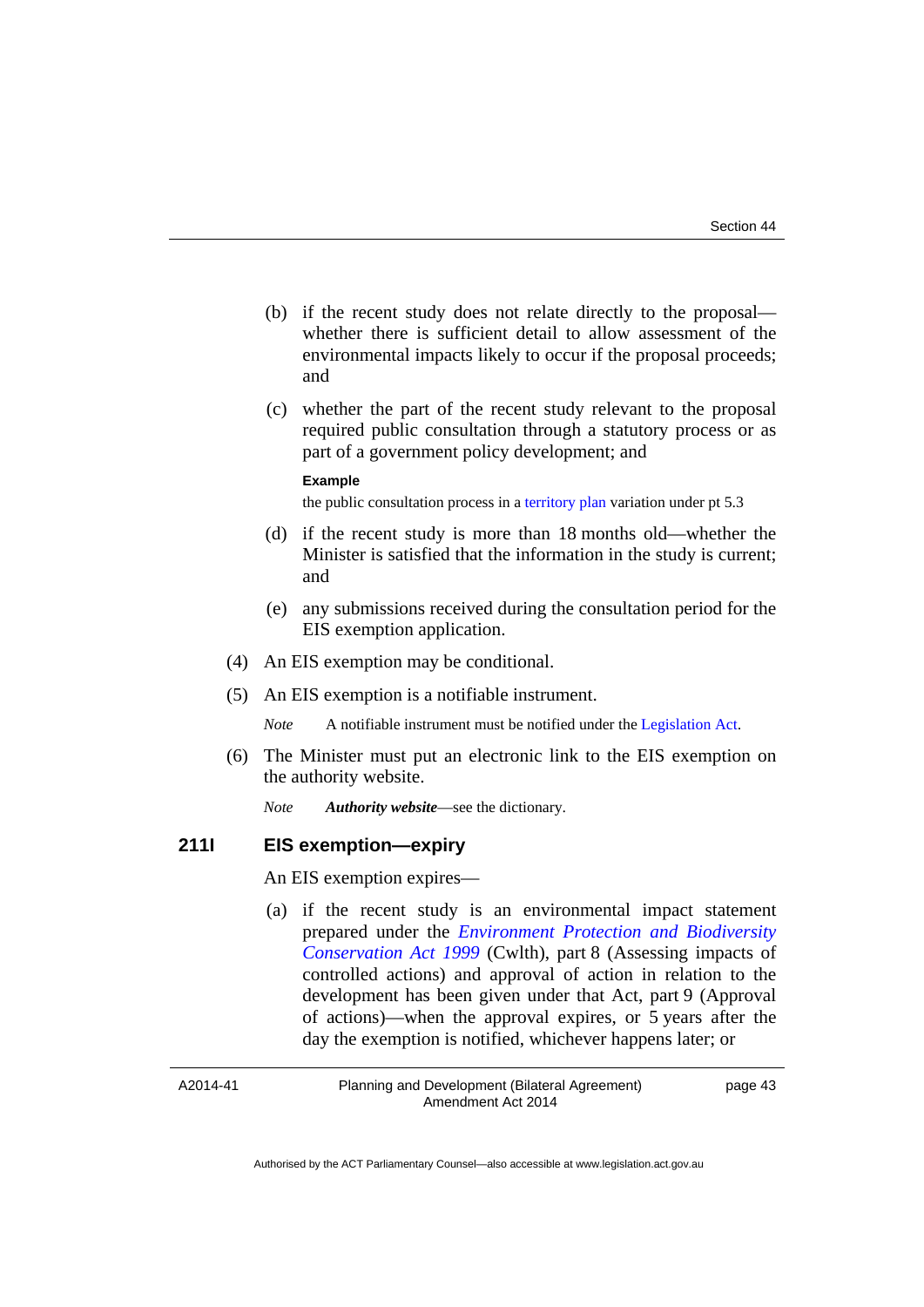(b) if the recent study does not relate directly to the proposal—whether there is sufficient detail to allow assessment of the environmental impacts likely to occur if the proposal proceeds; and

(c) whether the part of the recent study relevant to the proposal required public consultation through a statutory process or as part of a government policy development; and

**Example**

the public consultation process in a territory plan variation under pt 5.3

(d) if the recent study is more than 18 months old—whether the Minister is satisfied that the information in the study is current; and

(e) any submissions received during the consultation period for the EIS exemption application.

(4) An EIS exemption may be conditional.

(5) An EIS exemption is a notifiable instrument.

*Note* A notifiable instrument must be notified under the Legislation Act.

(6) The Minister must put an electronic link to the EIS exemption on the authority website.

*Note* ***Authority website***—see the dictionary.

### 211I EIS exemption—expiry

An EIS exemption expires—

(a) if the recent study is an environmental impact statement prepared under the *Environment Protection and Biodiversity Conservation Act 1999* (Cwlth), part 8 (Assessing impacts of controlled actions) and approval of action in relation to the development has been given under that Act, part 9 (Approval of actions)—when the approval expires, or 5 years after the day the exemption is notified, whichever happens later; or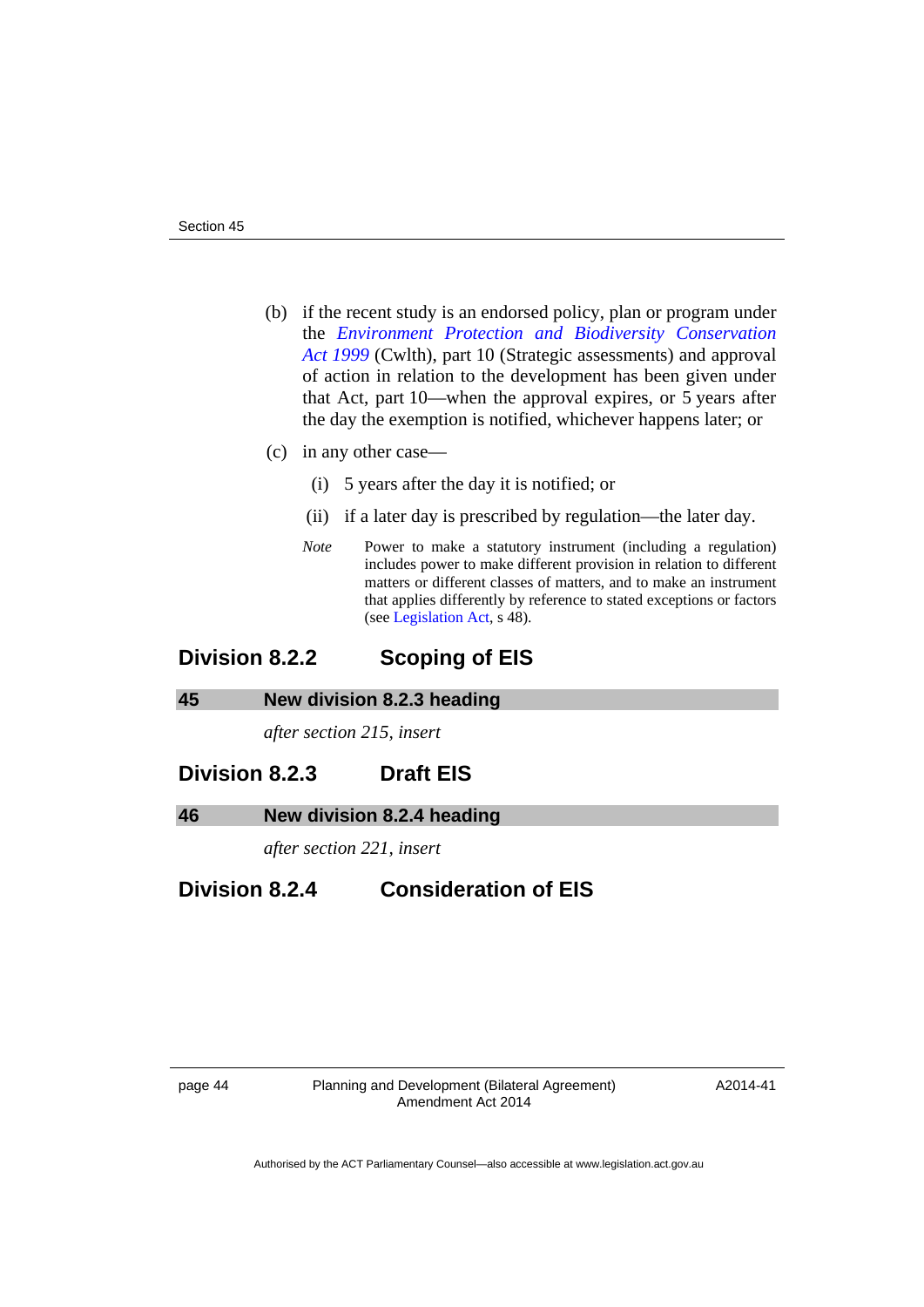(b) if the recent study is an endorsed policy, plan or program under the *Environment Protection and Biodiversity Conservation Act 1999* (Cwlth), part 10 (Strategic assessments) and approval of action in relation to the development has been given under that Act, part 10—when the approval expires, or 5 years after the day the exemption is notified, whichever happens later; or

(c) in any other case—

(i) 5 years after the day it is notified; or

(ii) if a later day is prescribed by regulation—the later day.

*Note* Power to make a statutory instrument (including a regulation) includes power to make different provision in relation to different matters or different classes of matters, and to make an instrument that applies differently by reference to stated exceptions or factors (see Legislation Act, s 48).

## Division 8.2.2 Scoping of EIS

### 45 New division 8.2.3 heading

*after section 215, insert*

## Division 8.2.3 Draft EIS

### 46 New division 8.2.4 heading

*after section 221, insert*

## Division 8.2.4 Consideration of EIS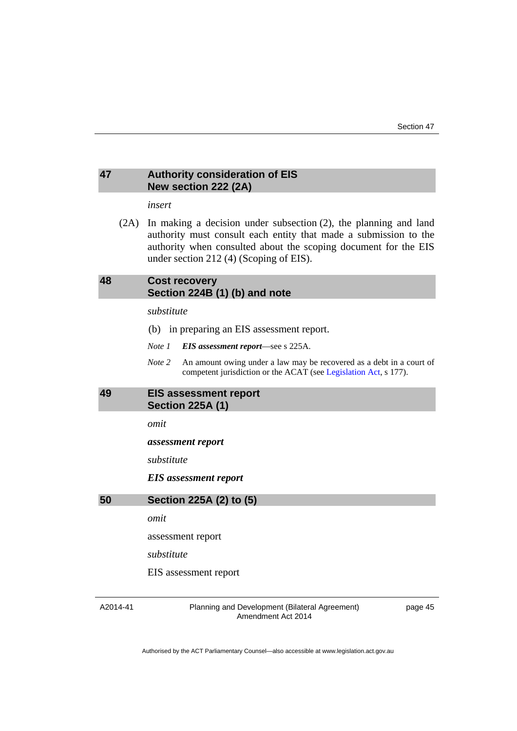## 47 Authority consideration of EIS
## New section 222 (2A)

*insert*

(2A) In making a decision under subsection (2), the planning and land authority must consult each entity that made a submission to the authority when consulted about the scoping document for the EIS under section 212 (4) (Scoping of EIS).

## 48 Cost recovery
## Section 224B (1) (b) and note

*substitute*

(b) in preparing an EIS assessment report.

*Note 1* ***EIS assessment report***—see s 225A.

*Note 2* An amount owing under a law may be recovered as a debt in a court of competent jurisdiction or the ACAT (see Legislation Act, s 177).

## 49 EIS assessment report
## Section 225A (1)

*omit*

***assessment report***

*substitute*

***EIS assessment report***

## 50 Section 225A (2) to (5)

*omit*

assessment report

*substitute*

EIS assessment report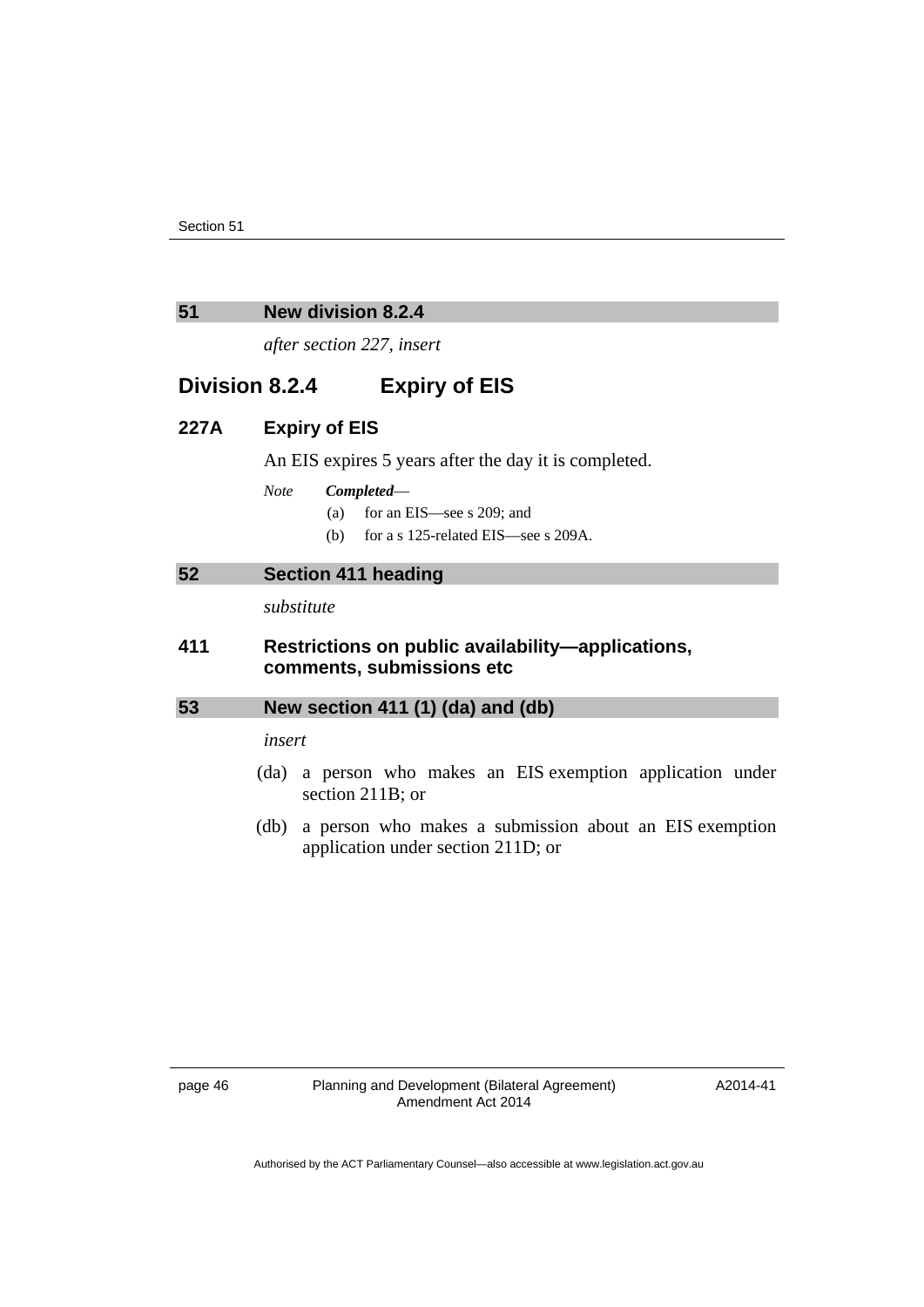## 51 New division 8.2.4

*after section 227, insert*

## Division 8.2.4 Expiry of EIS

### 227A Expiry of EIS

An EIS expires 5 years after the day it is completed.

*Note* ***Completed***—

(a) for an EIS—see s 209; and

(b) for a s 125-related EIS—see s 209A.

## 52 Section 411 heading

*substitute*

### 411 Restrictions on public availability—applications, comments, submissions etc

## 53 New section 411 (1) (da) and (db)

*insert*

(da) a person who makes an EIS exemption application under section 211B; or

(db) a person who makes a submission about an EIS exemption application under section 211D; or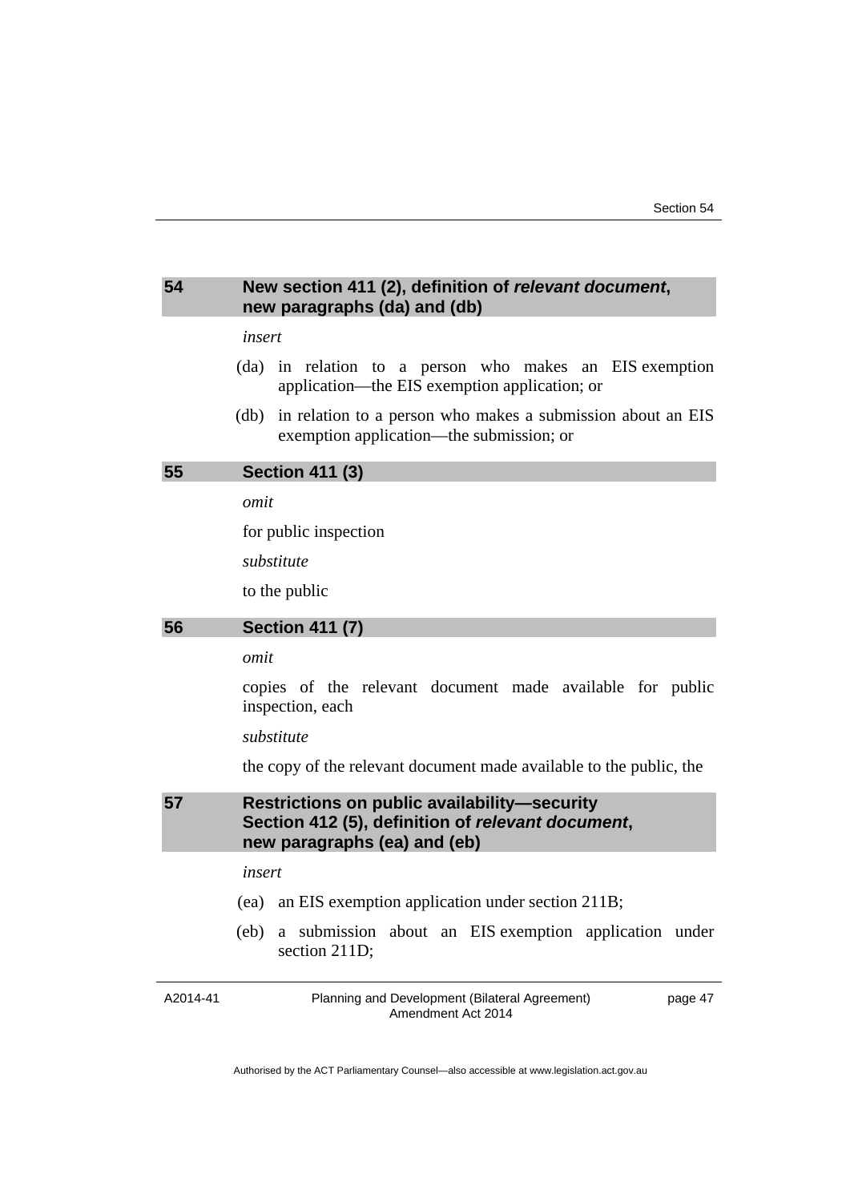## 54 New section 411 (2), definition of *relevant document*, new paragraphs (da) and (db)

*insert*

(da) in relation to a person who makes an EIS exemption application—the EIS exemption application; or

(db) in relation to a person who makes a submission about an EIS exemption application—the submission; or

## 55 Section 411 (3)

*omit*

for public inspection

*substitute*

to the public

## 56 Section 411 (7)

*omit*

copies of the relevant document made available for public inspection, each

*substitute*

the copy of the relevant document made available to the public, the

## 57 Restrictions on public availability—security Section 412 (5), definition of *relevant document*, new paragraphs (ea) and (eb)

*insert*

(ea) an EIS exemption application under section 211B;

(eb) a submission about an EIS exemption application under section 211D;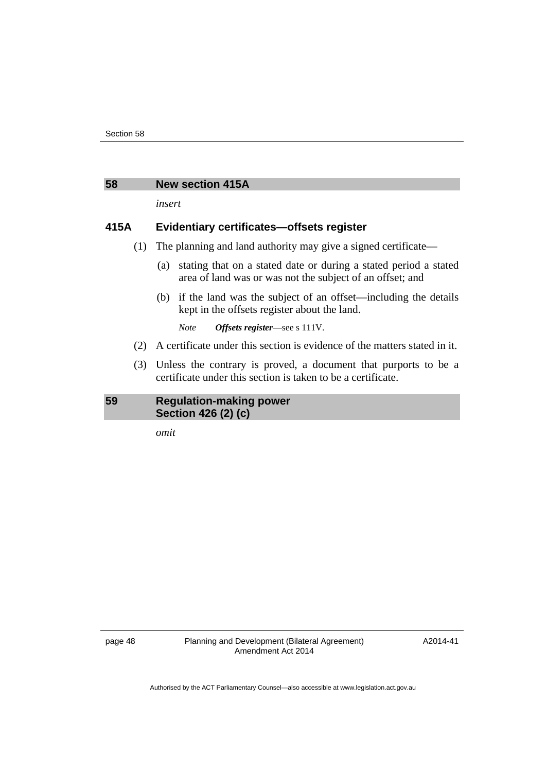## 58 New section 415A

*insert*

### 415A Evidentiary certificates—offsets register

(1) The planning and land authority may give a signed certificate—

(a) stating that on a stated date or during a stated period a stated area of land was or was not the subject of an offset; and

(b) if the land was the subject of an offset—including the details kept in the offsets register about the land.

*Note* ***Offsets register***—see s 111V.

(2) A certificate under this section is evidence of the matters stated in it.

(3) Unless the contrary is proved, a document that purports to be a certificate under this section is taken to be a certificate.

## 59 Regulation-making power Section 426 (2) (c)

*omit*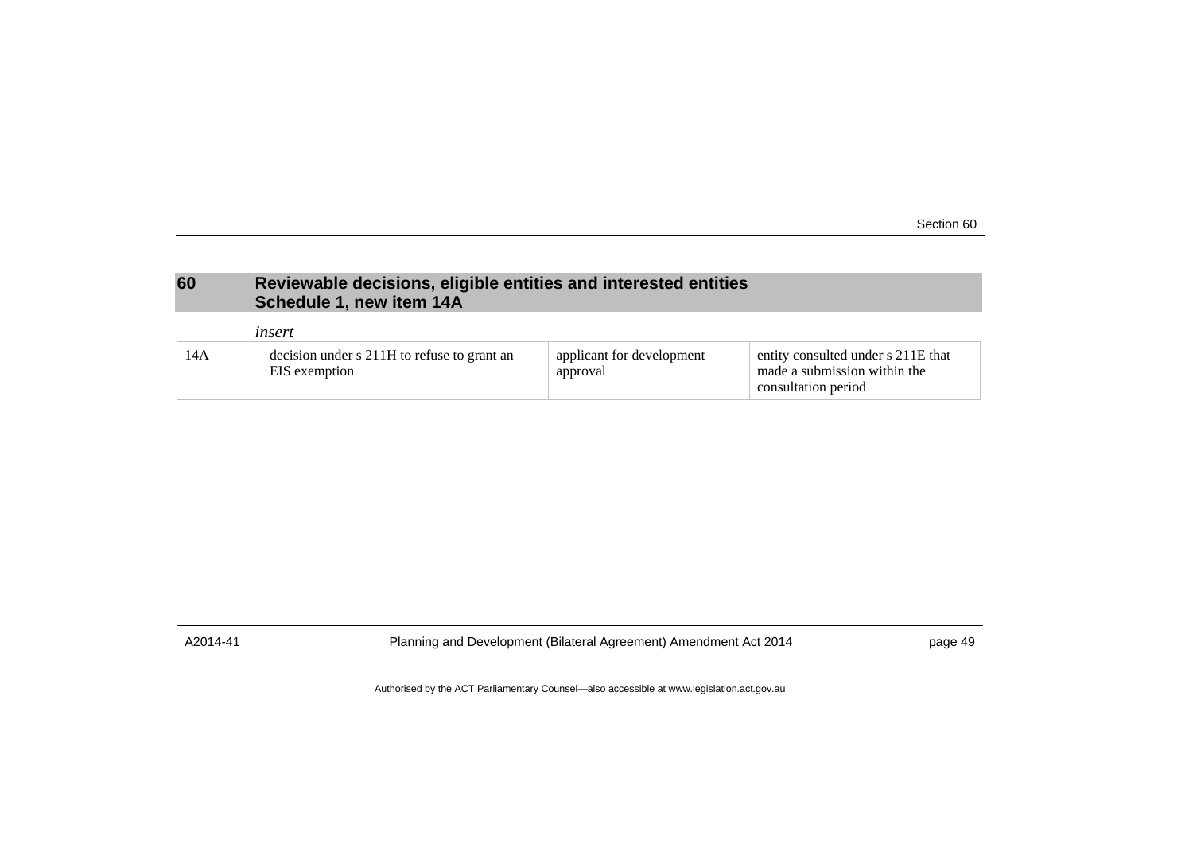## 60 Reviewable decisions, eligible entities and interested entities Schedule 1, new item 14A

*insert*

| | | | |
|---|---|---|---|
| 14A | decision under s 211H to refuse to grant an EIS exemption | applicant for development approval | entity consulted under s 211E that made a submission within the consultation period |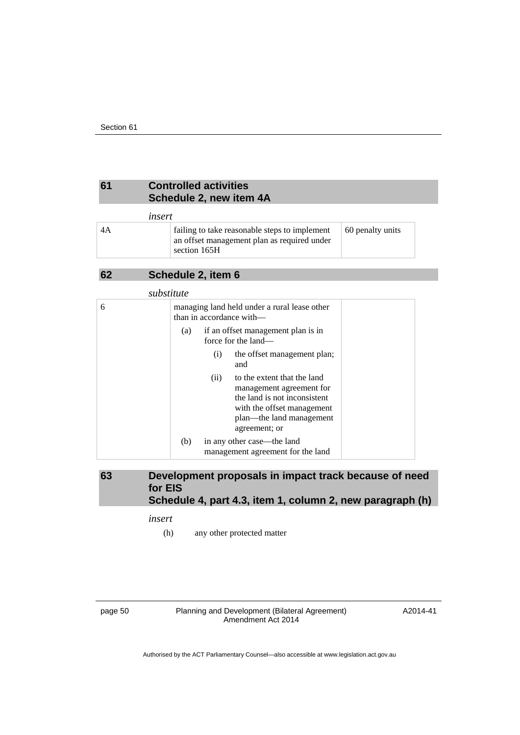## 61 Controlled activities Schedule 2, new item 4A

*insert*

| | | |
|---|---|---|
| 4A | failing to take reasonable steps to implement an offset management plan as required under section 165H | 60 penalty units |

## 62 Schedule 2, item 6

*substitute*

| | | |
|---|---|---|
| 6 | managing land held under a rural lease other than in accordance with—<br>(a) if an offset management plan is in force for the land—<br>(i) the offset management plan; and<br>(ii) to the extent that the land management agreement for the land is not inconsistent with the offset management plan—the land management agreement; or<br>(b) in any other case—the land management agreement for the land | |

## 63 Development proposals in impact track because of need for EIS Schedule 4, part 4.3, item 1, column 2, new paragraph (h)

*insert*

(h) any other protected matter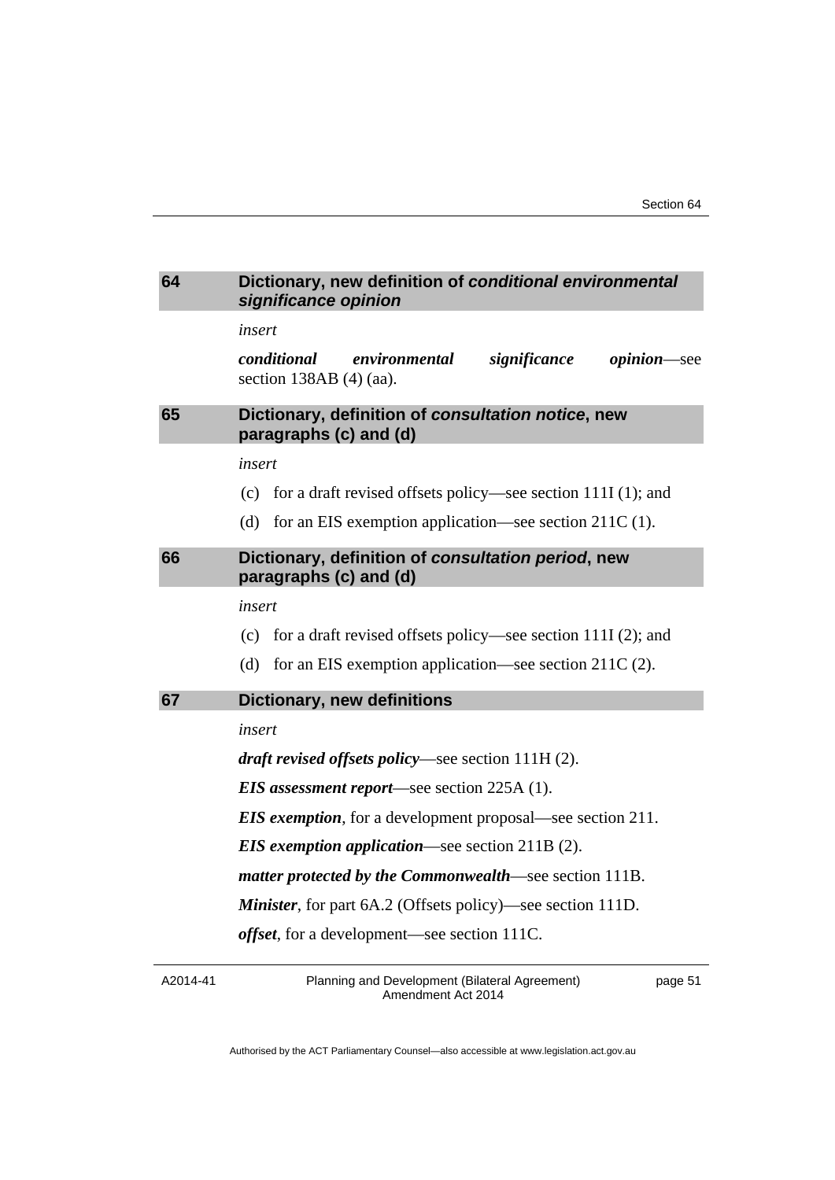## 64 Dictionary, new definition of *conditional environmental significance opinion*

*insert*

***conditional environmental significance opinion***—see section 138AB (4) (aa).

## 65 Dictionary, definition of *consultation notice*, new paragraphs (c) and (d)

*insert*

(c) for a draft revised offsets policy—see section 111I (1); and

(d) for an EIS exemption application—see section 211C (1).

## 66 Dictionary, definition of *consultation period*, new paragraphs (c) and (d)

*insert*

(c) for a draft revised offsets policy—see section 111I (2); and

(d) for an EIS exemption application—see section 211C (2).

## 67 Dictionary, new definitions

*insert*

***draft revised offsets policy***—see section 111H (2).

***EIS assessment report***—see section 225A (1).

***EIS exemption***, for a development proposal—see section 211.

***EIS exemption application***—see section 211B (2).

***matter protected by the Commonwealth***—see section 111B.

***Minister***, for part 6A.2 (Offsets policy)—see section 111D.

***offset***, for a development—see section 111C.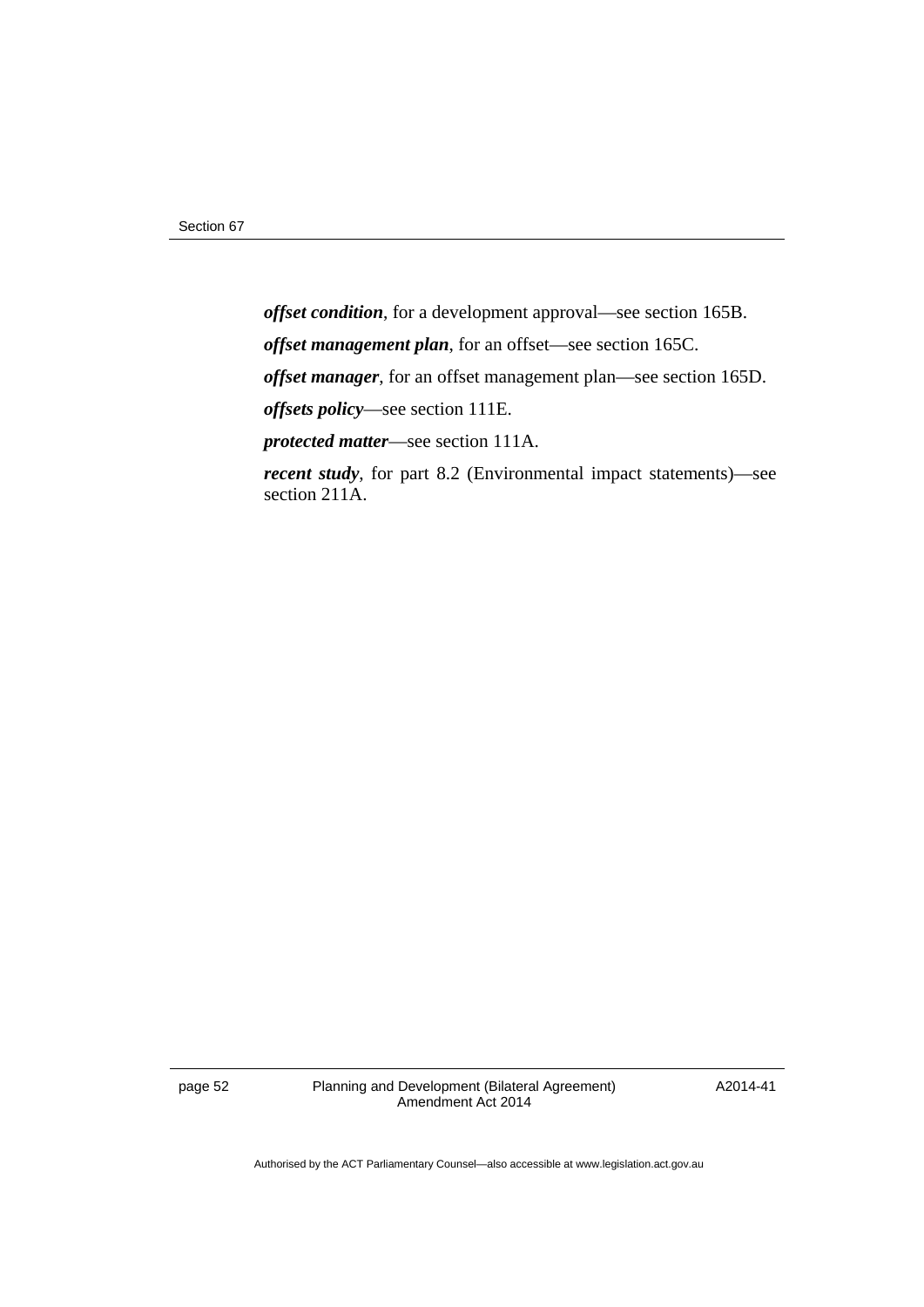***offset condition***, for a development approval—see section 165B.

***offset management plan***, for an offset—see section 165C.

***offset manager***, for an offset management plan—see section 165D.

***offsets policy***—see section 111E.

***protected matter***—see section 111A.

***recent study***, for part 8.2 (Environmental impact statements)—see section 211A.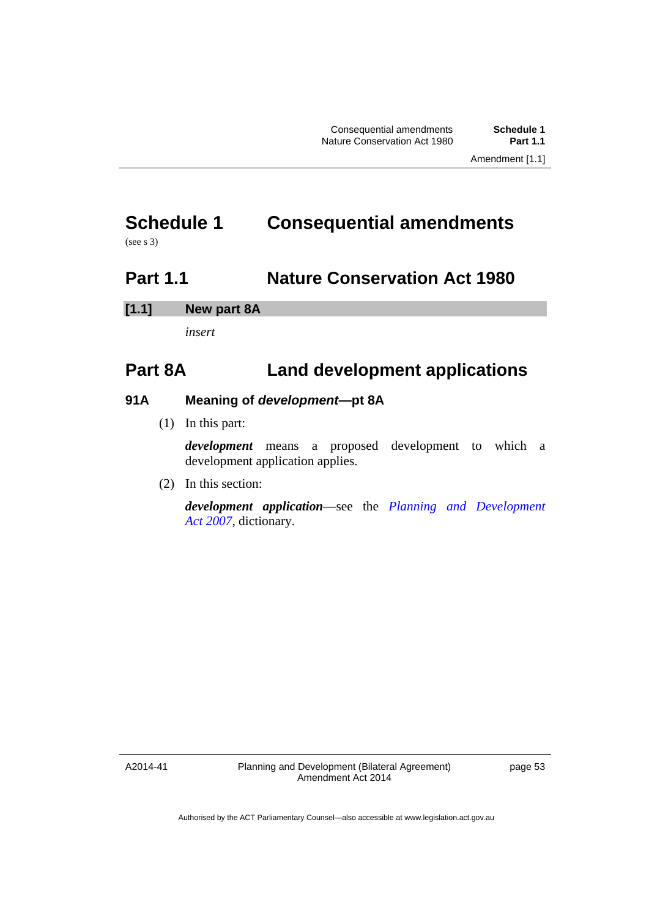# Schedule 1 Consequential amendments

(see s 3)

## Part 1.1 Nature Conservation Act 1980

### [1.1] New part 8A

*insert*

## Part 8A Land development applications

### 91A Meaning of ***development***—pt 8A

(1) In this part:

***development*** means a proposed development to which a development application applies.

(2) In this section:

***development application***—see the *Planning and Development Act 2007*, dictionary.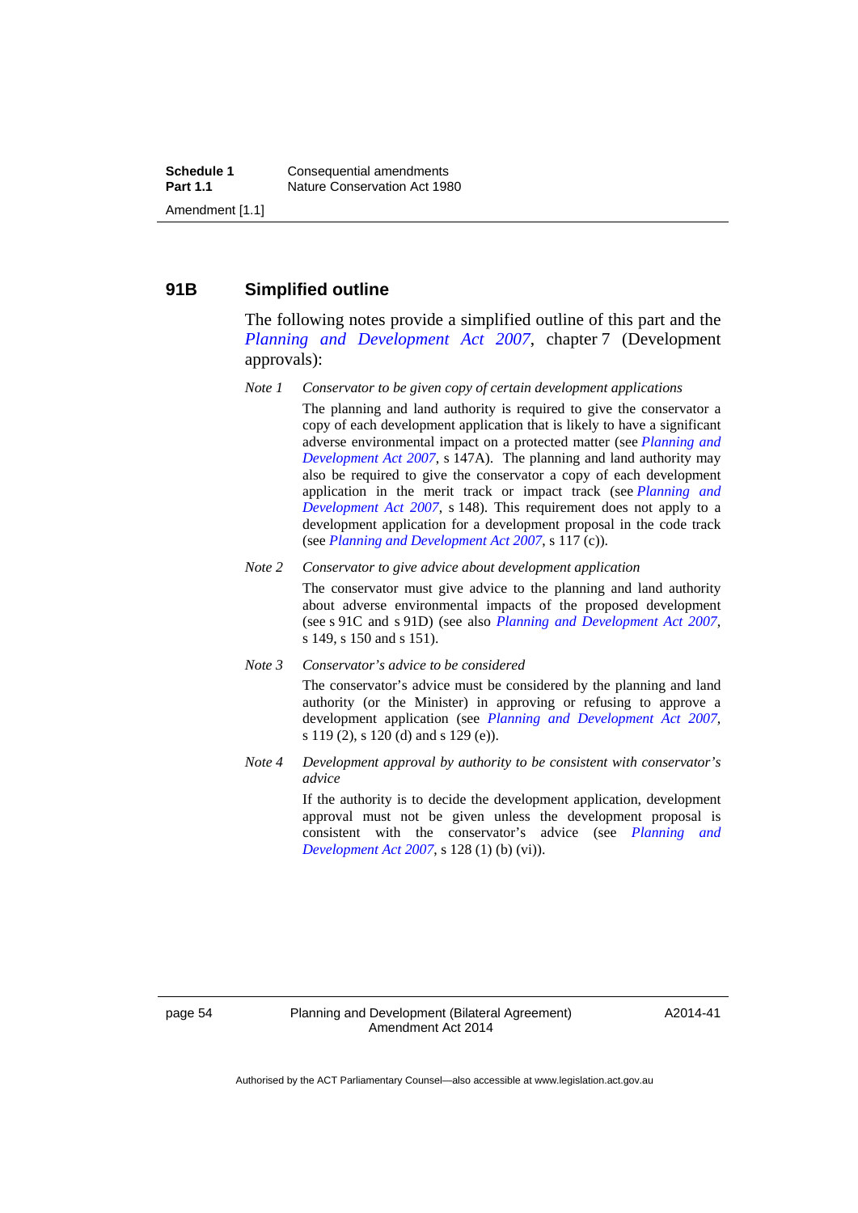## 91B Simplified outline

The following notes provide a simplified outline of this part and the *Planning and Development Act 2007*, chapter 7 (Development approvals):

*Note 1* *Conservator to be given copy of certain development applications*

The planning and land authority is required to give the conservator a copy of each development application that is likely to have a significant adverse environmental impact on a protected matter (see *Planning and Development Act 2007*, s 147A). The planning and land authority may also be required to give the conservator a copy of each development application in the merit track or impact track (see *Planning and Development Act 2007*, s 148). This requirement does not apply to a development application for a development proposal in the code track (see *Planning and Development Act 2007*, s 117 (c)).

*Note 2* *Conservator to give advice about development application*

The conservator must give advice to the planning and land authority about adverse environmental impacts of the proposed development (see s 91C and s 91D) (see also *Planning and Development Act 2007*, s 149, s 150 and s 151).

*Note 3* *Conservator's advice to be considered*

The conservator's advice must be considered by the planning and land authority (or the Minister) in approving or refusing to approve a development application (see *Planning and Development Act 2007*, s 119 (2), s 120 (d) and s 129 (e)).

*Note 4* *Development approval by authority to be consistent with conservator's advice*

If the authority is to decide the development application, development approval must not be given unless the development proposal is consistent with the conservator's advice (see *Planning and Development Act 2007*, s 128 (1) (b) (vi)).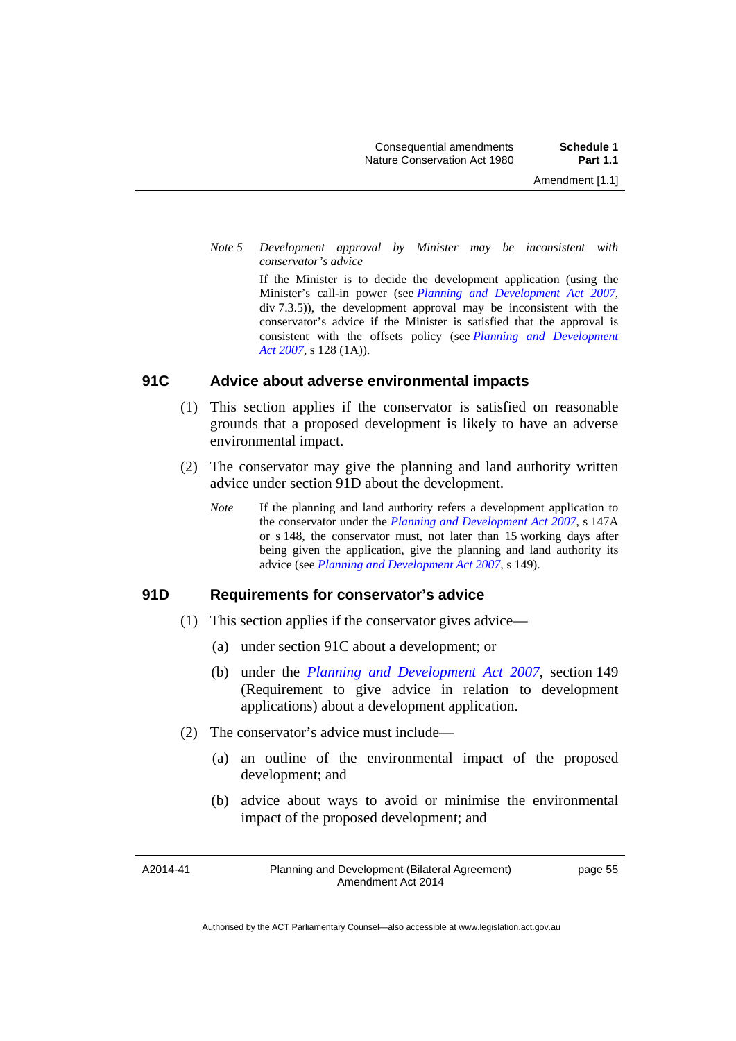*Note 5* *Development approval by Minister may be inconsistent with conservator's advice*

If the Minister is to decide the development application (using the Minister's call-in power (see *Planning and Development Act 2007*, div 7.3.5)), the development approval may be inconsistent with the conservator's advice if the Minister is satisfied that the approval is consistent with the offsets policy (see *Planning and Development Act 2007*, s 128 (1A)).

### 91C Advice about adverse environmental impacts

(1) This section applies if the conservator is satisfied on reasonable grounds that a proposed development is likely to have an adverse environmental impact.

(2) The conservator may give the planning and land authority written advice under section 91D about the development.

*Note* If the planning and land authority refers a development application to the conservator under the *Planning and Development Act 2007*, s 147A or s 148, the conservator must, not later than 15 working days after being given the application, give the planning and land authority its advice (see *Planning and Development Act 2007*, s 149).

### 91D Requirements for conservator's advice

(1) This section applies if the conservator gives advice—

(a) under section 91C about a development; or

(b) under the *Planning and Development Act 2007*, section 149 (Requirement to give advice in relation to development applications) about a development application.

(2) The conservator's advice must include—

(a) an outline of the environmental impact of the proposed development; and

(b) advice about ways to avoid or minimise the environmental impact of the proposed development; and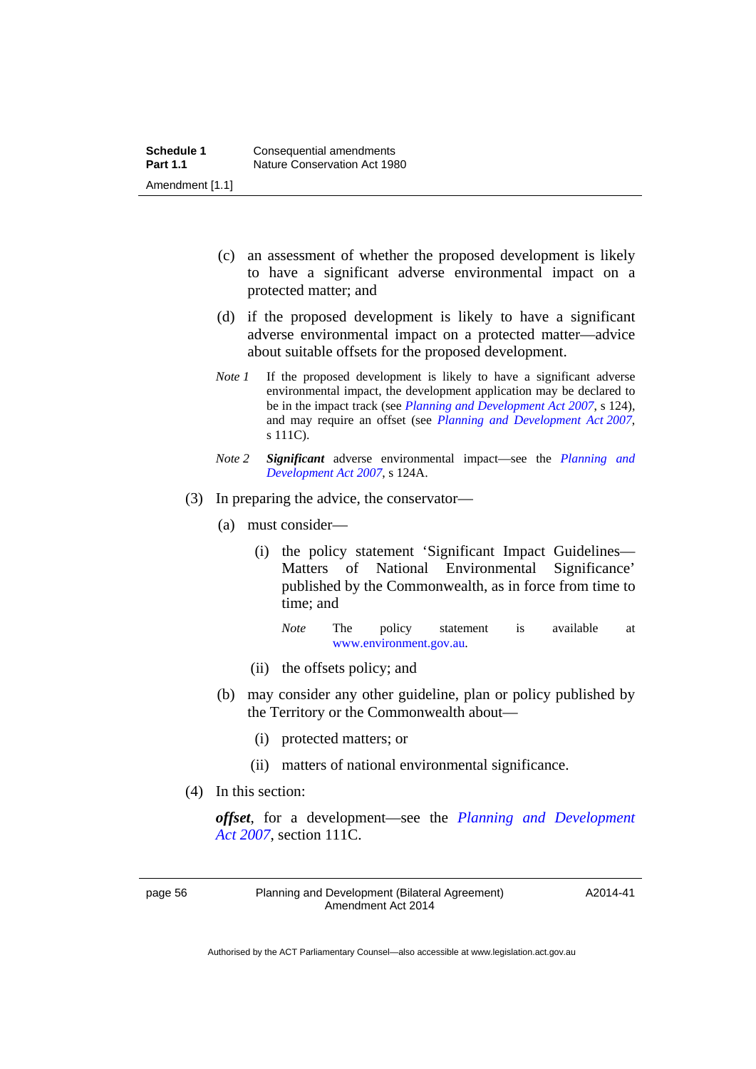(c) an assessment of whether the proposed development is likely to have a significant adverse environmental impact on a protected matter; and

(d) if the proposed development is likely to have a significant adverse environmental impact on a protected matter—advice about suitable offsets for the proposed development.

*Note 1* If the proposed development is likely to have a significant adverse environmental impact, the development application may be declared to be in the impact track (see *Planning and Development Act 2007*, s 124), and may require an offset (see *Planning and Development Act 2007*, s 111C).

*Note 2* ***Significant*** adverse environmental impact—see the *Planning and Development Act 2007*, s 124A.

(3) In preparing the advice, the conservator—

(a) must consider—

(i) the policy statement 'Significant Impact Guidelines—Matters of National Environmental Significance' published by the Commonwealth, as in force from time to time; and

*Note* The policy statement is available at www.environment.gov.au.

(ii) the offsets policy; and

(b) may consider any other guideline, plan or policy published by the Territory or the Commonwealth about—

(i) protected matters; or

(ii) matters of national environmental significance.

(4) In this section:

***offset***, for a development—see the *Planning and Development Act 2007*, section 111C.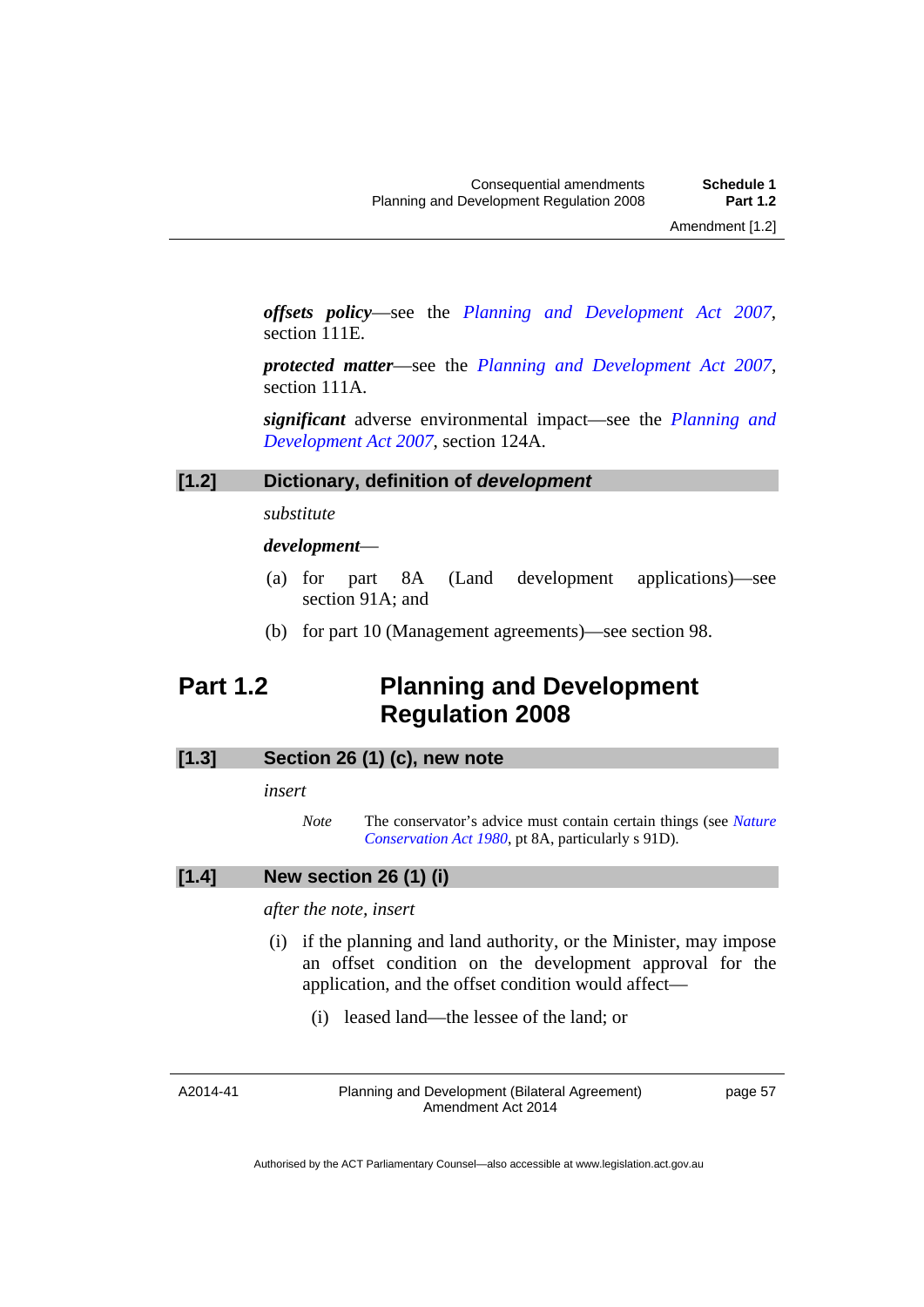***offsets policy***—see the *Planning and Development Act 2007*, section 111E.

***protected matter***—see the *Planning and Development Act 2007*, section 111A.

***significant*** adverse environmental impact—see the *Planning and Development Act 2007*, section 124A.

**[1.2] Dictionary, definition of *development***

*substitute*

***development***—

(a) for part 8A (Land development applications)—see section 91A; and

(b) for part 10 (Management agreements)—see section 98.

## Part 1.2 Planning and Development Regulation 2008

**[1.3] Section 26 (1) (c), new note**

*insert*

*Note* The conservator's advice must contain certain things (see *Nature Conservation Act 1980*, pt 8A, particularly s 91D).

**[1.4] New section 26 (1) (i)**

*after the note, insert*

(i) if the planning and land authority, or the Minister, may impose an offset condition on the development approval for the application, and the offset condition would affect—

(i) leased land—the lessee of the land; or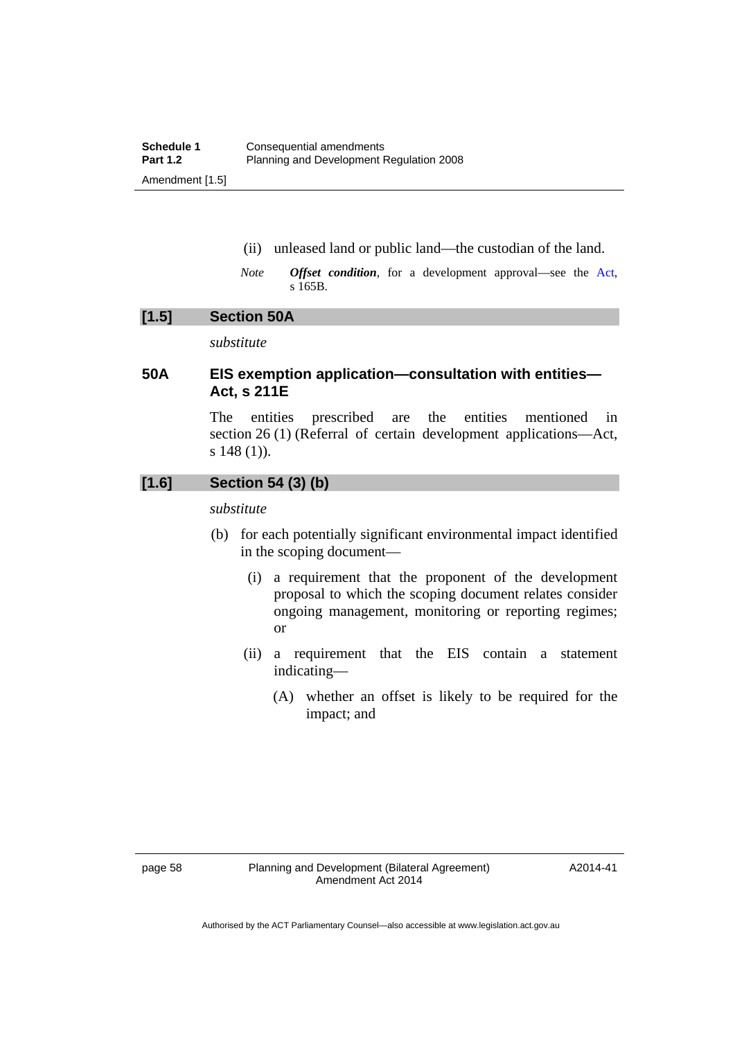(ii) unleased land or public land—the custodian of the land.

*Note* ***Offset condition***, for a development approval—see the Act, s 165B.

## [1.5] Section 50A

*substitute*

### 50A EIS exemption application—consultation with entities—Act, s 211E

The entities prescribed are the entities mentioned in section 26 (1) (Referral of certain development applications—Act, s 148 (1)).

## [1.6] Section 54 (3) (b)

*substitute*

(b) for each potentially significant environmental impact identified in the scoping document—

(i) a requirement that the proponent of the development proposal to which the scoping document relates consider ongoing management, monitoring or reporting regimes; or

(ii) a requirement that the EIS contain a statement indicating—

(A) whether an offset is likely to be required for the impact; and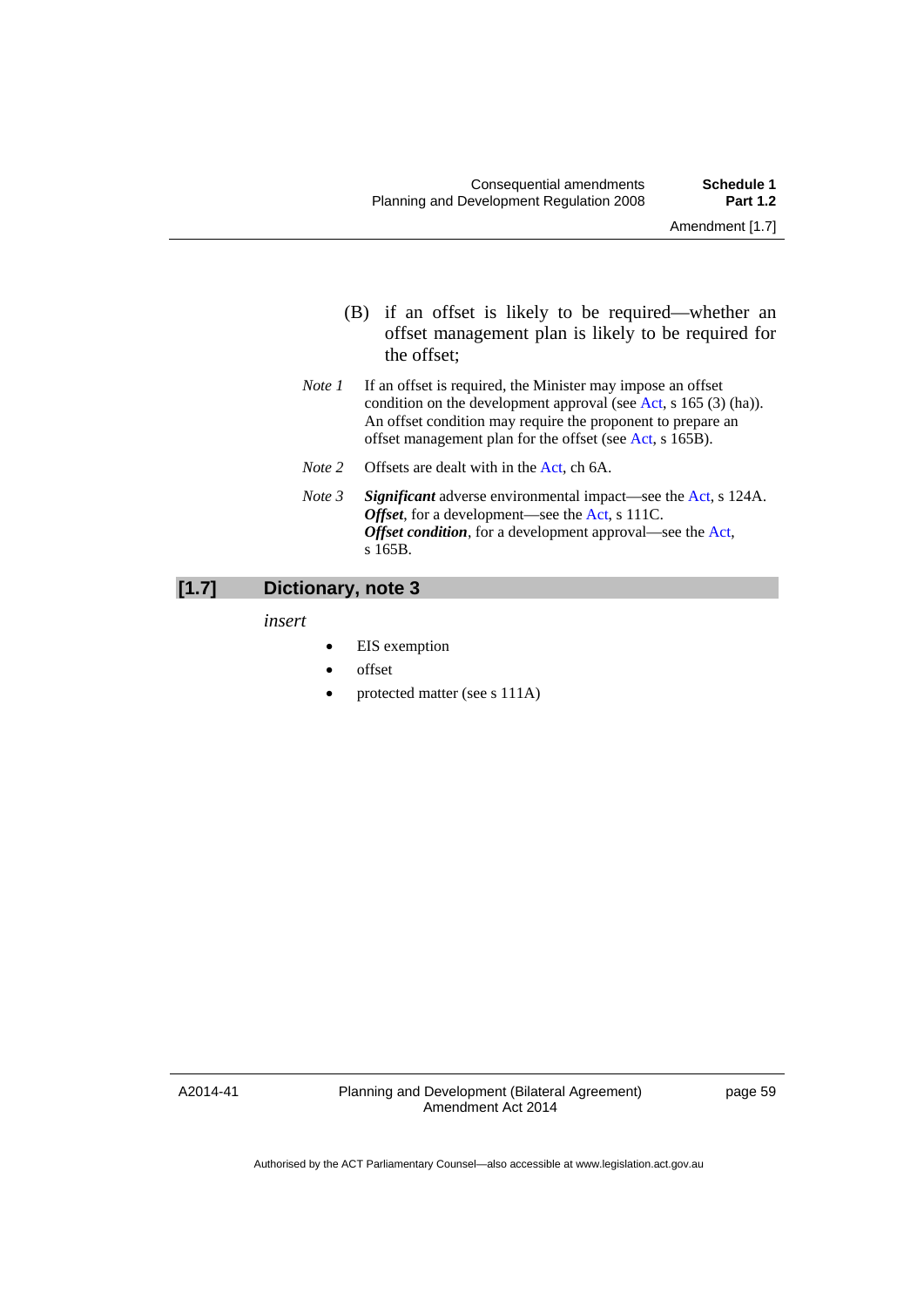(B) if an offset is likely to be required—whether an offset management plan is likely to be required for the offset;

*Note 1* If an offset is required, the Minister may impose an offset condition on the development approval (see Act, s 165 (3) (ha)). An offset condition may require the proponent to prepare an offset management plan for the offset (see Act, s 165B).

*Note 2* Offsets are dealt with in the Act, ch 6A.

*Note 3* ***Significant*** adverse environmental impact—see the Act, s 124A.
***Offset***, for a development—see the Act, s 111C.
***Offset condition***, for a development approval—see the Act, s 165B.

## [1.7] Dictionary, note 3

*insert*

- EIS exemption
- offset
- protected matter (see s 111A)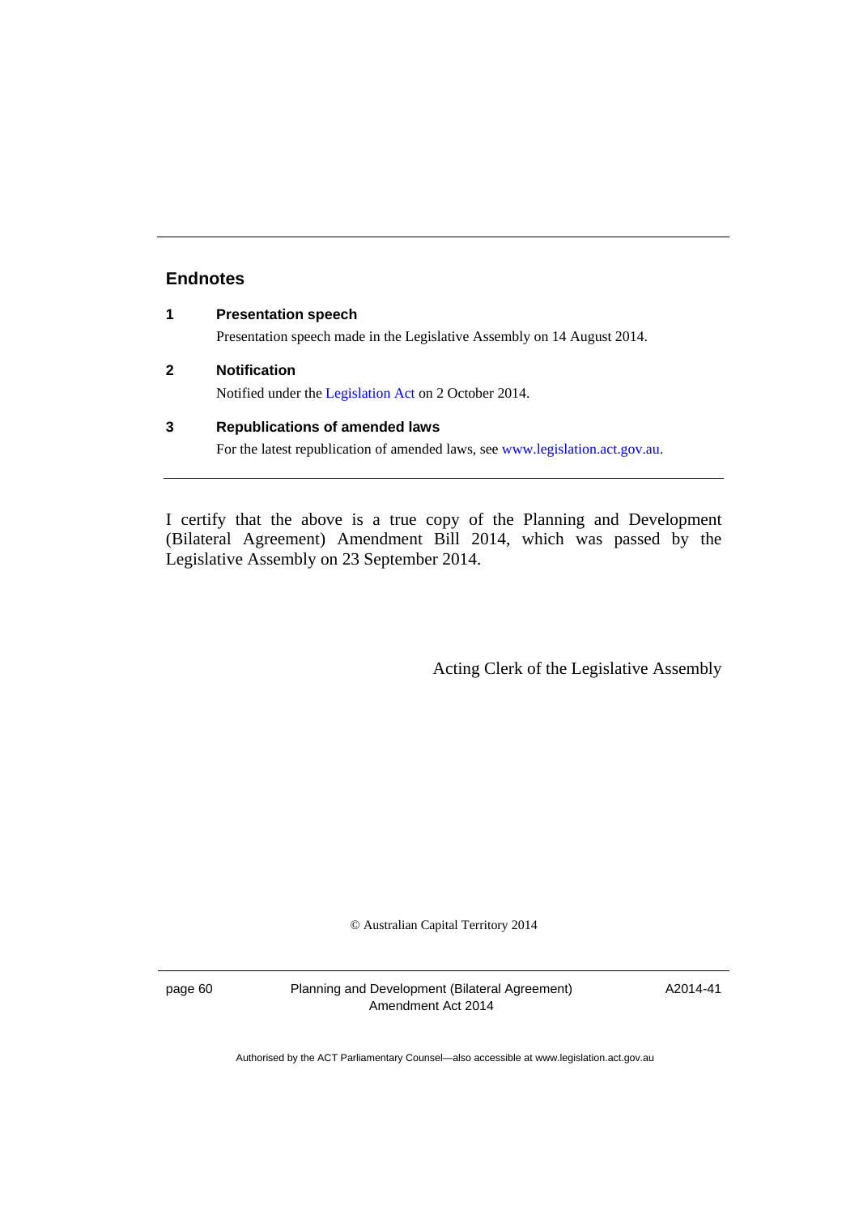## Endnotes

**1 Presentation speech**

Presentation speech made in the Legislative Assembly on 14 August 2014.

**2 Notification**

Notified under the Legislation Act on 2 October 2014.

**3 Republications of amended laws**

For the latest republication of amended laws, see www.legislation.act.gov.au.

---

I certify that the above is a true copy of the Planning and Development (Bilateral Agreement) Amendment Bill 2014, which was passed by the Legislative Assembly on 23 September 2014.

Acting Clerk of the Legislative Assembly

© Australian Capital Territory 2014